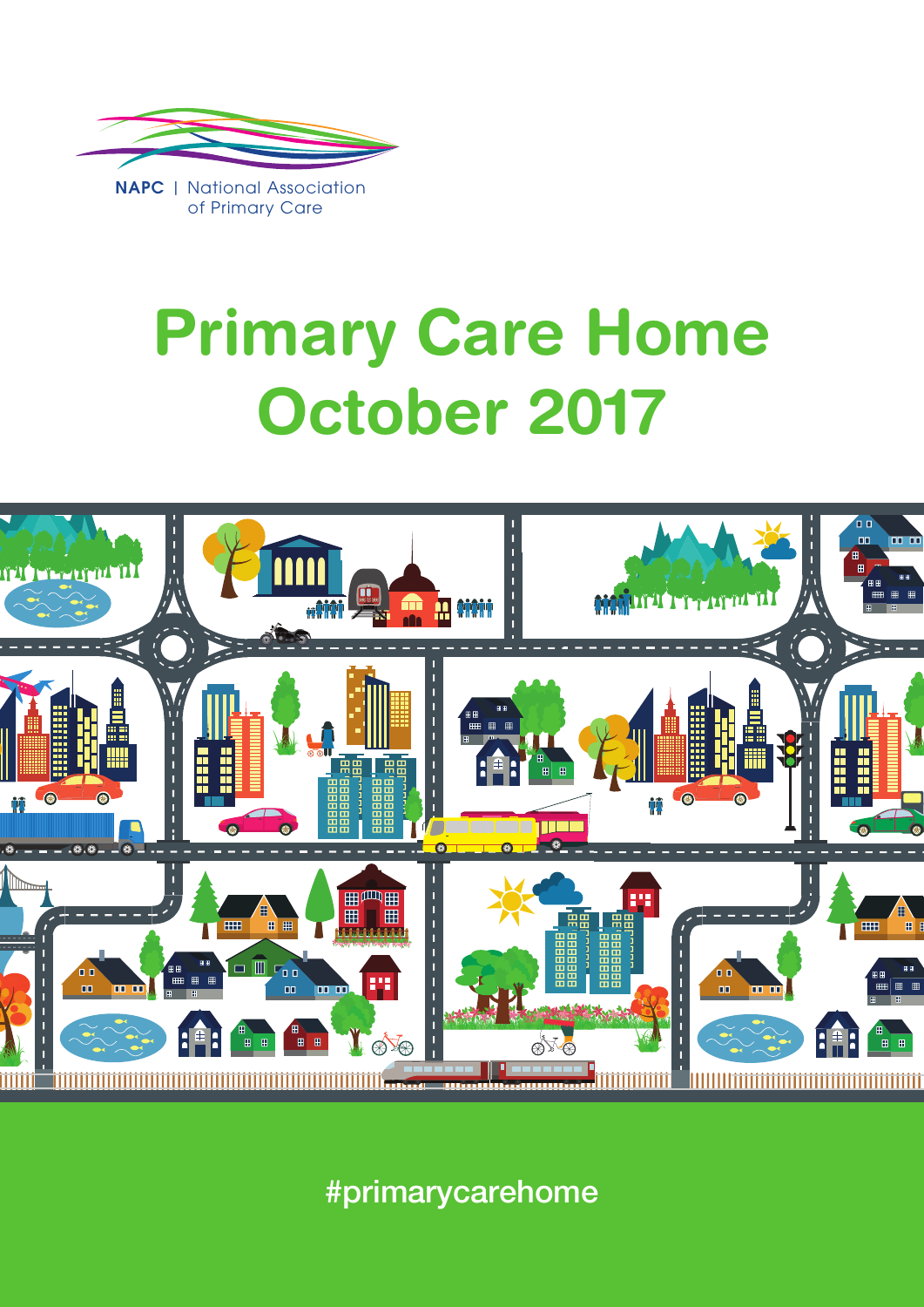NAPC | National Association of Primary Care

# Primary Care Home October 2017

#primarycarehome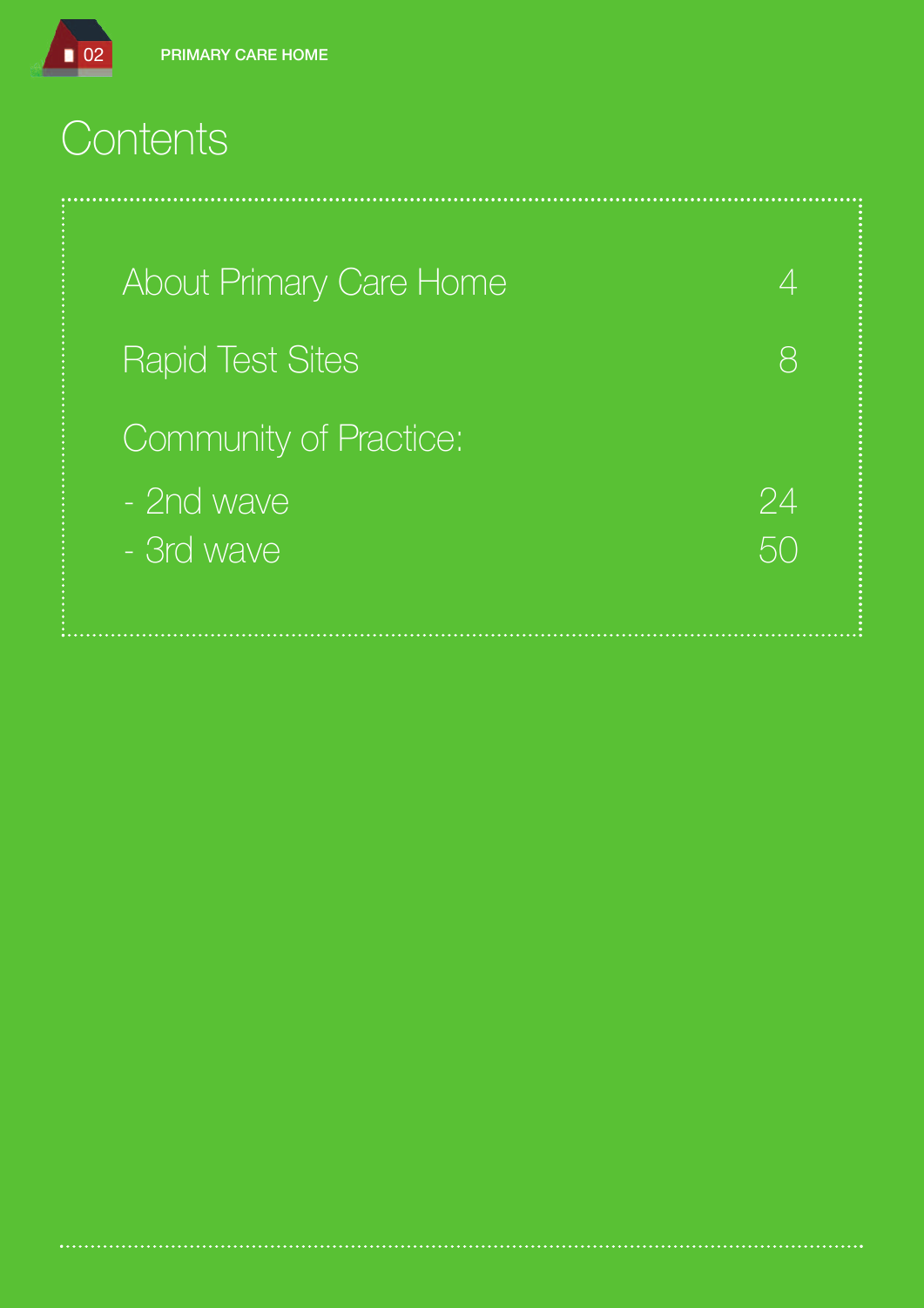# Contents

| | |
|---|---|
| About Primary Care Home | 4 |
| Rapid Test Sites | 8 |
| Community of Practice: | |
| - 2nd wave | 24 |
| - 3rd wave | 50 |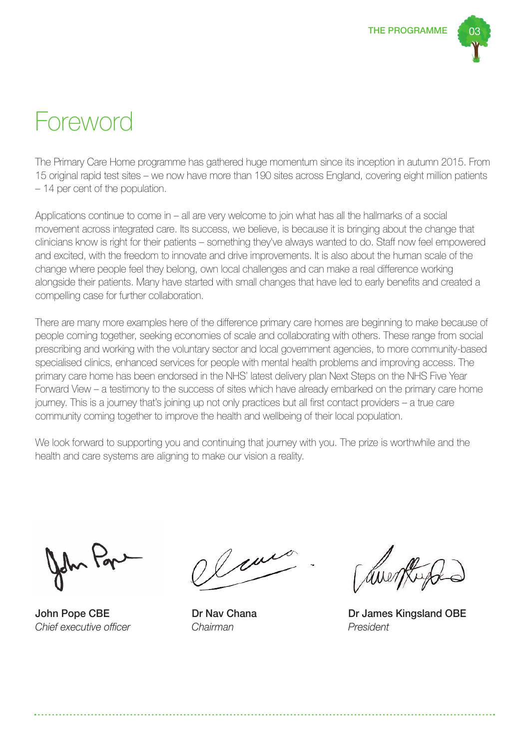# Foreword

The Primary Care Home programme has gathered huge momentum since its inception in autumn 2015. From 15 original rapid test sites – we now have more than 190 sites across England, covering eight million patients – 14 per cent of the population.

Applications continue to come in – all are very welcome to join what has all the hallmarks of a social movement across integrated care. Its success, we believe, is because it is bringing about the change that clinicians know is right for their patients – something they've always wanted to do. Staff now feel empowered and excited, with the freedom to innovate and drive improvements. It is also about the human scale of the change where people feel they belong, own local challenges and can make a real difference working alongside their patients. Many have started with small changes that have led to early benefits and created a compelling case for further collaboration.

There are many more examples here of the difference primary care homes are beginning to make because of people coming together, seeking economies of scale and collaborating with others. These range from social prescribing and working with the voluntary sector and local government agencies, to more community-based specialised clinics, enhanced services for people with mental health problems and improving access. The primary care home has been endorsed in the NHS' latest delivery plan Next Steps on the NHS Five Year Forward View – a testimony to the success of sites which have already embarked on the primary care home journey. This is a journey that's joining up not only practices but all first contact providers – a true care community coming together to improve the health and wellbeing of their local population.

We look forward to supporting you and continuing that journey with you. The prize is worthwhile and the health and care systems are aligning to make our vision a reality.

**John Pope CBE**
*Chief executive officer*

**Dr Nav Chana**
*Chairman*

**Dr James Kingsland OBE**
*President*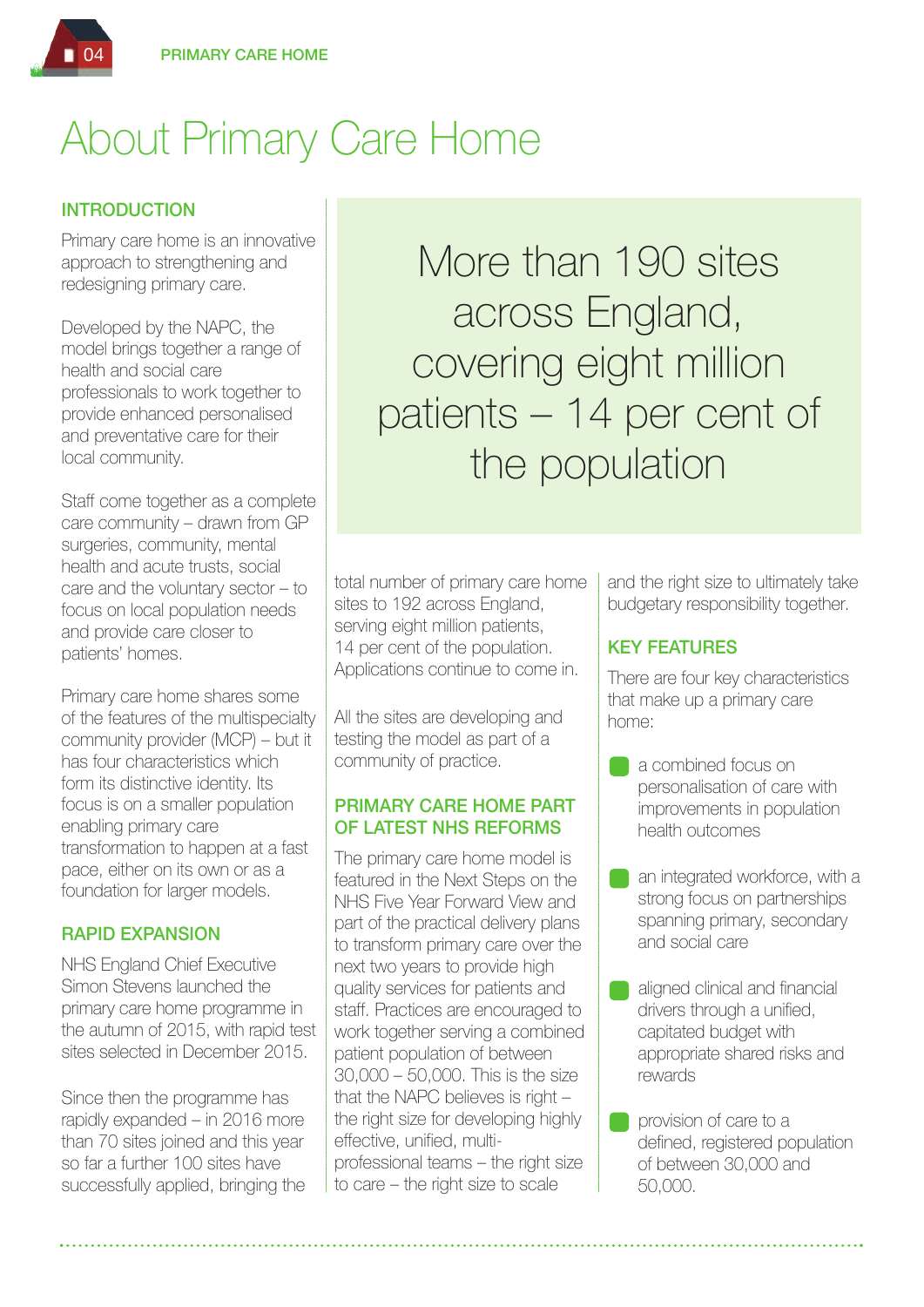# About Primary Care Home

## INTRODUCTION

Primary care home is an innovative approach to strengthening and redesigning primary care.

Developed by the NAPC, the model brings together a range of health and social care professionals to work together to provide enhanced personalised and preventative care for their local community.

Staff come together as a complete care community – drawn from GP surgeries, community, mental health and acute trusts, social care and the voluntary sector – to focus on local population needs and provide care closer to patients' homes.

Primary care home shares some of the features of the multispecialty community provider (MCP) – but it has four characteristics which form its distinctive identity. Its focus is on a smaller population enabling primary care transformation to happen at a fast pace, either on its own or as a foundation for larger models.

## RAPID EXPANSION

NHS England Chief Executive Simon Stevens launched the primary care home programme in the autumn of 2015, with rapid test sites selected in December 2015.

Since then the programme has rapidly expanded – in 2016 more than 70 sites joined and this year so far a further 100 sites have successfully applied, bringing the total number of primary care home sites to 192 across England, serving eight million patients, 14 per cent of the population. Applications continue to come in.

> More than 190 sites across England, covering eight million patients – 14 per cent of the population

All the sites are developing and testing the model as part of a community of practice.

## PRIMARY CARE HOME PART OF LATEST NHS REFORMS

The primary care home model is featured in the Next Steps on the NHS Five Year Forward View and part of the practical delivery plans to transform primary care over the next two years to provide high quality services for patients and staff. Practices are encouraged to work together serving a combined patient population of between 30,000 – 50,000. This is the size that the NAPC believes is right – the right size for developing highly effective, unified, multi-professional teams – the right size to care – the right size to scale and the right size to ultimately take budgetary responsibility together.

## KEY FEATURES

There are four key characteristics that make up a primary care home:

- a combined focus on personalisation of care with improvements in population health outcomes
- an integrated workforce, with a strong focus on partnerships spanning primary, secondary and social care
- aligned clinical and financial drivers through a unified, capitated budget with appropriate shared risks and rewards
- provision of care to a defined, registered population of between 30,000 and 50,000.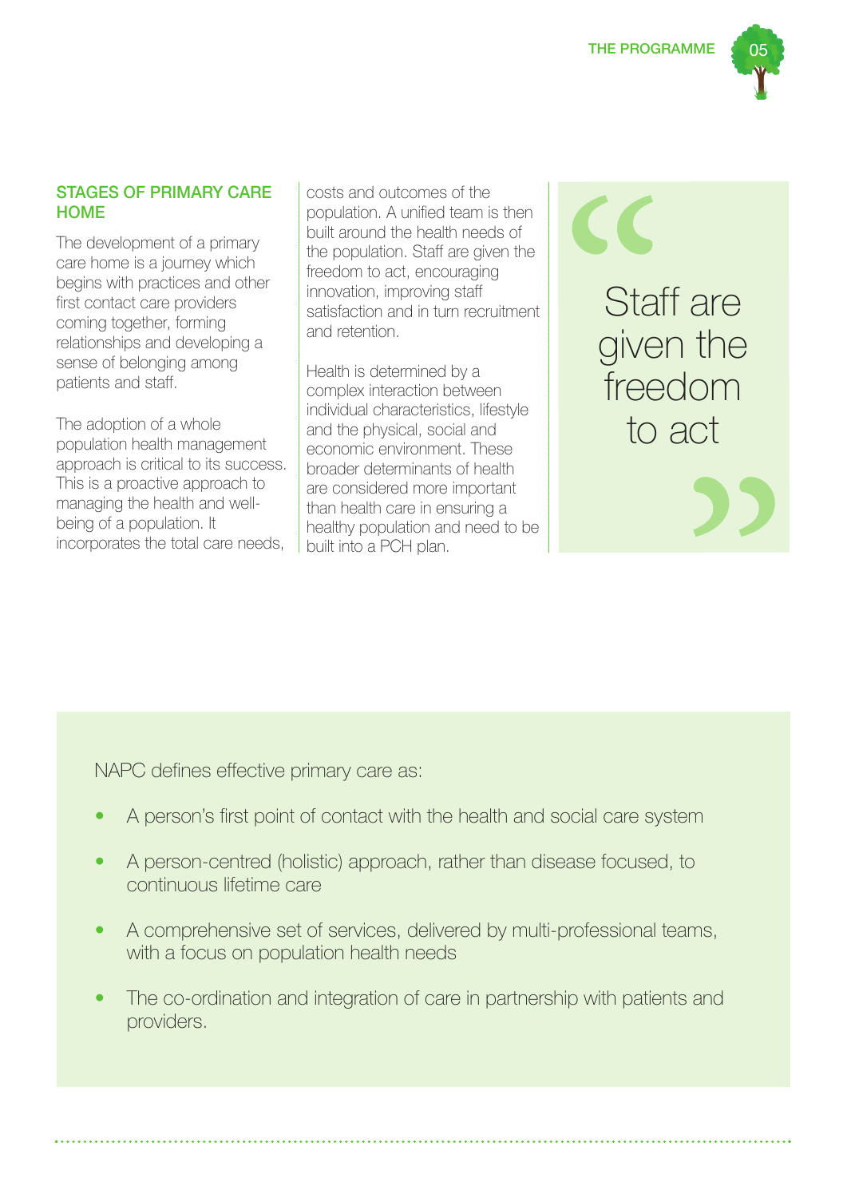## STAGES OF PRIMARY CARE HOME

The development of a primary care home is a journey which begins with practices and other first contact care providers coming together, forming relationships and developing a sense of belonging among patients and staff.

The adoption of a whole population health management approach is critical to its success. This is a proactive approach to managing the health and well-being of a population. It incorporates the total care needs, costs and outcomes of the population. A unified team is then built around the health needs of the population. Staff are given the freedom to act, encouraging innovation, improving staff satisfaction and in turn recruitment and retention.

Health is determined by a complex interaction between individual characteristics, lifestyle and the physical, social and economic environment. These broader determinants of health are considered more important than health care in ensuring a healthy population and need to be built into a PCH plan.

> "Staff are given the freedom to act"

NAPC defines effective primary care as:

- A person's first point of contact with the health and social care system
- A person-centred (holistic) approach, rather than disease focused, to continuous lifetime care
- A comprehensive set of services, delivered by multi-professional teams, with a focus on population health needs
- The co-ordination and integration of care in partnership with patients and providers.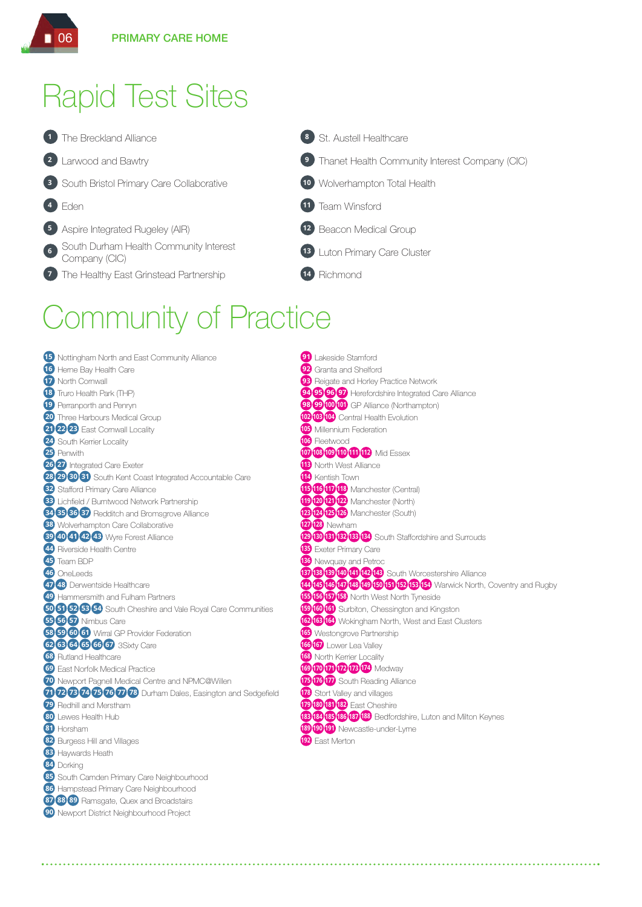# Rapid Test Sites

1. The Breckland Alliance
2. Larwood and Bawtry
3. South Bristol Primary Care Collaborative
4. Eden
5. Aspire Integrated Rugeley (AIR)
6. South Durham Health Community Interest Company (CIC)
7. The Healthy East Grinstead Partnership
8. St. Austell Healthcare
9. Thanet Health Community Interest Company (CIC)
10. Wolverhampton Total Health
11. Team Winsford
12. Beacon Medical Group
13. Luton Primary Care Cluster
14. Richmond

# Community of Practice

- 15 Nottingham North and East Community Alliance
- 16 Herne Bay Health Care
- 17 North Cornwall
- 18 Truro Health Park (THP)
- 19 Perranporth and Penryn
- 20 Three Harbours Medical Group
- 21 22 23 East Cornwall Locality
- 24 South Kerrier Locality
- 25 Penwith
- 26 27 Integrated Care Exeter
- 28 29 30 31 South Kent Coast Integrated Accountable Care
- 32 Stafford Primary Care Alliance
- 33 Lichfield / Burntwood Network Partnership
- 34 35 36 37 Redditch and Bromsgrove Alliance
- 38 Wolverhampton Care Collaborative
- 39 40 41 42 43 Wyre Forest Alliance
- 44 Riverside Health Centre
- 45 Team BDP
- 46 OneLeeds
- 47 48 Derwentside Healthcare
- 49 Hammersmith and Fulham Partners
- 50 51 52 53 54 South Cheshire and Vale Royal Care Communities
- 55 56 57 Nimbus Care
- 58 59 60 61 Wirral GP Provider Federation
- 62 63 64 65 66 67 3Sixty Care
- 68 Rutland Healthcare
- 69 East Norfolk Medical Practice
- 70 Newport Pagnell Medical Centre and NPMC@Willen
- 71 72 73 74 75 76 77 78 Durham Dales, Easington and Sedgefield
- 79 Redhill and Merstham
- 80 Lewes Health Hub
- 81 Horsham
- 82 Burgess Hill and Villages
- 83 Haywards Heath
- 84 Dorking
- 85 South Camden Primary Care Neighbourhood
- 86 Hampstead Primary Care Neighbourhood
- 87 88 89 Ramsgate, Quex and Broadstairs
- 90 Newport District Neighbourhood Project
- 91 Lakeside Stamford
- 92 Granta and Shelford
- 93 Reigate and Horley Practice Network
- 94 95 96 97 Herefordshire Integrated Care Alliance
- 98 99 100 101 GP Alliance (Northampton)
- 102 103 104 Central Health Evolution
- 105 Millennium Federation
- 106 Fleetwood
- 107 108 109 110 111 112 Mid Essex
- 113 North West Alliance
- 114 Kentish Town
- 115 116 117 118 Manchester (Central)
- 119 120 121 122 Manchester (North)
- 123 124 125 126 Manchester (South)
- 127 128 Newham
- 129 130 131 132 133 134 South Staffordshire and Surrounds
- 135 Exeter Primary Care
- 136 Newquay and Petroc
- 137 138 139 140 141 142 143 South Worcestershire Alliance
- 144 145 146 147 148 149 150 151 152 153 154 Warwick North, Coventry and Rugby
- 155 156 157 158 North West North Tyneside
- 159 160 161 Surbiton, Chessington and Kingston
- 162 163 164 Wokingham North, West and East Clusters
- 165 Westongrove Partnership
- 166 167 Lower Lea Valley
- 168 North Kerrier Locality
- 169 170 171 172 173 174 Medway
- 175 176 177 South Reading Alliance
- 178 Stort Valley and villages
- 179 180 181 182 East Cheshire
- 183 184 185 186 187 188 Bedfordshire, Luton and Milton Keynes
- 189 190 191 Newcastle-under-Lyme
- 192 East Merton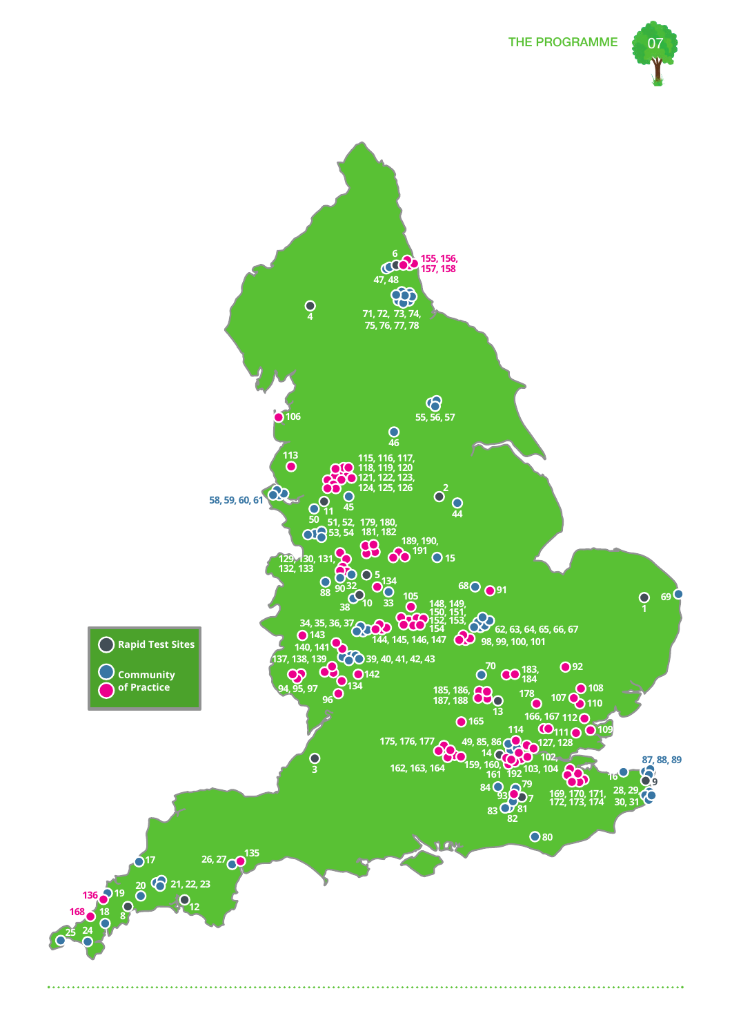Rapid Test Sites

Community of Practice

6, 155, 156, 157, 158, 47, 48, 4, 71, 72, 73, 74, 75, 76, 77, 78, 55, 56, 57, 106, 46, 113, 115, 116, 117, 118, 119, 120, 121, 122, 123, 124, 125, 126, 2, 58, 59, 60, 61, 11, 45, 44, 50, 51, 52, 53, 54, 179, 180, 181, 182, 189, 190, 191, 15, 129, 130, 131, 132, 133, 5, 88, 90, 32, 134, 10, 33, 68, 91, 38, 105, 1, 69, 148, 149, 150, 151, 152, 153, 154, 34, 35, 36, 37, 62, 63, 64, 65, 66, 67, 143, 144, 145, 146, 147, 98, 99, 100, 101, 140, 141, 137, 138, 139, 39, 40, 41, 42, 43, 70, 183, 184, 92, 142, 94, 95, 97, 134, 96, 185, 186, 187, 188, 178, 108, 107, 110, 13, 166, 167, 112, 165, 111, 109, 114, 175, 176, 177, 49, 85, 86, 127, 128, 14, 102, 87, 88, 89, 3, 159, 160, 161, 192, 103, 104, 162, 163, 164, 16, 9, 84, 79, 169, 170, 171, 172, 173, 174, 28, 29, 30, 31, 93, 7, 83, 81, 82, 80, 26, 27, 135, 17, 20, 21, 22, 23, 136, 19, 12, 168, 18, 8, 24, 25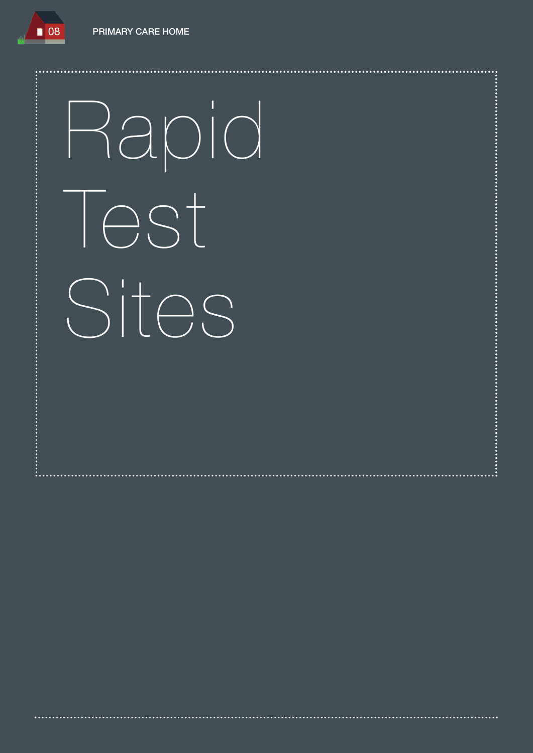# Rapid Test Sites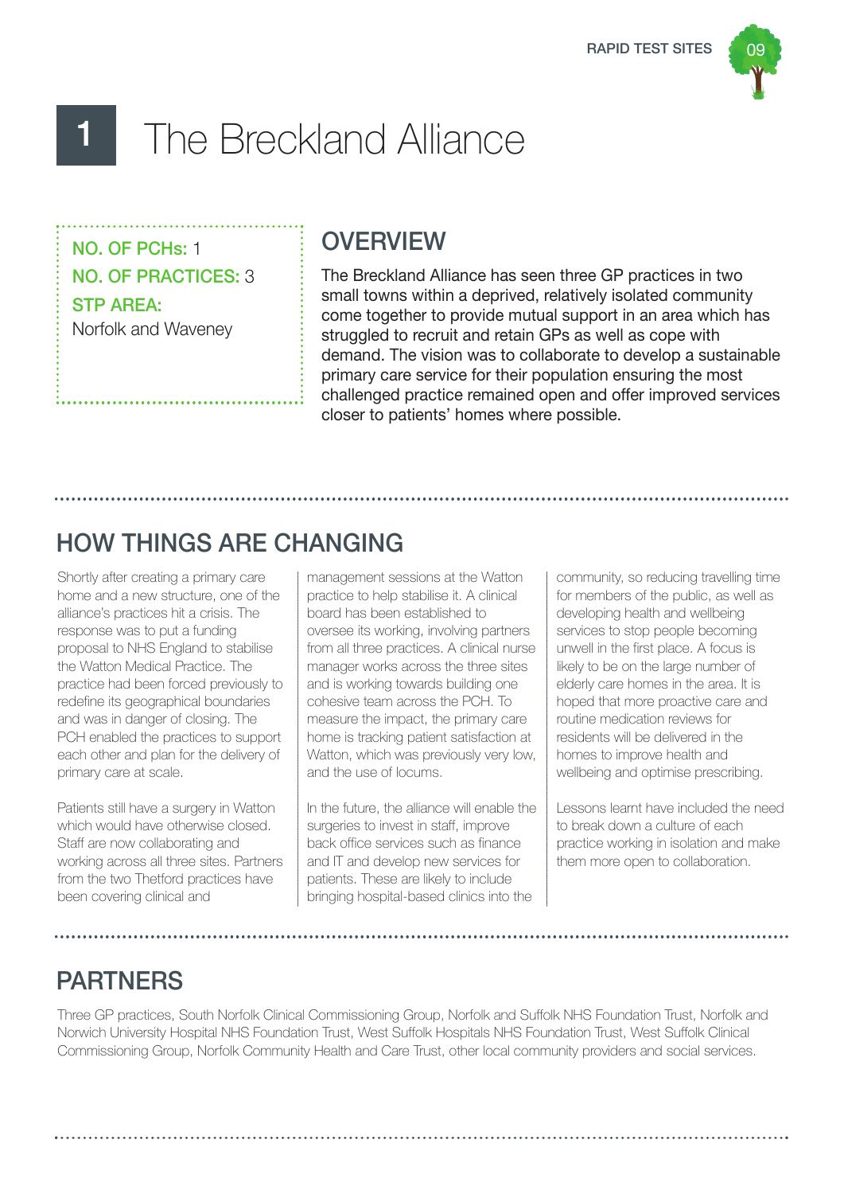# 1 The Breckland Alliance

**NO. OF PCHs:** 1

**NO. OF PRACTICES:** 3

**STP AREA:**
Norfolk and Waveney

## OVERVIEW

The Breckland Alliance has seen three GP practices in two small towns within a deprived, relatively isolated community come together to provide mutual support in an area which has struggled to recruit and retain GPs as well as cope with demand. The vision was to collaborate to develop a sustainable primary care service for their population ensuring the most challenged practice remained open and offer improved services closer to patients' homes where possible.

## HOW THINGS ARE CHANGING

Shortly after creating a primary care home and a new structure, one of the alliance's practices hit a crisis. The response was to put a funding proposal to NHS England to stabilise the Watton Medical Practice. The practice had been forced previously to redefine its geographical boundaries and was in danger of closing. The PCH enabled the practices to support each other and plan for the delivery of primary care at scale.

Patients still have a surgery in Watton which would have otherwise closed. Staff are now collaborating and working across all three sites. Partners from the two Thetford practices have been covering clinical and management sessions at the Watton practice to help stabilise it. A clinical board has been established to oversee its working, involving partners from all three practices. A clinical nurse manager works across the three sites and is working towards building one cohesive team across the PCH. To measure the impact, the primary care home is tracking patient satisfaction at Watton, which was previously very low, and the use of locums.

In the future, the alliance will enable the surgeries to invest in staff, improve back office services such as finance and IT and develop new services for patients. These are likely to include bringing hospital-based clinics into the community, so reducing travelling time for members of the public, as well as developing health and wellbeing services to stop people becoming unwell in the first place. A focus is likely to be on the large number of elderly care homes in the area. It is hoped that more proactive care and routine medication reviews for residents will be delivered in the homes to improve health and wellbeing and optimise prescribing.

Lessons learnt have included the need to break down a culture of each practice working in isolation and make them more open to collaboration.

## PARTNERS

Three GP practices, South Norfolk Clinical Commissioning Group, Norfolk and Suffolk NHS Foundation Trust, Norfolk and Norwich University Hospital NHS Foundation Trust, West Suffolk Hospitals NHS Foundation Trust, West Suffolk Clinical Commissioning Group, Norfolk Community Health and Care Trust, other local community providers and social services.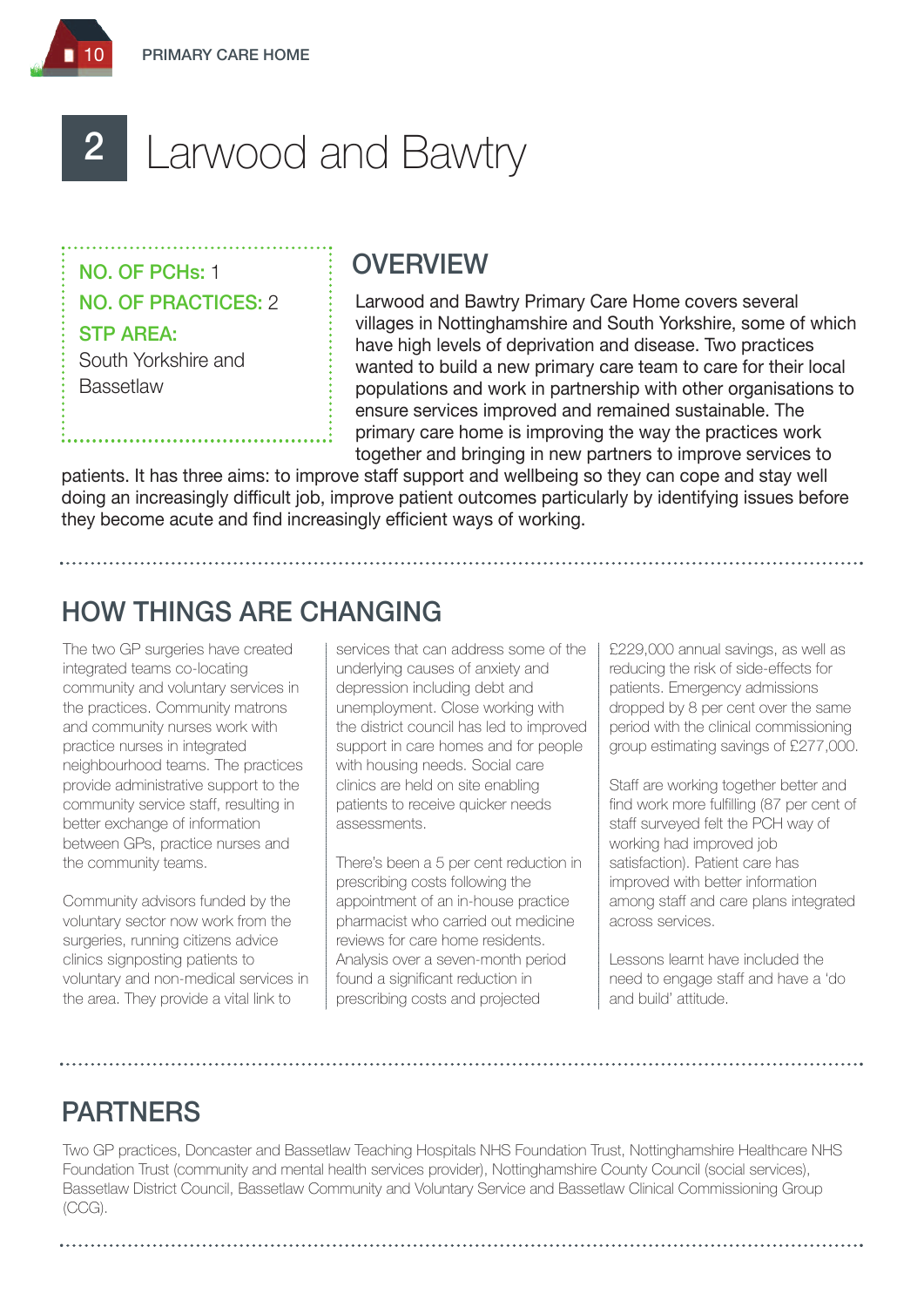# 2 Larwood and Bawtry

**NO. OF PCHs:** 1

**NO. OF PRACTICES:** 2

**STP AREA:**
South Yorkshire and Bassetlaw

## OVERVIEW

Larwood and Bawtry Primary Care Home covers several villages in Nottinghamshire and South Yorkshire, some of which have high levels of deprivation and disease. Two practices wanted to build a new primary care team to care for their local populations and work in partnership with other organisations to ensure services improved and remained sustainable. The primary care home is improving the way the practices work together and bringing in new partners to improve services to patients. It has three aims: to improve staff support and wellbeing so they can cope and stay well doing an increasingly difficult job, improve patient outcomes particularly by identifying issues before they become acute and find increasingly efficient ways of working.

## HOW THINGS ARE CHANGING

The two GP surgeries have created integrated teams co-locating community and voluntary services in the practices. Community matrons and community nurses work with practice nurses in integrated neighbourhood teams. The practices provide administrative support to the community service staff, resulting in better exchange of information between GPs, practice nurses and the community teams.

Community advisors funded by the voluntary sector now work from the surgeries, running citizens advice clinics signposting patients to voluntary and non-medical services in the area. They provide a vital link to services that can address some of the underlying causes of anxiety and depression including debt and unemployment. Close working with the district council has led to improved support in care homes and for people with housing needs. Social care clinics are held on site enabling patients to receive quicker needs assessments.

There's been a 5 per cent reduction in prescribing costs following the appointment of an in-house practice pharmacist who carried out medicine reviews for care home residents. Analysis over a seven-month period found a significant reduction in prescribing costs and projected £229,000 annual savings, as well as reducing the risk of side-effects for patients. Emergency admissions dropped by 8 per cent over the same period with the clinical commissioning group estimating savings of £277,000.

Staff are working together better and find work more fulfilling (87 per cent of staff surveyed felt the PCH way of working had improved job satisfaction). Patient care has improved with better information among staff and care plans integrated across services.

Lessons learnt have included the need to engage staff and have a 'do and build' attitude.

## PARTNERS

Two GP practices, Doncaster and Bassetlaw Teaching Hospitals NHS Foundation Trust, Nottinghamshire Healthcare NHS Foundation Trust (community and mental health services provider), Nottinghamshire County Council (social services), Bassetlaw District Council, Bassetlaw Community and Voluntary Service and Bassetlaw Clinical Commissioning Group (CCG).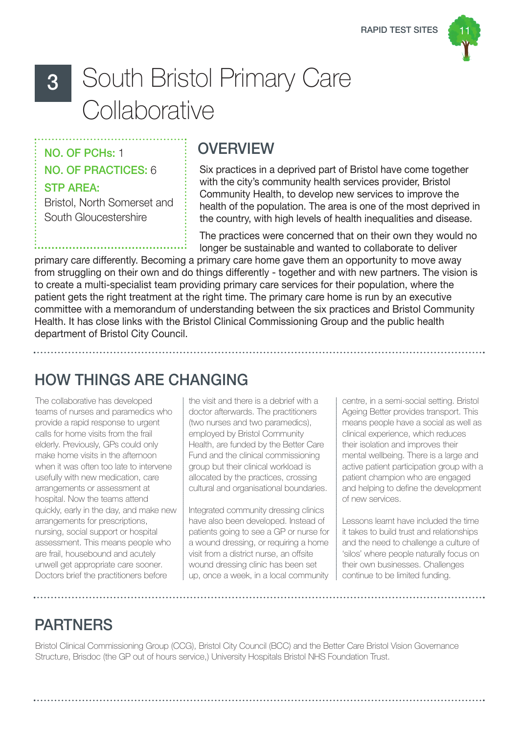# 3 South Bristol Primary Care Collaborative

**NO. OF PCHs:** 1

**NO. OF PRACTICES:** 6

**STP AREA:**
Bristol, North Somerset and South Gloucestershire

## OVERVIEW

Six practices in a deprived part of Bristol have come together with the city's community health services provider, Bristol Community Health, to develop new services to improve the health of the population. The area is one of the most deprived in the country, with high levels of health inequalities and disease.

The practices were concerned that on their own they would no longer be sustainable and wanted to collaborate to deliver primary care differently. Becoming a primary care home gave them an opportunity to move away from struggling on their own and do things differently - together and with new partners. The vision is to create a multi-specialist team providing primary care services for their population, where the patient gets the right treatment at the right time. The primary care home is run by an executive committee with a memorandum of understanding between the six practices and Bristol Community Health. It has close links with the Bristol Clinical Commissioning Group and the public health department of Bristol City Council.

## HOW THINGS ARE CHANGING

The collaborative has developed teams of nurses and paramedics who provide a rapid response to urgent calls for home visits from the frail elderly. Previously, GPs could only make home visits in the afternoon when it was often too late to intervene usefully with new medication, care arrangements or assessment at hospital. Now the teams attend quickly, early in the day, and make new arrangements for prescriptions, nursing, social support or hospital assessment. This means people who are frail, housebound and acutely unwell get appropriate care sooner. Doctors brief the practitioners before the visit and there is a debrief with a doctor afterwards. The practitioners (two nurses and two paramedics), employed by Bristol Community Health, are funded by the Better Care Fund and the clinical commissioning group but their clinical workload is allocated by the practices, crossing cultural and organisational boundaries.

Integrated community dressing clinics have also been developed. Instead of patients going to see a GP or nurse for a wound dressing, or requiring a home visit from a district nurse, an offsite wound dressing clinic has been set up, once a week, in a local community centre, in a semi-social setting. Bristol Ageing Better provides transport. This means people have a social as well as clinical experience, which reduces their isolation and improves their mental wellbeing. There is a large and active patient participation group with a patient champion who are engaged and helping to define the development of new services.

Lessons learnt have included the time it takes to build trust and relationships and the need to challenge a culture of 'silos' where people naturally focus on their own businesses. Challenges continue to be limited funding.

## PARTNERS

Bristol Clinical Commissioning Group (CCG), Bristol City Council (BCC) and the Better Care Bristol Vision Governance Structure, Brisdoc (the GP out of hours service,) University Hospitals Bristol NHS Foundation Trust.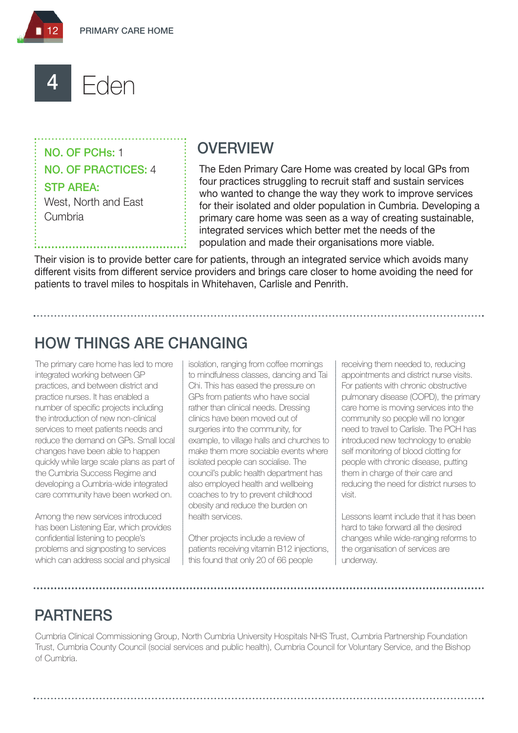# 4 Eden

**NO. OF PCHs:** 1

**NO. OF PRACTICES:** 4

**STP AREA:**
West, North and East Cumbria

## OVERVIEW

The Eden Primary Care Home was created by local GPs from four practices struggling to recruit staff and sustain services who wanted to change the way they work to improve services for their isolated and older population in Cumbria. Developing a primary care home was seen as a way of creating sustainable, integrated services which better met the needs of the population and made their organisations more viable.

Their vision is to provide better care for patients, through an integrated service which avoids many different visits from different service providers and brings care closer to home avoiding the need for patients to travel miles to hospitals in Whitehaven, Carlisle and Penrith.

## HOW THINGS ARE CHANGING

The primary care home has led to more integrated working between GP practices, and between district and practice nurses. It has enabled a number of specific projects including the introduction of new non-clinical services to meet patients needs and reduce the demand on GPs. Small local changes have been able to happen quickly while large scale plans as part of the Cumbria Success Regime and developing a Cumbria-wide integrated care community have been worked on.

Among the new services introduced has been Listening Ear, which provides confidential listening to people's problems and signposting to services which can address social and physical isolation, ranging from coffee mornings to mindfulness classes, dancing and Tai Chi. This has eased the pressure on GPs from patients who have social rather than clinical needs. Dressing clinics have been moved out of surgeries into the community, for example, to village halls and churches to make them more sociable events where isolated people can socialise. The council's public health department has also employed health and wellbeing coaches to try to prevent childhood obesity and reduce the burden on health services.

Other projects include a review of patients receiving vitamin B12 injections, this found that only 20 of 66 people receiving them needed to, reducing appointments and district nurse visits. For patients with chronic obstructive pulmonary disease (COPD), the primary care home is moving services into the community so people will no longer need to travel to Carlisle. The PCH has introduced new technology to enable self monitoring of blood clotting for people with chronic disease, putting them in charge of their care and reducing the need for district nurses to visit.

Lessons learnt include that it has been hard to take forward all the desired changes while wide-ranging reforms to the organisation of services are underway.

## PARTNERS

Cumbria Clinical Commissioning Group, North Cumbria University Hospitals NHS Trust, Cumbria Partnership Foundation Trust, Cumbria County Council (social services and public health), Cumbria Council for Voluntary Service, and the Bishop of Cumbria.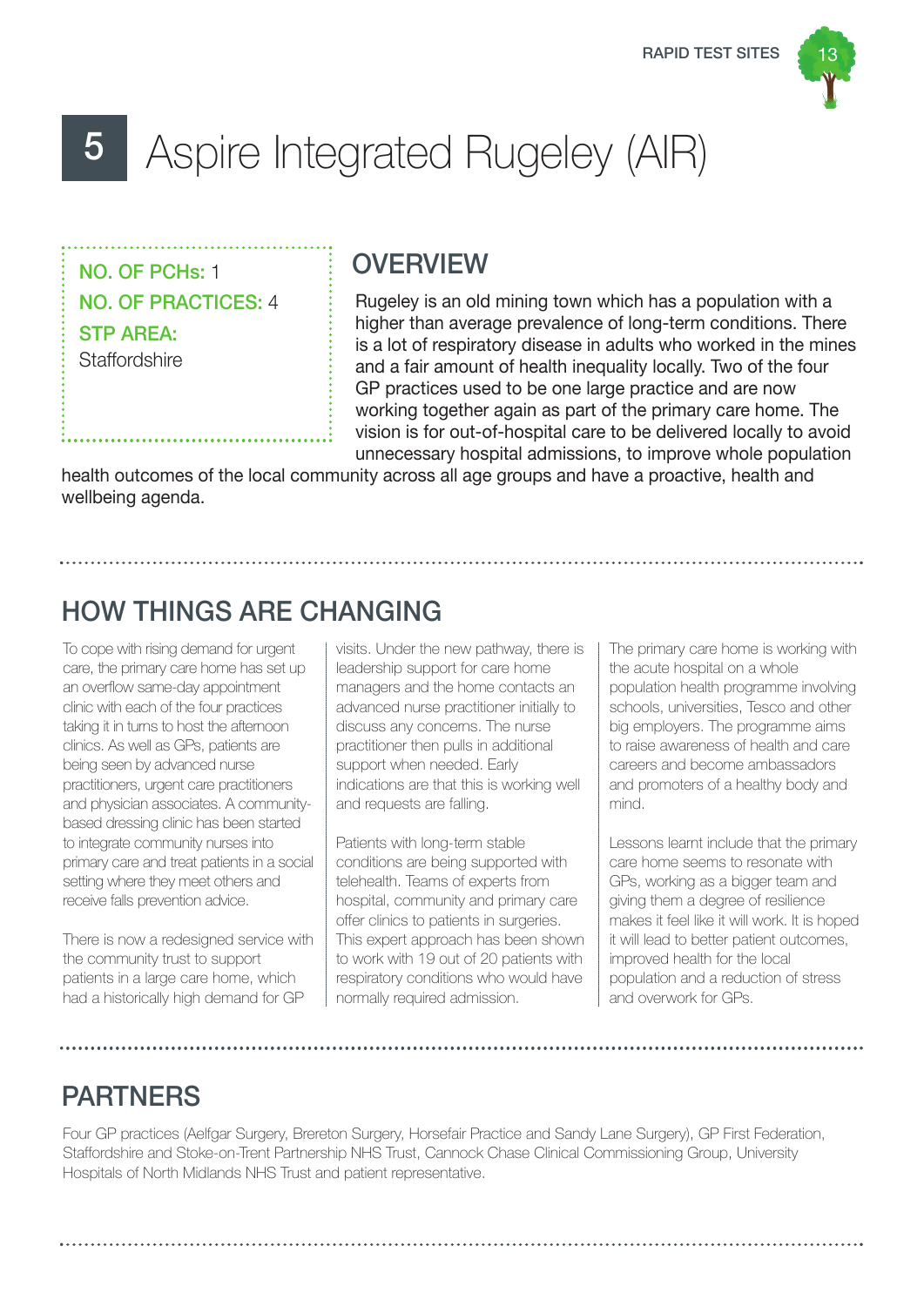# 5 Aspire Integrated Rugeley (AIR)

**NO. OF PCHs:** 1
**NO. OF PRACTICES:** 4
**STP AREA:** Staffordshire

## OVERVIEW

Rugeley is an old mining town which has a population with a higher than average prevalence of long-term conditions. There is a lot of respiratory disease in adults who worked in the mines and a fair amount of health inequality locally. Two of the four GP practices used to be one large practice and are now working together again as part of the primary care home. The vision is for out-of-hospital care to be delivered locally to avoid unnecessary hospital admissions, to improve whole population health outcomes of the local community across all age groups and have a proactive, health and wellbeing agenda.

## HOW THINGS ARE CHANGING

To cope with rising demand for urgent care, the primary care home has set up an overflow same-day appointment clinic with each of the four practices taking it in turns to host the afternoon clinics. As well as GPs, patients are being seen by advanced nurse practitioners, urgent care practitioners and physician associates. A community-based dressing clinic has been started to integrate community nurses into primary care and treat patients in a social setting where they meet others and receive falls prevention advice.

There is now a redesigned service with the community trust to support patients in a large care home, which had a historically high demand for GP visits. Under the new pathway, there is leadership support for care home managers and the home contacts an advanced nurse practitioner initially to discuss any concerns. The nurse practitioner then pulls in additional support when needed. Early indications are that this is working well and requests are falling.

Patients with long-term stable conditions are being supported with telehealth. Teams of experts from hospital, community and primary care offer clinics to patients in surgeries. This expert approach has been shown to work with 19 out of 20 patients with respiratory conditions who would have normally required admission.

The primary care home is working with the acute hospital on a whole population health programme involving schools, universities, Tesco and other big employers. The programme aims to raise awareness of health and care careers and become ambassadors and promoters of a healthy body and mind.

Lessons learnt include that the primary care home seems to resonate with GPs, working as a bigger team and giving them a degree of resilience makes it feel like it will work. It is hoped it will lead to better patient outcomes, improved health for the local population and a reduction of stress and overwork for GPs.

## PARTNERS

Four GP practices (Aelfgar Surgery, Brereton Surgery, Horsefair Practice and Sandy Lane Surgery), GP First Federation, Staffordshire and Stoke-on-Trent Partnership NHS Trust, Cannock Chase Clinical Commissioning Group, University Hospitals of North Midlands NHS Trust and patient representative.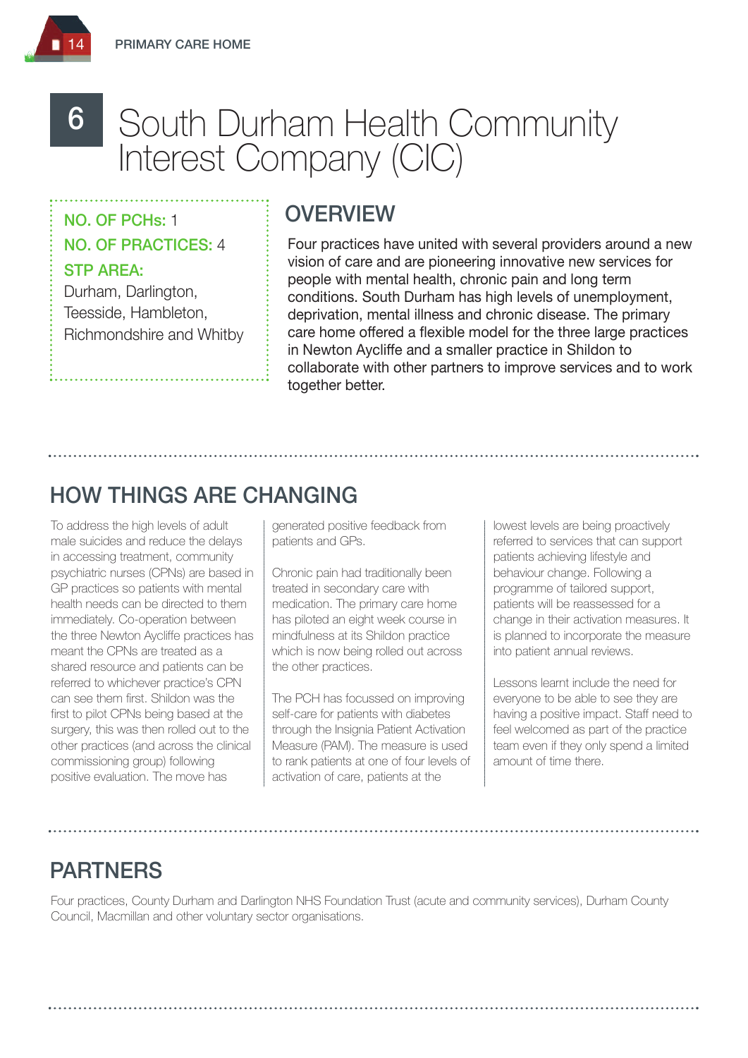# 6 South Durham Health Community Interest Company (CIC)

**NO. OF PCHs:** 1

**NO. OF PRACTICES:** 4

**STP AREA:**
Durham, Darlington, Teesside, Hambleton, Richmondshire and Whitby

## OVERVIEW

Four practices have united with several providers around a new vision of care and are pioneering innovative new services for people with mental health, chronic pain and long term conditions. South Durham has high levels of unemployment, deprivation, mental illness and chronic disease. The primary care home offered a flexible model for the three large practices in Newton Aycliffe and a smaller practice in Shildon to collaborate with other partners to improve services and to work together better.

## HOW THINGS ARE CHANGING

To address the high levels of adult male suicides and reduce the delays in accessing treatment, community psychiatric nurses (CPNs) are based in GP practices so patients with mental health needs can be directed to them immediately. Co-operation between the three Newton Aycliffe practices has meant the CPNs are treated as a shared resource and patients can be referred to whichever practice's CPN can see them first. Shildon was the first to pilot CPNs being based at the surgery, this was then rolled out to the other practices (and across the clinical commissioning group) following positive evaluation. The move has generated positive feedback from patients and GPs.

Chronic pain had traditionally been treated in secondary care with medication. The primary care home has piloted an eight week course in mindfulness at its Shildon practice which is now being rolled out across the other practices.

The PCH has focussed on improving self-care for patients with diabetes through the Insignia Patient Activation Measure (PAM). The measure is used to rank patients at one of four levels of activation of care, patients at the lowest levels are being proactively referred to services that can support patients achieving lifestyle and behaviour change. Following a programme of tailored support, patients will be reassessed for a change in their activation measures. It is planned to incorporate the measure into patient annual reviews.

Lessons learnt include the need for everyone to be able to see they are having a positive impact. Staff need to feel welcomed as part of the practice team even if they only spend a limited amount of time there.

## PARTNERS

Four practices, County Durham and Darlington NHS Foundation Trust (acute and community services), Durham County Council, Macmillan and other voluntary sector organisations.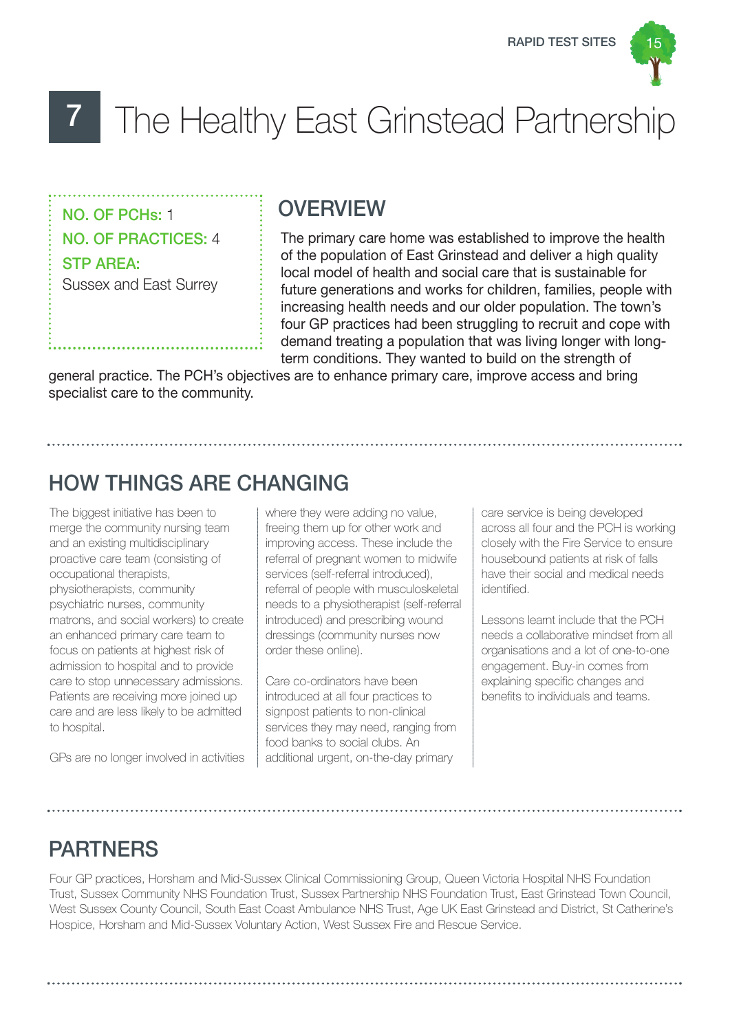# 7 The Healthy East Grinstead Partnership

**NO. OF PCHs:** 1
**NO. OF PRACTICES:** 4
**STP AREA:**
Sussex and East Surrey

## OVERVIEW

The primary care home was established to improve the health of the population of East Grinstead and deliver a high quality local model of health and social care that is sustainable for future generations and works for children, families, people with increasing health needs and our older population. The town's four GP practices had been struggling to recruit and cope with demand treating a population that was living longer with long-term conditions. They wanted to build on the strength of general practice. The PCH's objectives are to enhance primary care, improve access and bring specialist care to the community.

## HOW THINGS ARE CHANGING

The biggest initiative has been to merge the community nursing team and an existing multidisciplinary proactive care team (consisting of occupational therapists, physiotherapists, community psychiatric nurses, community matrons, and social workers) to create an enhanced primary care team to focus on patients at highest risk of admission to hospital and to provide care to stop unnecessary admissions. Patients are receiving more joined up care and are less likely to be admitted to hospital.

GPs are no longer involved in activities where they were adding no value, freeing them up for other work and improving access. These include the referral of pregnant women to midwife services (self-referral introduced), referral of people with musculoskeletal needs to a physiotherapist (self-referral introduced) and prescribing wound dressings (community nurses now order these online).

Care co-ordinators have been introduced at all four practices to signpost patients to non-clinical services they may need, ranging from food banks to social clubs. An additional urgent, on-the-day primary care service is being developed across all four and the PCH is working closely with the Fire Service to ensure housebound patients at risk of falls have their social and medical needs identified.

Lessons learnt include that the PCH needs a collaborative mindset from all organisations and a lot of one-to-one engagement. Buy-in comes from explaining specific changes and benefits to individuals and teams.

## PARTNERS

Four GP practices, Horsham and Mid-Sussex Clinical Commissioning Group, Queen Victoria Hospital NHS Foundation Trust, Sussex Community NHS Foundation Trust, Sussex Partnership NHS Foundation Trust, East Grinstead Town Council, West Sussex County Council, South East Coast Ambulance NHS Trust, Age UK East Grinstead and District, St Catherine's Hospice, Horsham and Mid-Sussex Voluntary Action, West Sussex Fire and Rescue Service.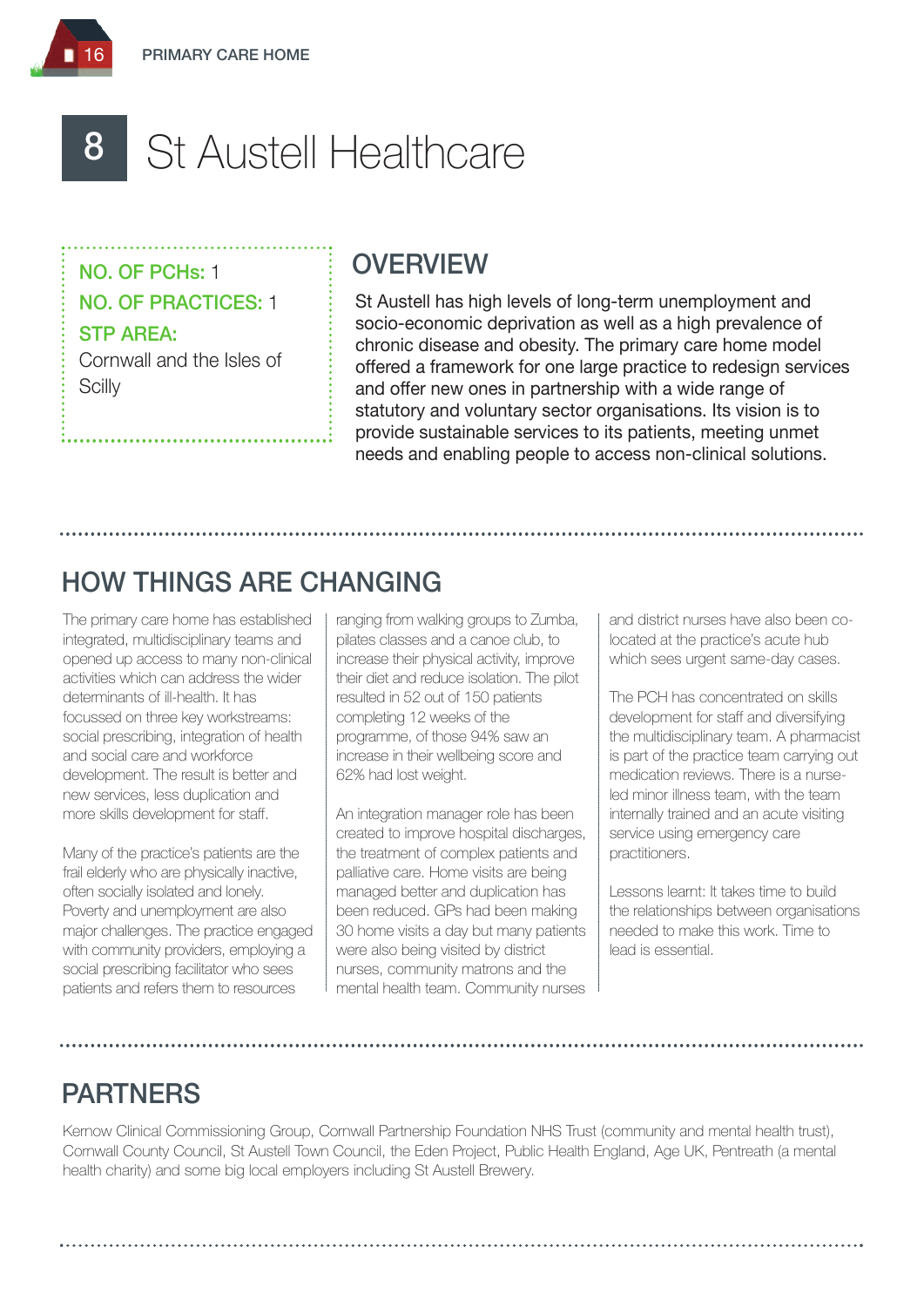# 8 St Austell Healthcare

**NO. OF PCHs:** 1

**NO. OF PRACTICES:** 1

**STP AREA:**
Cornwall and the Isles of Scilly

## OVERVIEW

St Austell has high levels of long-term unemployment and socio-economic deprivation as well as a high prevalence of chronic disease and obesity. The primary care home model offered a framework for one large practice to redesign services and offer new ones in partnership with a wide range of statutory and voluntary sector organisations. Its vision is to provide sustainable services to its patients, meeting unmet needs and enabling people to access non-clinical solutions.

## HOW THINGS ARE CHANGING

The primary care home has established integrated, multidisciplinary teams and opened up access to many non-clinical activities which can address the wider determinants of ill-health. It has focussed on three key workstreams: social prescribing, integration of health and social care and workforce development. The result is better and new services, less duplication and more skills development for staff.

Many of the practice's patients are the frail elderly who are physically inactive, often socially isolated and lonely. Poverty and unemployment are also major challenges. The practice engaged with community providers, employing a social prescribing facilitator who sees patients and refers them to resources ranging from walking groups to Zumba, pilates classes and a canoe club, to increase their physical activity, improve their diet and reduce isolation. The pilot resulted in 52 out of 150 patients completing 12 weeks of the programme, of those 94% saw an increase in their wellbeing score and 62% had lost weight.

An integration manager role has been created to improve hospital discharges, the treatment of complex patients and palliative care. Home visits are being managed better and duplication has been reduced. GPs had been making 30 home visits a day but many patients were also being visited by district nurses, community matrons and the mental health team. Community nurses and district nurses have also been co-located at the practice's acute hub which sees urgent same-day cases.

The PCH has concentrated on skills development for staff and diversifying the multidisciplinary team. A pharmacist is part of the practice team carrying out medication reviews. There is a nurse-led minor illness team, with the team internally trained and an acute visiting service using emergency care practitioners.

Lessons learnt: It takes time to build the relationships between organisations needed to make this work. Time to lead is essential.

## PARTNERS

Kernow Clinical Commissioning Group, Cornwall Partnership Foundation NHS Trust (community and mental health trust), Cornwall County Council, St Austell Town Council, the Eden Project, Public Health England, Age UK, Pentreath (a mental health charity) and some big local employers including St Austell Brewery.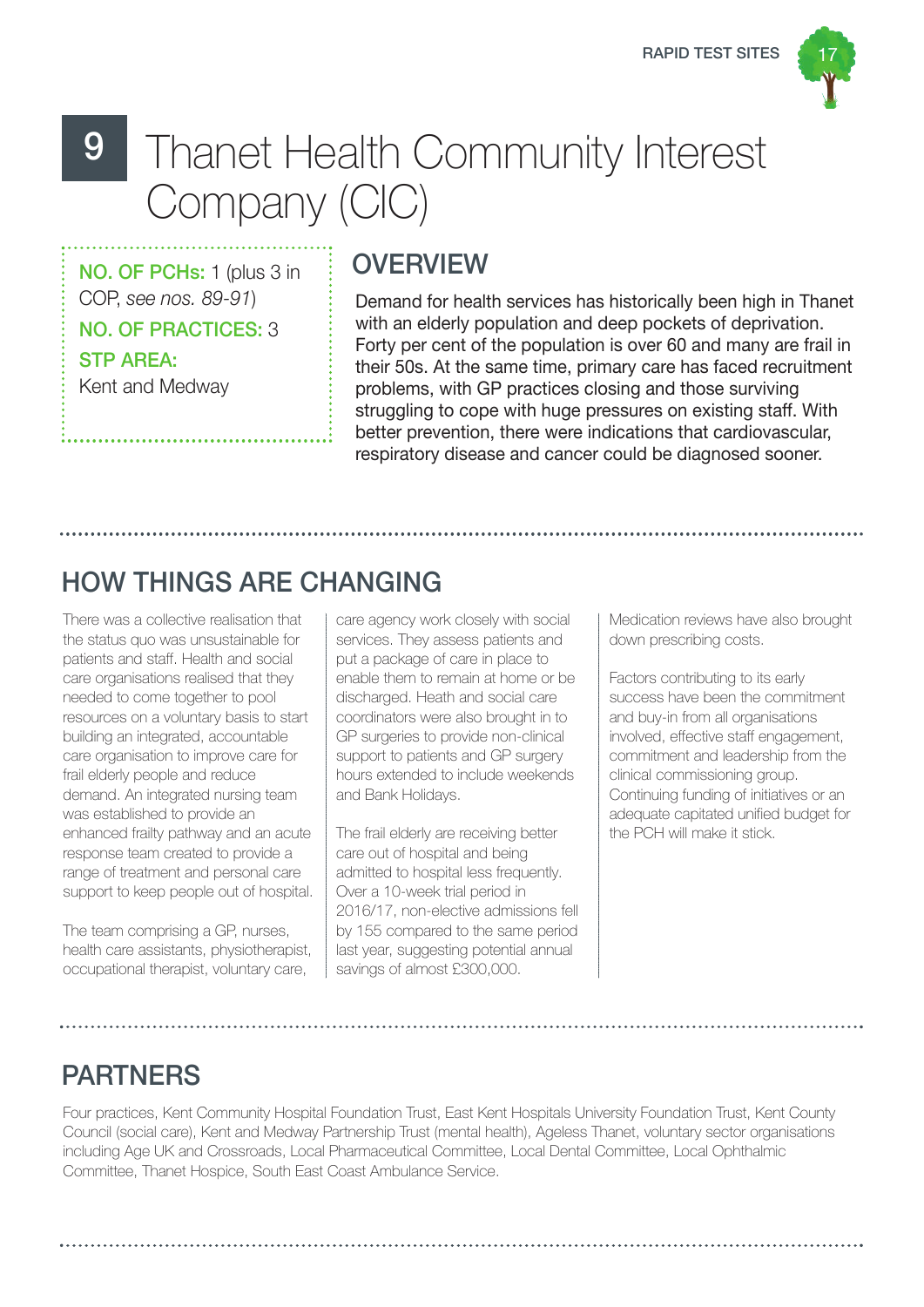# 9 Thanet Health Community Interest Company (CIC)

**NO. OF PCHs:** 1 (plus 3 in COP, *see nos. 89-91*)

**NO. OF PRACTICES:** 3

**STP AREA:**
Kent and Medway

## OVERVIEW

Demand for health services has historically been high in Thanet with an elderly population and deep pockets of deprivation. Forty per cent of the population is over 60 and many are frail in their 50s. At the same time, primary care has faced recruitment problems, with GP practices closing and those surviving struggling to cope with huge pressures on existing staff. With better prevention, there were indications that cardiovascular, respiratory disease and cancer could be diagnosed sooner.

## HOW THINGS ARE CHANGING

There was a collective realisation that the status quo was unsustainable for patients and staff. Health and social care organisations realised that they needed to come together to pool resources on a voluntary basis to start building an integrated, accountable care organisation to improve care for frail elderly people and reduce demand. An integrated nursing team was established to provide an enhanced frailty pathway and an acute response team created to provide a range of treatment and personal care support to keep people out of hospital.

The team comprising a GP, nurses, health care assistants, physiotherapist, occupational therapist, voluntary care, care agency work closely with social services. They assess patients and put a package of care in place to enable them to remain at home or be discharged. Heath and social care coordinators were also brought in to GP surgeries to provide non-clinical support to patients and GP surgery hours extended to include weekends and Bank Holidays.

The frail elderly are receiving better care out of hospital and being admitted to hospital less frequently. Over a 10-week trial period in 2016/17, non-elective admissions fell by 155 compared to the same period last year, suggesting potential annual savings of almost £300,000.

Medication reviews have also brought down prescribing costs.

Factors contributing to its early success have been the commitment and buy-in from all organisations involved, effective staff engagement, commitment and leadership from the clinical commissioning group. Continuing funding of initiatives or an adequate capitated unified budget for the PCH will make it stick.

## PARTNERS

Four practices, Kent Community Hospital Foundation Trust, East Kent Hospitals University Foundation Trust, Kent County Council (social care), Kent and Medway Partnership Trust (mental health), Ageless Thanet, voluntary sector organisations including Age UK and Crossroads, Local Pharmaceutical Committee, Local Dental Committee, Local Ophthalmic Committee, Thanet Hospice, South East Coast Ambulance Service.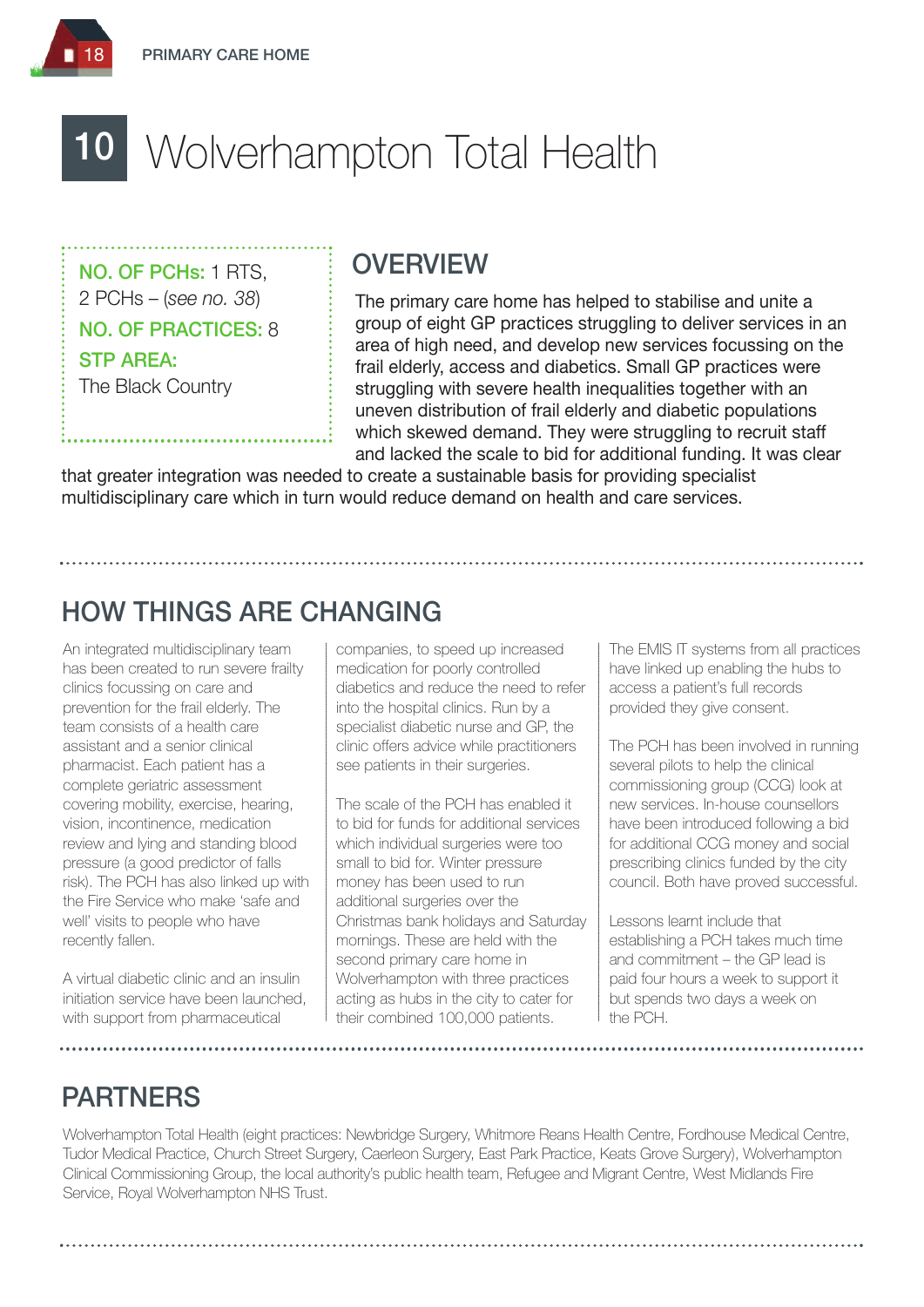# 10 Wolverhampton Total Health

**NO. OF PCHs:** 1 RTS, 2 PCHs – (*see no. 38*)

**NO. OF PRACTICES:** 8

**STP AREA:**
The Black Country

## OVERVIEW

The primary care home has helped to stabilise and unite a group of eight GP practices struggling to deliver services in an area of high need, and develop new services focussing on the frail elderly, access and diabetics. Small GP practices were struggling with severe health inequalities together with an uneven distribution of frail elderly and diabetic populations which skewed demand. They were struggling to recruit staff and lacked the scale to bid for additional funding. It was clear that greater integration was needed to create a sustainable basis for providing specialist multidisciplinary care which in turn would reduce demand on health and care services.

## HOW THINGS ARE CHANGING

An integrated multidisciplinary team has been created to run severe frailty clinics focussing on care and prevention for the frail elderly. The team consists of a health care assistant and a senior clinical pharmacist. Each patient has a complete geriatric assessment covering mobility, exercise, hearing, vision, incontinence, medication review and lying and standing blood pressure (a good predictor of falls risk). The PCH has also linked up with the Fire Service who make 'safe and well' visits to people who have recently fallen.

A virtual diabetic clinic and an insulin initiation service have been launched, with support from pharmaceutical companies, to speed up increased medication for poorly controlled diabetics and reduce the need to refer into the hospital clinics. Run by a specialist diabetic nurse and GP, the clinic offers advice while practitioners see patients in their surgeries.

The scale of the PCH has enabled it to bid for funds for additional services which individual surgeries were too small to bid for. Winter pressure money has been used to run additional surgeries over the Christmas bank holidays and Saturday mornings. These are held with the second primary care home in Wolverhampton with three practices acting as hubs in the city to cater for their combined 100,000 patients.

The EMIS IT systems from all practices have linked up enabling the hubs to access a patient's full records provided they give consent.

The PCH has been involved in running several pilots to help the clinical commissioning group (CCG) look at new services. In-house counsellors have been introduced following a bid for additional CCG money and social prescribing clinics funded by the city council. Both have proved successful.

Lessons learnt include that establishing a PCH takes much time and commitment – the GP lead is paid four hours a week to support it but spends two days a week on the PCH.

## PARTNERS

Wolverhampton Total Health (eight practices: Newbridge Surgery, Whitmore Reans Health Centre, Fordhouse Medical Centre, Tudor Medical Practice, Church Street Surgery, Caerleon Surgery, East Park Practice, Keats Grove Surgery), Wolverhampton Clinical Commissioning Group, the local authority's public health team, Refugee and Migrant Centre, West Midlands Fire Service, Royal Wolverhampton NHS Trust.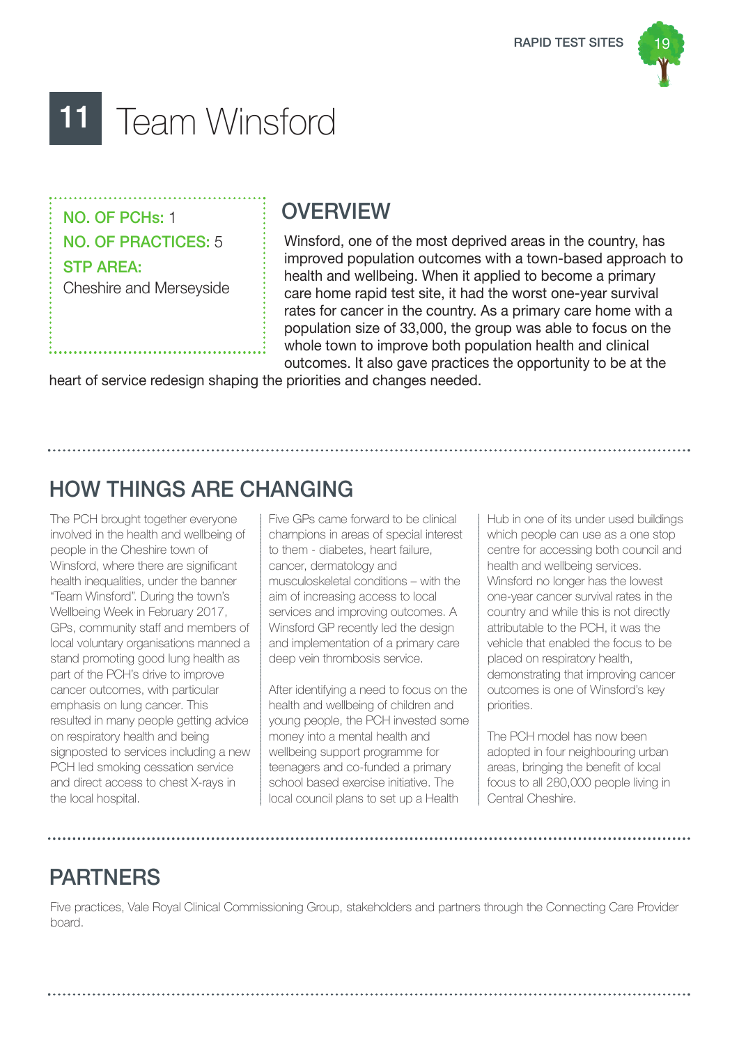# 11 Team Winsford

**NO. OF PCHs:** 1

**NO. OF PRACTICES:** 5

**STP AREA:**
Cheshire and Merseyside

## OVERVIEW

Winsford, one of the most deprived areas in the country, has improved population outcomes with a town-based approach to health and wellbeing. When it applied to become a primary care home rapid test site, it had the worst one-year survival rates for cancer in the country. As a primary care home with a population size of 33,000, the group was able to focus on the whole town to improve both population health and clinical outcomes. It also gave practices the opportunity to be at the heart of service redesign shaping the priorities and changes needed.

## HOW THINGS ARE CHANGING

The PCH brought together everyone involved in the health and wellbeing of people in the Cheshire town of Winsford, where there are significant health inequalities, under the banner "Team Winsford". During the town's Wellbeing Week in February 2017, GPs, community staff and members of local voluntary organisations manned a stand promoting good lung health as part of the PCH's drive to improve cancer outcomes, with particular emphasis on lung cancer. This resulted in many people getting advice on respiratory health and being signposted to services including a new PCH led smoking cessation service and direct access to chest X-rays in the local hospital.

Five GPs came forward to be clinical champions in areas of special interest to them - diabetes, heart failure, cancer, dermatology and musculoskeletal conditions – with the aim of increasing access to local services and improving outcomes. A Winsford GP recently led the design and implementation of a primary care deep vein thrombosis service.

After identifying a need to focus on the health and wellbeing of children and young people, the PCH invested some money into a mental health and wellbeing support programme for teenagers and co-funded a primary school based exercise initiative. The local council plans to set up a Health Hub in one of its under used buildings which people can use as a one stop centre for accessing both council and health and wellbeing services. Winsford no longer has the lowest one-year cancer survival rates in the country and while this is not directly attributable to the PCH, it was the vehicle that enabled the focus to be placed on respiratory health, demonstrating that improving cancer outcomes is one of Winsford's key priorities.

The PCH model has now been adopted in four neighbouring urban areas, bringing the benefit of local focus to all 280,000 people living in Central Cheshire.

## PARTNERS

Five practices, Vale Royal Clinical Commissioning Group, stakeholders and partners through the Connecting Care Provider board.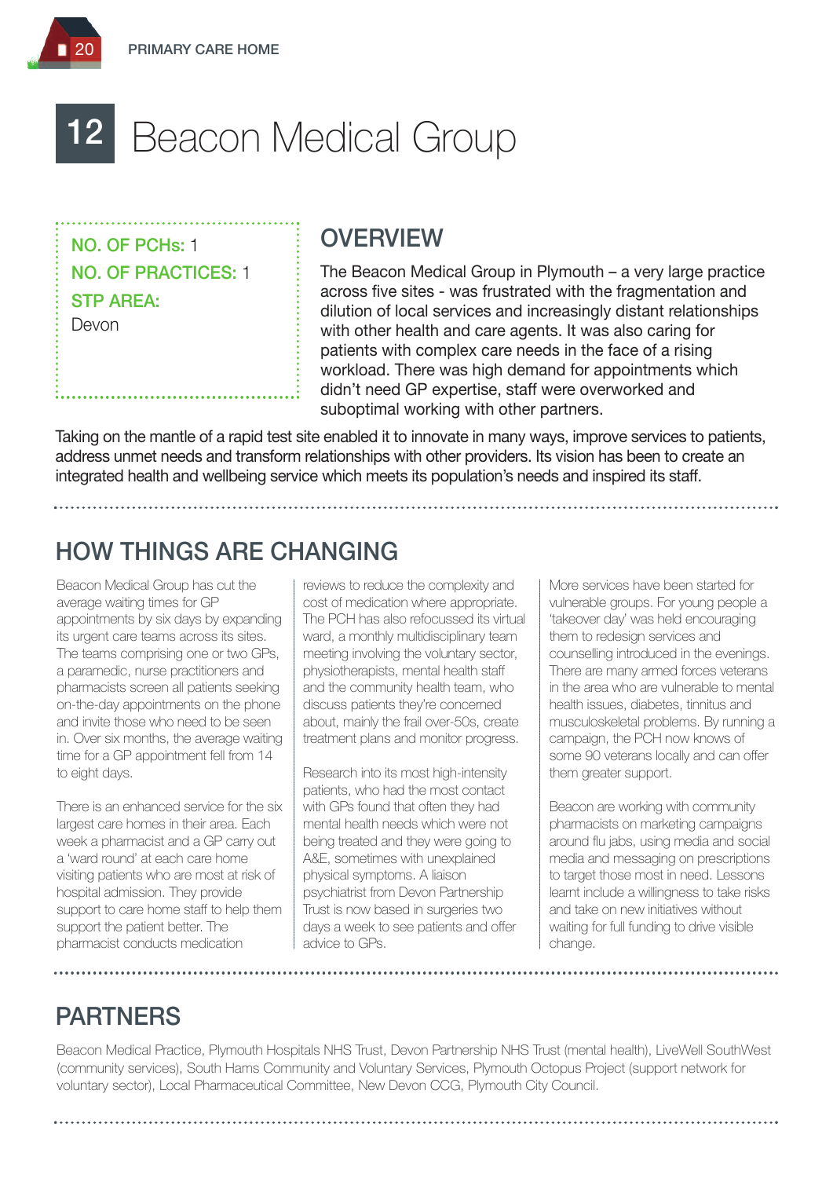# 12 Beacon Medical Group

**NO. OF PCHs:** 1
**NO. OF PRACTICES:** 1
**STP AREA:**
Devon

## OVERVIEW

The Beacon Medical Group in Plymouth – a very large practice across five sites - was frustrated with the fragmentation and dilution of local services and increasingly distant relationships with other health and care agents. It was also caring for patients with complex care needs in the face of a rising workload. There was high demand for appointments which didn't need GP expertise, staff were overworked and suboptimal working with other partners.

Taking on the mantle of a rapid test site enabled it to innovate in many ways, improve services to patients, address unmet needs and transform relationships with other providers. Its vision has been to create an integrated health and wellbeing service which meets its population's needs and inspired its staff.

## HOW THINGS ARE CHANGING

Beacon Medical Group has cut the average waiting times for GP appointments by six days by expanding its urgent care teams across its sites. The teams comprising one or two GPs, a paramedic, nurse practitioners and pharmacists screen all patients seeking on-the-day appointments on the phone and invite those who need to be seen in. Over six months, the average waiting time for a GP appointment fell from 14 to eight days.

There is an enhanced service for the six largest care homes in their area. Each week a pharmacist and a GP carry out a 'ward round' at each care home visiting patients who are most at risk of hospital admission. They provide support to care home staff to help them support the patient better. The pharmacist conducts medication reviews to reduce the complexity and cost of medication where appropriate. The PCH has also refocussed its virtual ward, a monthly multidisciplinary team meeting involving the voluntary sector, physiotherapists, mental health staff and the community health team, who discuss patients they're concerned about, mainly the frail over-50s, create treatment plans and monitor progress.

Research into its most high-intensity patients, who had the most contact with GPs found that often they had mental health needs which were not being treated and they were going to A&E, sometimes with unexplained physical symptoms. A liaison psychiatrist from Devon Partnership Trust is now based in surgeries two days a week to see patients and offer advice to GPs.

More services have been started for vulnerable groups. For young people a 'takeover day' was held encouraging them to redesign services and counselling introduced in the evenings. There are many armed forces veterans in the area who are vulnerable to mental health issues, diabetes, tinnitus and musculoskeletal problems. By running a campaign, the PCH now knows of some 90 veterans locally and can offer them greater support.

Beacon are working with community pharmacists on marketing campaigns around flu jabs, using media and social media and messaging on prescriptions to target those most in need. Lessons learnt include a willingness to take risks and take on new initiatives without waiting for full funding to drive visible change.

## PARTNERS

Beacon Medical Practice, Plymouth Hospitals NHS Trust, Devon Partnership NHS Trust (mental health), LiveWell SouthWest (community services), South Hams Community and Voluntary Services, Plymouth Octopus Project (support network for voluntary sector), Local Pharmaceutical Committee, New Devon CCG, Plymouth City Council.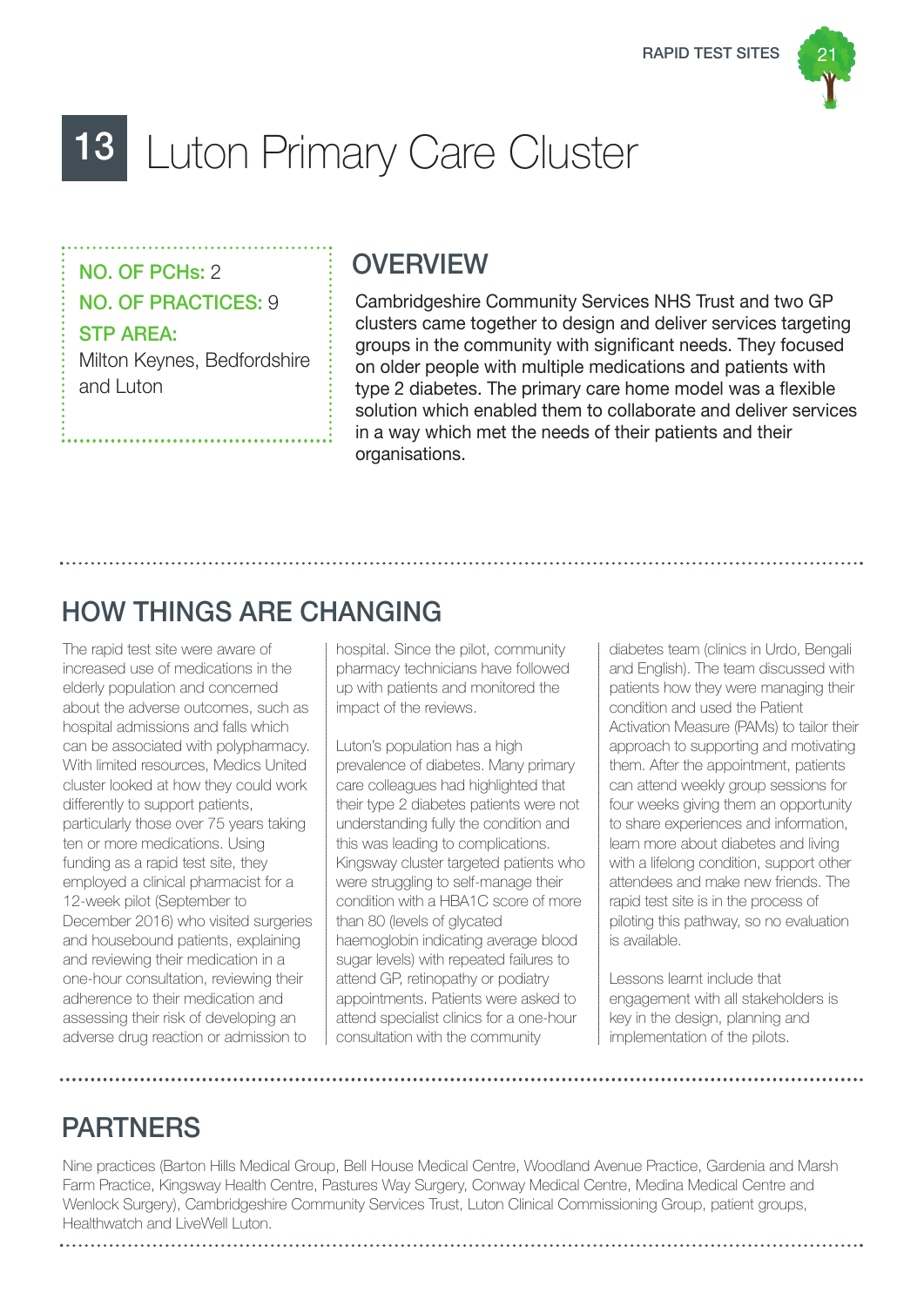# 13 Luton Primary Care Cluster

**NO. OF PCHs:** 2

**NO. OF PRACTICES:** 9

**STP AREA:**
Milton Keynes, Bedfordshire and Luton

## OVERVIEW

Cambridgeshire Community Services NHS Trust and two GP clusters came together to design and deliver services targeting groups in the community with significant needs. They focused on older people with multiple medications and patients with type 2 diabetes. The primary care home model was a flexible solution which enabled them to collaborate and deliver services in a way which met the needs of their patients and their organisations.

## HOW THINGS ARE CHANGING

The rapid test site were aware of increased use of medications in the elderly population and concerned about the adverse outcomes, such as hospital admissions and falls which can be associated with polypharmacy. With limited resources, Medics United cluster looked at how they could work differently to support patients, particularly those over 75 years taking ten or more medications. Using funding as a rapid test site, they employed a clinical pharmacist for a 12-week pilot (September to December 2016) who visited surgeries and housebound patients, explaining and reviewing their medication in a one-hour consultation, reviewing their adherence to their medication and assessing their risk of developing an adverse drug reaction or admission to hospital. Since the pilot, community pharmacy technicians have followed up with patients and monitored the impact of the reviews.

Luton's population has a high prevalence of diabetes. Many primary care colleagues had highlighted that their type 2 diabetes patients were not understanding fully the condition and this was leading to complications. Kingsway cluster targeted patients who were struggling to self-manage their condition with a HBA1C score of more than 80 (levels of glycated haemoglobin indicating average blood sugar levels) with repeated failures to attend GP, retinopathy or podiatry appointments. Patients were asked to attend specialist clinics for a one-hour consultation with the community diabetes team (clinics in Urdo, Bengali and English). The team discussed with patients how they were managing their condition and used the Patient Activation Measure (PAMs) to tailor their approach to supporting and motivating them. After the appointment, patients can attend weekly group sessions for four weeks giving them an opportunity to share experiences and information, learn more about diabetes and living with a lifelong condition, support other attendees and make new friends. The rapid test site is in the process of piloting this pathway, so no evaluation is available.

Lessons learnt include that engagement with all stakeholders is key in the design, planning and implementation of the pilots.

## PARTNERS

Nine practices (Barton Hills Medical Group, Bell House Medical Centre, Woodland Avenue Practice, Gardenia and Marsh Farm Practice, Kingsway Health Centre, Pastures Way Surgery, Conway Medical Centre, Medina Medical Centre and Wenlock Surgery), Cambridgeshire Community Services Trust, Luton Clinical Commissioning Group, patient groups, Healthwatch and LiveWell Luton.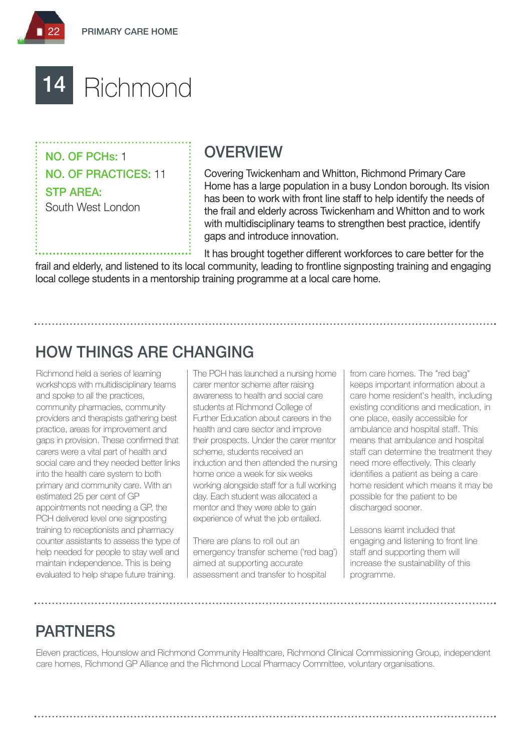# 14 Richmond

**NO. OF PCHs:** 1
**NO. OF PRACTICES:** 11
**STP AREA:**
South West London

## OVERVIEW

Covering Twickenham and Whitton, Richmond Primary Care Home has a large population in a busy London borough. Its vision has been to work with front line staff to help identify the needs of the frail and elderly across Twickenham and Whitton and to work with multidisciplinary teams to strengthen best practice, identify gaps and introduce innovation.

It has brought together different workforces to care better for the frail and elderly, and listened to its local community, leading to frontline signposting training and engaging local college students in a mentorship training programme at a local care home.

## HOW THINGS ARE CHANGING

Richmond held a series of learning workshops with multidisciplinary teams and spoke to all the practices, community pharmacies, community providers and therapists gathering best practice, areas for improvement and gaps in provision. These confirmed that carers were a vital part of health and social care and they needed better links into the health care system to both primary and community care. With an estimated 25 per cent of GP appointments not needing a GP, the PCH delivered level one signposting training to receptionists and pharmacy counter assistants to assess the type of help needed for people to stay well and maintain independence. This is being evaluated to help shape future training.

The PCH has launched a nursing home carer mentor scheme after raising awareness to health and social care students at Richmond College of Further Education about careers in the health and care sector and improve their prospects. Under the carer mentor scheme, students received an induction and then attended the nursing home once a week for six weeks working alongside staff for a full working day. Each student was allocated a mentor and they were able to gain experience of what the job entailed.

There are plans to roll out an emergency transfer scheme ('red bag') aimed at supporting accurate assessment and transfer to hospital from care homes. The "red bag" keeps important information about a care home resident's health, including existing conditions and medication, in one place, easily accessible for ambulance and hospital staff. This means that ambulance and hospital staff can determine the treatment they need more effectively. This clearly identifies a patient as being a care home resident which means it may be possible for the patient to be discharged sooner.

Lessons learnt included that engaging and listening to front line staff and supporting them will increase the sustainability of this programme.

## PARTNERS

Eleven practices, Hounslow and Richmond Community Healthcare, Richmond Clinical Commissioning Group, independent care homes, Richmond GP Alliance and the Richmond Local Pharmacy Committee, voluntary organisations.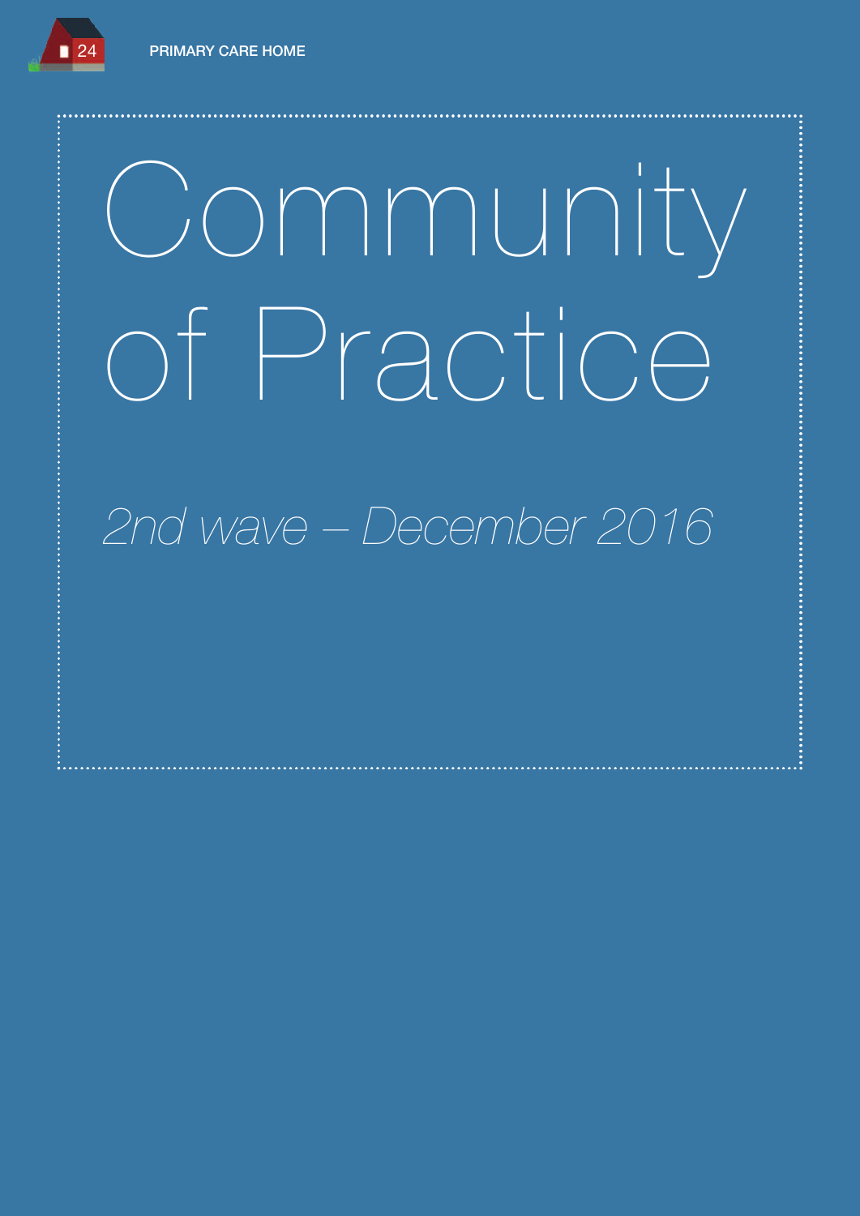# Community of Practice

*2nd wave – December 2016*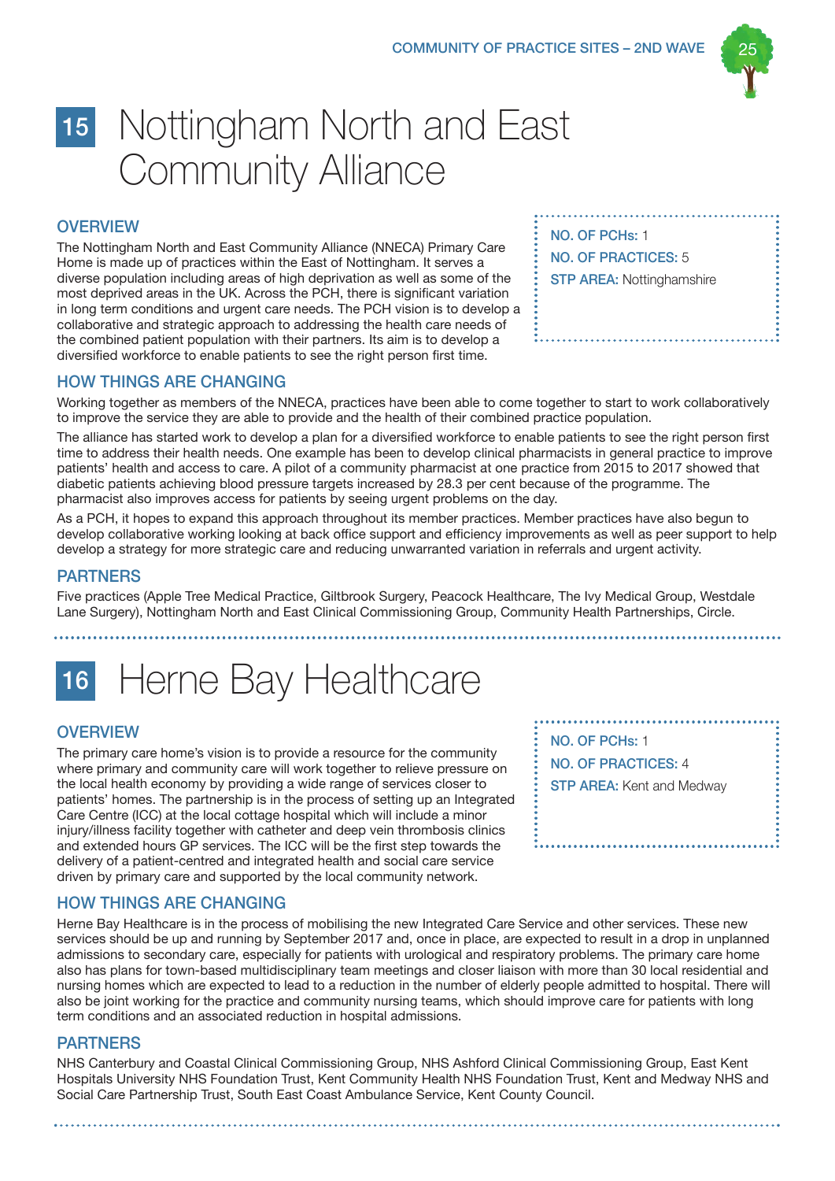# 15 Nottingham North and East Community Alliance

## OVERVIEW

The Nottingham North and East Community Alliance (NNECA) Primary Care Home is made up of practices within the East of Nottingham. It serves a diverse population including areas of high deprivation as well as some of the most deprived areas in the UK. Across the PCH, there is significant variation in long term conditions and urgent care needs. The PCH vision is to develop a collaborative and strategic approach to addressing the health care needs of the combined patient population with their partners. Its aim is to develop a diversified workforce to enable patients to see the right person first time.

**NO. OF PCHs:** 1
**NO. OF PRACTICES:** 5
**STP AREA:** Nottinghamshire

## HOW THINGS ARE CHANGING

Working together as members of the NNECA, practices have been able to come together to start to work collaboratively to improve the service they are able to provide and the health of their combined practice population.

The alliance has started work to develop a plan for a diversified workforce to enable patients to see the right person first time to address their health needs. One example has been to develop clinical pharmacists in general practice to improve patients' health and access to care. A pilot of a community pharmacist at one practice from 2015 to 2017 showed that diabetic patients achieving blood pressure targets increased by 28.3 per cent because of the programme. The pharmacist also improves access for patients by seeing urgent problems on the day.

As a PCH, it hopes to expand this approach throughout its member practices. Member practices have also begun to develop collaborative working looking at back office support and efficiency improvements as well as peer support to help develop a strategy for more strategic care and reducing unwarranted variation in referrals and urgent activity.

## PARTNERS

Five practices (Apple Tree Medical Practice, Giltbrook Surgery, Peacock Healthcare, The Ivy Medical Group, Westdale Lane Surgery), Nottingham North and East Clinical Commissioning Group, Community Health Partnerships, Circle.

# 16 Herne Bay Healthcare

## OVERVIEW

The primary care home's vision is to provide a resource for the community where primary and community care will work together to relieve pressure on the local health economy by providing a wide range of services closer to patients' homes. The partnership is in the process of setting up an Integrated Care Centre (ICC) at the local cottage hospital which will include a minor injury/illness facility together with catheter and deep vein thrombosis clinics and extended hours GP services. The ICC will be the first step towards the delivery of a patient-centred and integrated health and social care service driven by primary care and supported by the local community network.

**NO. OF PCHs:** 1
**NO. OF PRACTICES:** 4
**STP AREA:** Kent and Medway

## HOW THINGS ARE CHANGING

Herne Bay Healthcare is in the process of mobilising the new Integrated Care Service and other services. These new services should be up and running by September 2017 and, once in place, are expected to result in a drop in unplanned admissions to secondary care, especially for patients with urological and respiratory problems. The primary care home also has plans for town-based multidisciplinary team meetings and closer liaison with more than 30 local residential and nursing homes which are expected to lead to a reduction in the number of elderly people admitted to hospital. There will also be joint working for the practice and community nursing teams, which should improve care for patients with long term conditions and an associated reduction in hospital admissions.

## PARTNERS

NHS Canterbury and Coastal Clinical Commissioning Group, NHS Ashford Clinical Commissioning Group, East Kent Hospitals University NHS Foundation Trust, Kent Community Health NHS Foundation Trust, Kent and Medway NHS and Social Care Partnership Trust, South East Coast Ambulance Service, Kent County Council.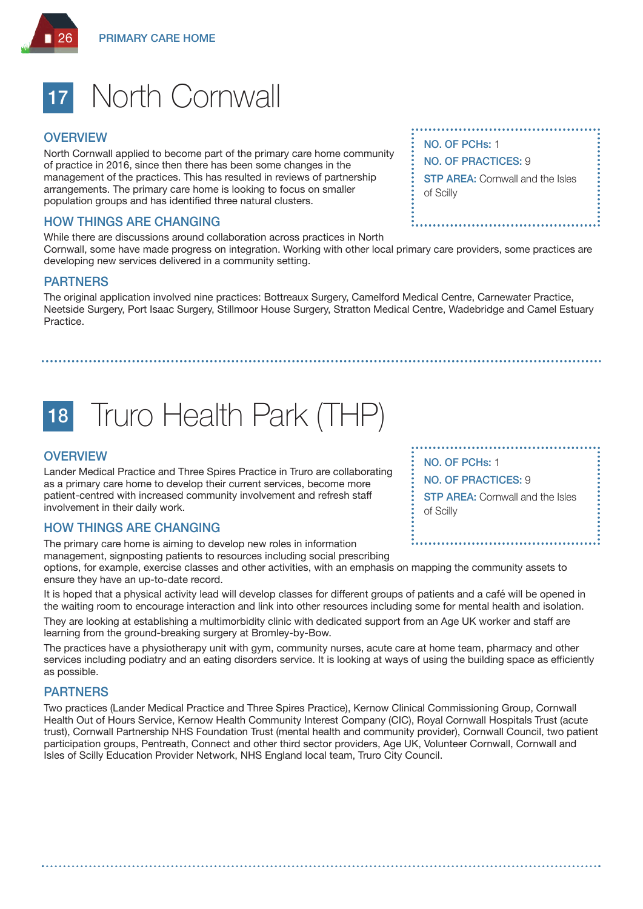# 17 North Cornwall

**NO. OF PCHs:** 1
**NO. OF PRACTICES:** 9
**STP AREA:** Cornwall and the Isles of Scilly

## OVERVIEW

North Cornwall applied to become part of the primary care home community of practice in 2016, since then there has been some changes in the management of the practices. This has resulted in reviews of partnership arrangements. The primary care home is looking to focus on smaller population groups and has identified three natural clusters.

## HOW THINGS ARE CHANGING

While there are discussions around collaboration across practices in North Cornwall, some have made progress on integration. Working with other local primary care providers, some practices are developing new services delivered in a community setting.

## PARTNERS

The original application involved nine practices: Bottreaux Surgery, Camelford Medical Centre, Carnewater Practice, Neetside Surgery, Port Isaac Surgery, Stillmoor House Surgery, Stratton Medical Centre, Wadebridge and Camel Estuary Practice.

# 18 Truro Health Park (THP)

**NO. OF PCHs:** 1
**NO. OF PRACTICES:** 9
**STP AREA:** Cornwall and the Isles of Scilly

## OVERVIEW

Lander Medical Practice and Three Spires Practice in Truro are collaborating as a primary care home to develop their current services, become more patient-centred with increased community involvement and refresh staff involvement in their daily work.

## HOW THINGS ARE CHANGING

The primary care home is aiming to develop new roles in information management, signposting patients to resources including social prescribing options, for example, exercise classes and other activities, with an emphasis on mapping the community assets to ensure they have an up-to-date record.

It is hoped that a physical activity lead will develop classes for different groups of patients and a café will be opened in the waiting room to encourage interaction and link into other resources including some for mental health and isolation.

They are looking at establishing a multimorbidity clinic with dedicated support from an Age UK worker and staff are learning from the ground-breaking surgery at Bromley-by-Bow.

The practices have a physiotherapy unit with gym, community nurses, acute care at home team, pharmacy and other services including podiatry and an eating disorders service. It is looking at ways of using the building space as efficiently as possible.

## PARTNERS

Two practices (Lander Medical Practice and Three Spires Practice), Kernow Clinical Commissioning Group, Cornwall Health Out of Hours Service, Kernow Health Community Interest Company (CIC), Royal Cornwall Hospitals Trust (acute trust), Cornwall Partnership NHS Foundation Trust (mental health and community provider), Cornwall Council, two patient participation groups, Pentreath, Connect and other third sector providers, Age UK, Volunteer Cornwall, Cornwall and Isles of Scilly Education Provider Network, NHS England local team, Truro City Council.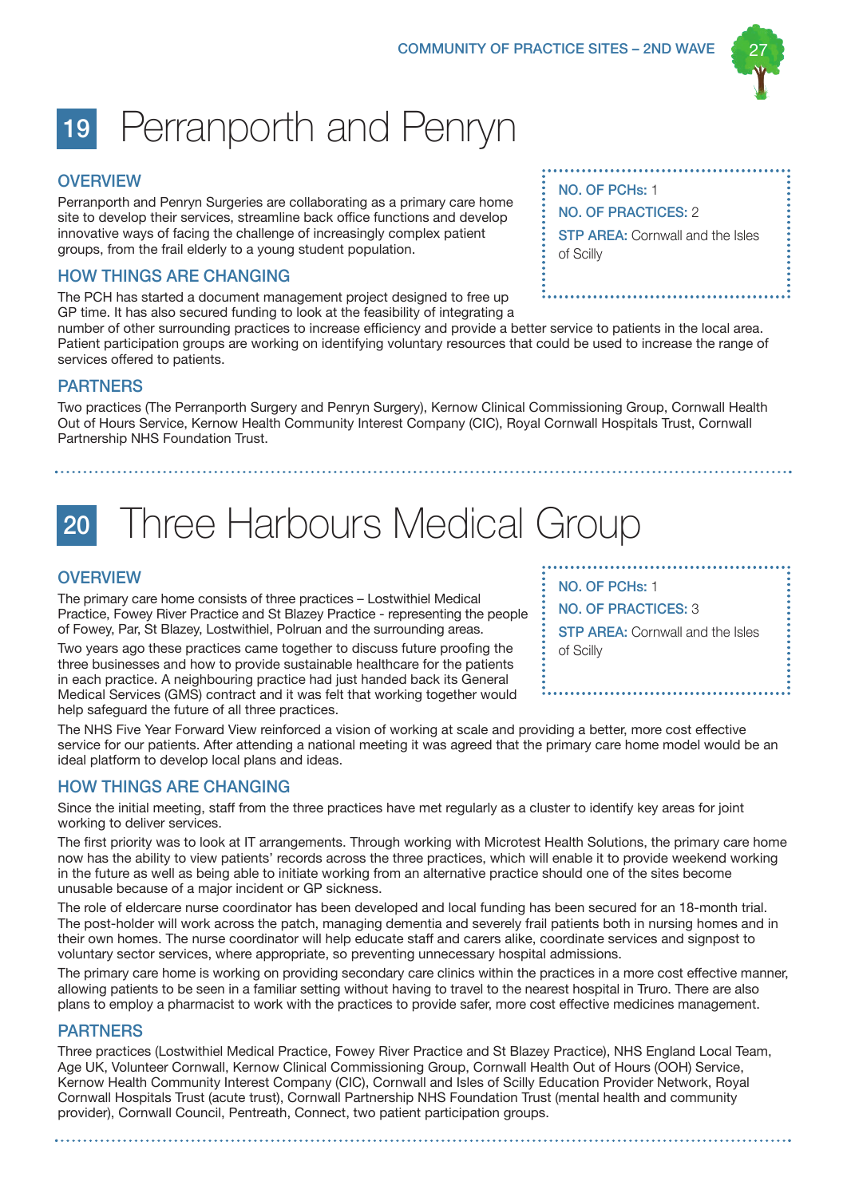# 19 Perranporth and Penryn

## OVERVIEW

Perranporth and Penryn Surgeries are collaborating as a primary care home site to develop their services, streamline back office functions and develop innovative ways of facing the challenge of increasingly complex patient groups, from the frail elderly to a young student population.

**NO. OF PCHs:** 1

**NO. OF PRACTICES:** 2

**STP AREA:** Cornwall and the Isles of Scilly

## HOW THINGS ARE CHANGING

The PCH has started a document management project designed to free up GP time. It has also secured funding to look at the feasibility of integrating a number of other surrounding practices to increase efficiency and provide a better service to patients in the local area. Patient participation groups are working on identifying voluntary resources that could be used to increase the range of services offered to patients.

## PARTNERS

Two practices (The Perranporth Surgery and Penryn Surgery), Kernow Clinical Commissioning Group, Cornwall Health Out of Hours Service, Kernow Health Community Interest Company (CIC), Royal Cornwall Hospitals Trust, Cornwall Partnership NHS Foundation Trust.

# 20 Three Harbours Medical Group

## OVERVIEW

The primary care home consists of three practices – Lostwithiel Medical Practice, Fowey River Practice and St Blazey Practice - representing the people of Fowey, Par, St Blazey, Lostwithiel, Polruan and the surrounding areas.

Two years ago these practices came together to discuss future proofing the three businesses and how to provide sustainable healthcare for the patients in each practice. A neighbouring practice had just handed back its General Medical Services (GMS) contract and it was felt that working together would help safeguard the future of all three practices.

**NO. OF PCHs:** 1

**NO. OF PRACTICES:** 3

**STP AREA:** Cornwall and the Isles of Scilly

The NHS Five Year Forward View reinforced a vision of working at scale and providing a better, more cost effective service for our patients. After attending a national meeting it was agreed that the primary care home model would be an ideal platform to develop local plans and ideas.

## HOW THINGS ARE CHANGING

Since the initial meeting, staff from the three practices have met regularly as a cluster to identify key areas for joint working to deliver services.

The first priority was to look at IT arrangements. Through working with Microtest Health Solutions, the primary care home now has the ability to view patients' records across the three practices, which will enable it to provide weekend working in the future as well as being able to initiate working from an alternative practice should one of the sites become unusable because of a major incident or GP sickness.

The role of eldercare nurse coordinator has been developed and local funding has been secured for an 18-month trial. The post-holder will work across the patch, managing dementia and severely frail patients both in nursing homes and in their own homes. The nurse coordinator will help educate staff and carers alike, coordinate services and signpost to voluntary sector services, where appropriate, so preventing unnecessary hospital admissions.

The primary care home is working on providing secondary care clinics within the practices in a more cost effective manner, allowing patients to be seen in a familiar setting without having to travel to the nearest hospital in Truro. There are also plans to employ a pharmacist to work with the practices to provide safer, more cost effective medicines management.

## PARTNERS

Three practices (Lostwithiel Medical Practice, Fowey River Practice and St Blazey Practice), NHS England Local Team, Age UK, Volunteer Cornwall, Kernow Clinical Commissioning Group, Cornwall Health Out of Hours (OOH) Service, Kernow Health Community Interest Company (CIC), Cornwall and Isles of Scilly Education Provider Network, Royal Cornwall Hospitals Trust (acute trust), Cornwall Partnership NHS Foundation Trust (mental health and community provider), Cornwall Council, Pentreath, Connect, two patient participation groups.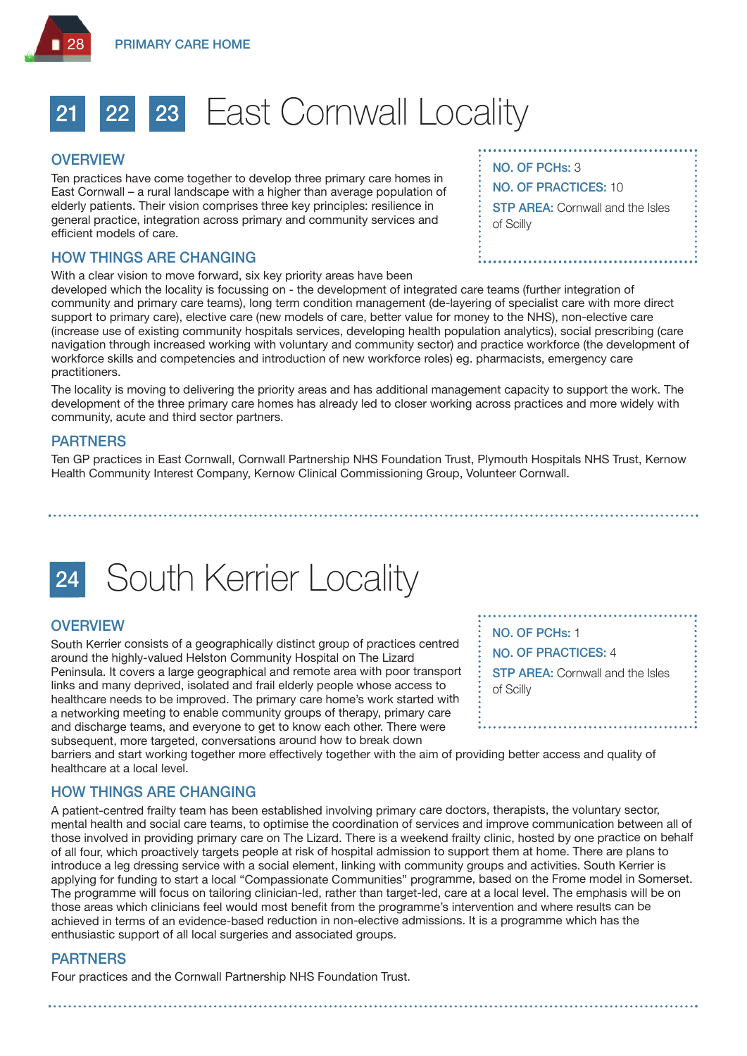# 21 22 23 East Cornwall Locality

**NO. OF PCHs:** 3
**NO. OF PRACTICES:** 10
**STP AREA:** Cornwall and the Isles of Scilly

## OVERVIEW

Ten practices have come together to develop three primary care homes in East Cornwall – a rural landscape with a higher than average population of elderly patients. Their vision comprises three key principles: resilience in general practice, integration across primary and community services and efficient models of care.

## HOW THINGS ARE CHANGING

With a clear vision to move forward, six key priority areas have been developed which the locality is focussing on - the development of integrated care teams (further integration of community and primary care teams), long term condition management (de-layering of specialist care with more direct support to primary care), elective care (new models of care, better value for money to the NHS), non-elective care (increase use of existing community hospitals services, developing health population analytics), social prescribing (care navigation through increased working with voluntary and community sector) and practice workforce (the development of workforce skills and competencies and introduction of new workforce roles) eg. pharmacists, emergency care practitioners.

The locality is moving to delivering the priority areas and has additional management capacity to support the work. The development of the three primary care homes has already led to closer working across practices and more widely with community, acute and third sector partners.

## PARTNERS

Ten GP practices in East Cornwall, Cornwall Partnership NHS Foundation Trust, Plymouth Hospitals NHS Trust, Kernow Health Community Interest Company, Kernow Clinical Commissioning Group, Volunteer Cornwall.

# 24 South Kerrier Locality

**NO. OF PCHs:** 1
**NO. OF PRACTICES:** 4
**STP AREA:** Cornwall and the Isles of Scilly

## OVERVIEW

South Kerrier consists of a geographically distinct group of practices centred around the highly-valued Helston Community Hospital on The Lizard Peninsula. It covers a large geographical and remote area with poor transport links and many deprived, isolated and frail elderly people whose access to healthcare needs to be improved. The primary care home's work started with a networking meeting to enable community groups of therapy, primary care and discharge teams, and everyone to get to know each other. There were subsequent, more targeted, conversations around how to break down barriers and start working together more effectively together with the aim of providing better access and quality of healthcare at a local level.

## HOW THINGS ARE CHANGING

A patient-centred frailty team has been established involving primary care doctors, therapists, the voluntary sector, mental health and social care teams, to optimise the coordination of services and improve communication between all of those involved in providing primary care on The Lizard. There is a weekend frailty clinic, hosted by one practice on behalf of all four, which proactively targets people at risk of hospital admission to support them at home. There are plans to introduce a leg dressing service with a social element, linking with community groups and activities. South Kerrier is applying for funding to start a local "Compassionate Communities" programme, based on the Frome model in Somerset. The programme will focus on tailoring clinician-led, rather than target-led, care at a local level. The emphasis will be on those areas which clinicians feel would most benefit from the programme's intervention and where results can be achieved in terms of an evidence-based reduction in non-elective admissions. It is a programme which has the enthusiastic support of all local surgeries and associated groups.

## PARTNERS

Four practices and the Cornwall Partnership NHS Foundation Trust.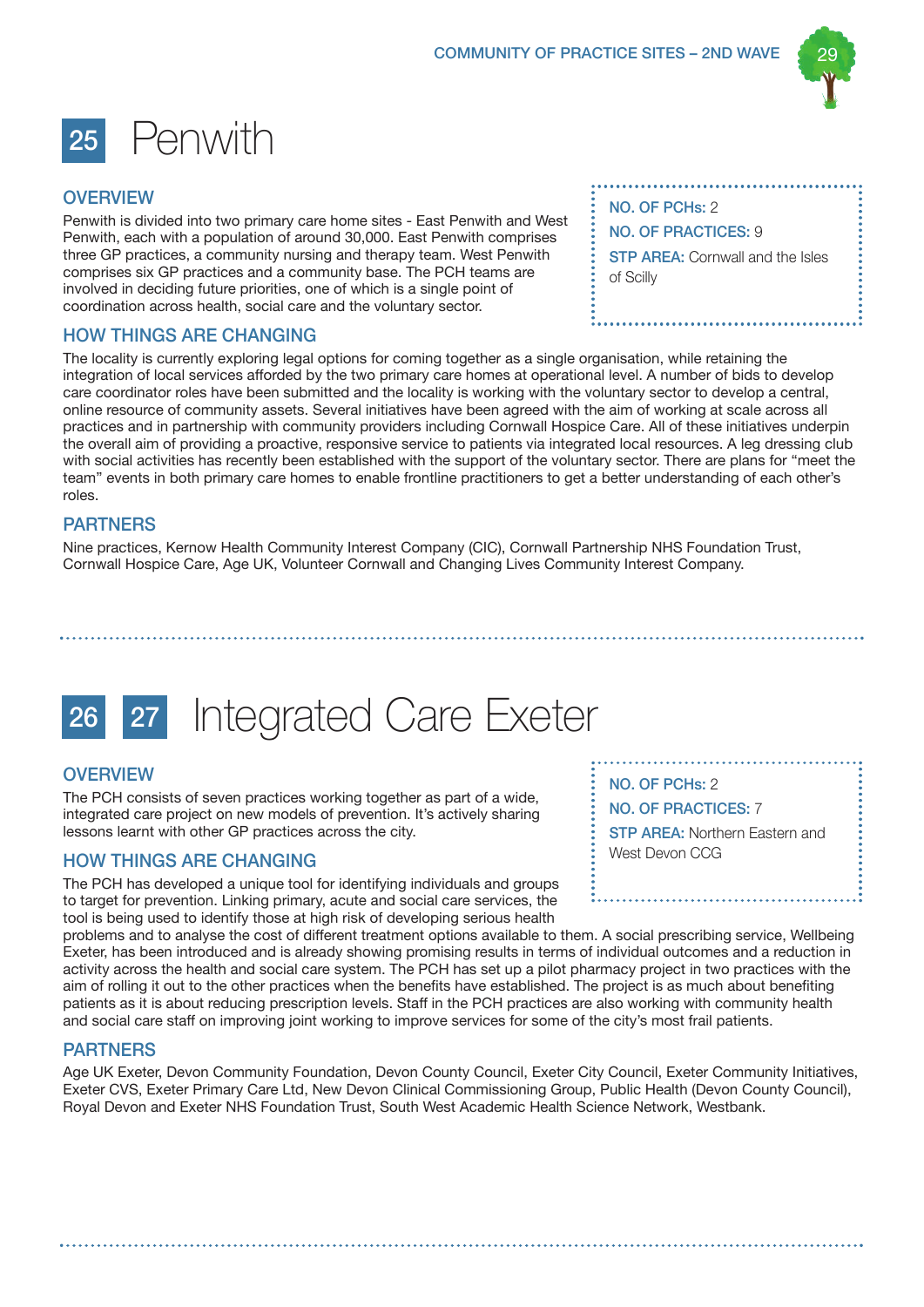# 25 Penwith

## OVERVIEW

Penwith is divided into two primary care home sites - East Penwith and West Penwith, each with a population of around 30,000. East Penwith comprises three GP practices, a community nursing and therapy team. West Penwith comprises six GP practices and a community base. The PCH teams are involved in deciding future priorities, one of which is a single point of coordination across health, social care and the voluntary sector.

**NO. OF PCHs:** 2

**NO. OF PRACTICES:** 9

**STP AREA:** Cornwall and the Isles of Scilly

## HOW THINGS ARE CHANGING

The locality is currently exploring legal options for coming together as a single organisation, while retaining the integration of local services afforded by the two primary care homes at operational level. A number of bids to develop care coordinator roles have been submitted and the locality is working with the voluntary sector to develop a central, online resource of community assets. Several initiatives have been agreed with the aim of working at scale across all practices and in partnership with community providers including Cornwall Hospice Care. All of these initiatives underpin the overall aim of providing a proactive, responsive service to patients via integrated local resources. A leg dressing club with social activities has recently been established with the support of the voluntary sector. There are plans for “meet the team” events in both primary care homes to enable frontline practitioners to get a better understanding of each other’s roles.

## PARTNERS

Nine practices, Kernow Health Community Interest Company (CIC), Cornwall Partnership NHS Foundation Trust, Cornwall Hospice Care, Age UK, Volunteer Cornwall and Changing Lives Community Interest Company.

# 26 27 Integrated Care Exeter

## OVERVIEW

The PCH consists of seven practices working together as part of a wide, integrated care project on new models of prevention. It’s actively sharing lessons learnt with other GP practices across the city.

**NO. OF PCHs:** 2

**NO. OF PRACTICES:** 7

**STP AREA:** Northern Eastern and West Devon CCG

## HOW THINGS ARE CHANGING

The PCH has developed a unique tool for identifying individuals and groups to target for prevention. Linking primary, acute and social care services, the tool is being used to identify those at high risk of developing serious health problems and to analyse the cost of different treatment options available to them. A social prescribing service, Wellbeing Exeter, has been introduced and is already showing promising results in terms of individual outcomes and a reduction in activity across the health and social care system. The PCH has set up a pilot pharmacy project in two practices with the aim of rolling it out to the other practices when the benefits have established. The project is as much about benefiting patients as it is about reducing prescription levels. Staff in the PCH practices are also working with community health and social care staff on improving joint working to improve services for some of the city’s most frail patients.

## PARTNERS

Age UK Exeter, Devon Community Foundation, Devon County Council, Exeter City Council, Exeter Community Initiatives, Exeter CVS, Exeter Primary Care Ltd, New Devon Clinical Commissioning Group, Public Health (Devon County Council), Royal Devon and Exeter NHS Foundation Trust, South West Academic Health Science Network, Westbank.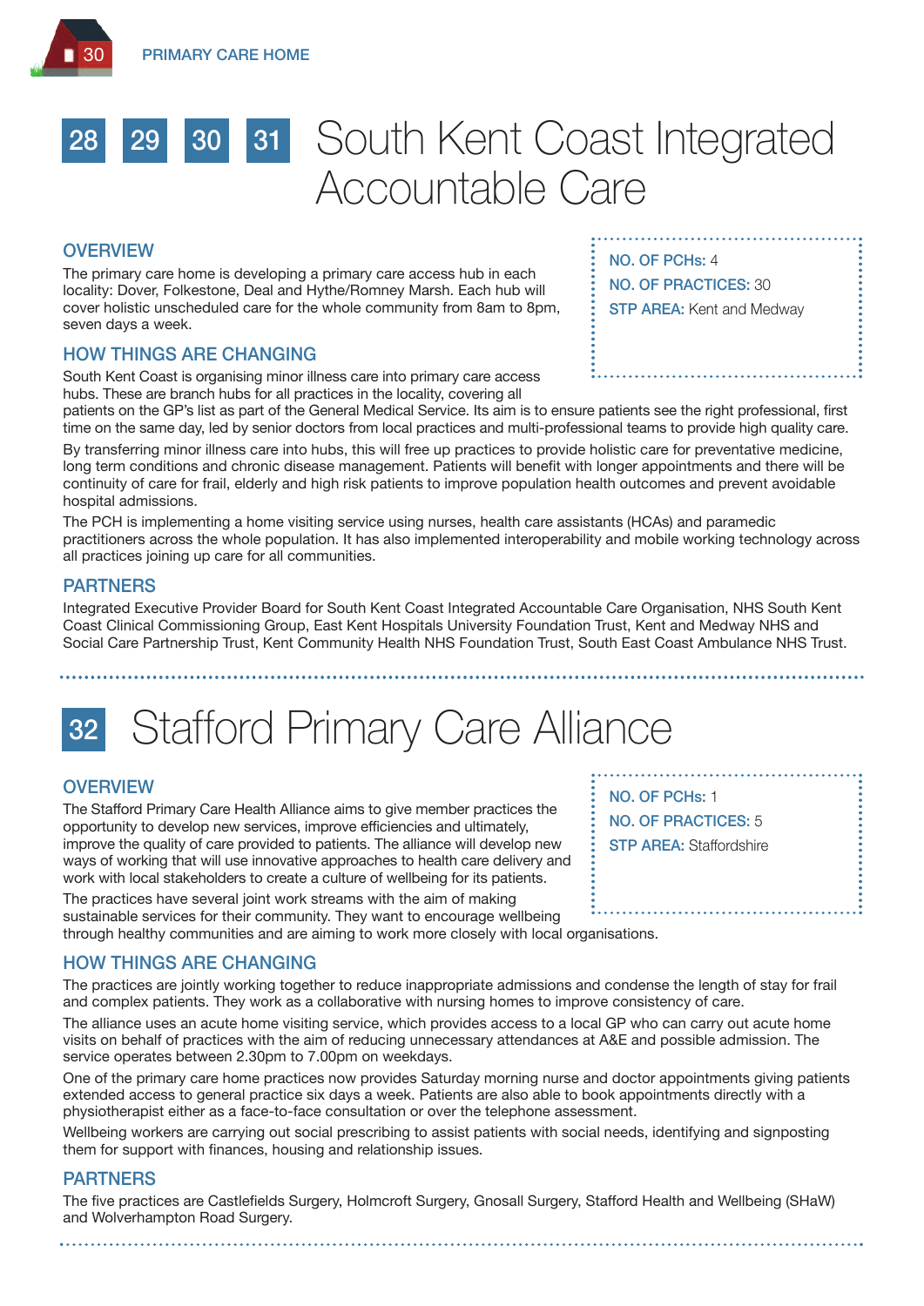# 28 29 30 31 South Kent Coast Integrated Accountable Care

**NO. OF PCHs:** 4
**NO. OF PRACTICES:** 30
**STP AREA:** Kent and Medway

## OVERVIEW

The primary care home is developing a primary care access hub in each locality: Dover, Folkestone, Deal and Hythe/Romney Marsh. Each hub will cover holistic unscheduled care for the whole community from 8am to 8pm, seven days a week.

## HOW THINGS ARE CHANGING

South Kent Coast is organising minor illness care into primary care access hubs. These are branch hubs for all practices in the locality, covering all patients on the GP's list as part of the General Medical Service. Its aim is to ensure patients see the right professional, first time on the same day, led by senior doctors from local practices and multi-professional teams to provide high quality care.

By transferring minor illness care into hubs, this will free up practices to provide holistic care for preventative medicine, long term conditions and chronic disease management. Patients will benefit with longer appointments and there will be continuity of care for frail, elderly and high risk patients to improve population health outcomes and prevent avoidable hospital admissions.

The PCH is implementing a home visiting service using nurses, health care assistants (HCAs) and paramedic practitioners across the whole population. It has also implemented interoperability and mobile working technology across all practices joining up care for all communities.

## PARTNERS

Integrated Executive Provider Board for South Kent Coast Integrated Accountable Care Organisation, NHS South Kent Coast Clinical Commissioning Group, East Kent Hospitals University Foundation Trust, Kent and Medway NHS and Social Care Partnership Trust, Kent Community Health NHS Foundation Trust, South East Coast Ambulance NHS Trust.

# 32 Stafford Primary Care Alliance

**NO. OF PCHs:** 1
**NO. OF PRACTICES:** 5
**STP AREA:** Staffordshire

## OVERVIEW

The Stafford Primary Care Health Alliance aims to give member practices the opportunity to develop new services, improve efficiencies and ultimately, improve the quality of care provided to patients. The alliance will develop new ways of working that will use innovative approaches to health care delivery and work with local stakeholders to create a culture of wellbeing for its patients.

The practices have several joint work streams with the aim of making sustainable services for their community. They want to encourage wellbeing through healthy communities and are aiming to work more closely with local organisations.

## HOW THINGS ARE CHANGING

The practices are jointly working together to reduce inappropriate admissions and condense the length of stay for frail and complex patients. They work as a collaborative with nursing homes to improve consistency of care.

The alliance uses an acute home visiting service, which provides access to a local GP who can carry out acute home visits on behalf of practices with the aim of reducing unnecessary attendances at A&E and possible admission. The service operates between 2.30pm to 7.00pm on weekdays.

One of the primary care home practices now provides Saturday morning nurse and doctor appointments giving patients extended access to general practice six days a week. Patients are also able to book appointments directly with a physiotherapist either as a face-to-face consultation or over the telephone assessment.

Wellbeing workers are carrying out social prescribing to assist patients with social needs, identifying and signposting them for support with finances, housing and relationship issues.

## PARTNERS

The five practices are Castlefields Surgery, Holmcroft Surgery, Gnosall Surgery, Stafford Health and Wellbeing (SHaW) and Wolverhampton Road Surgery.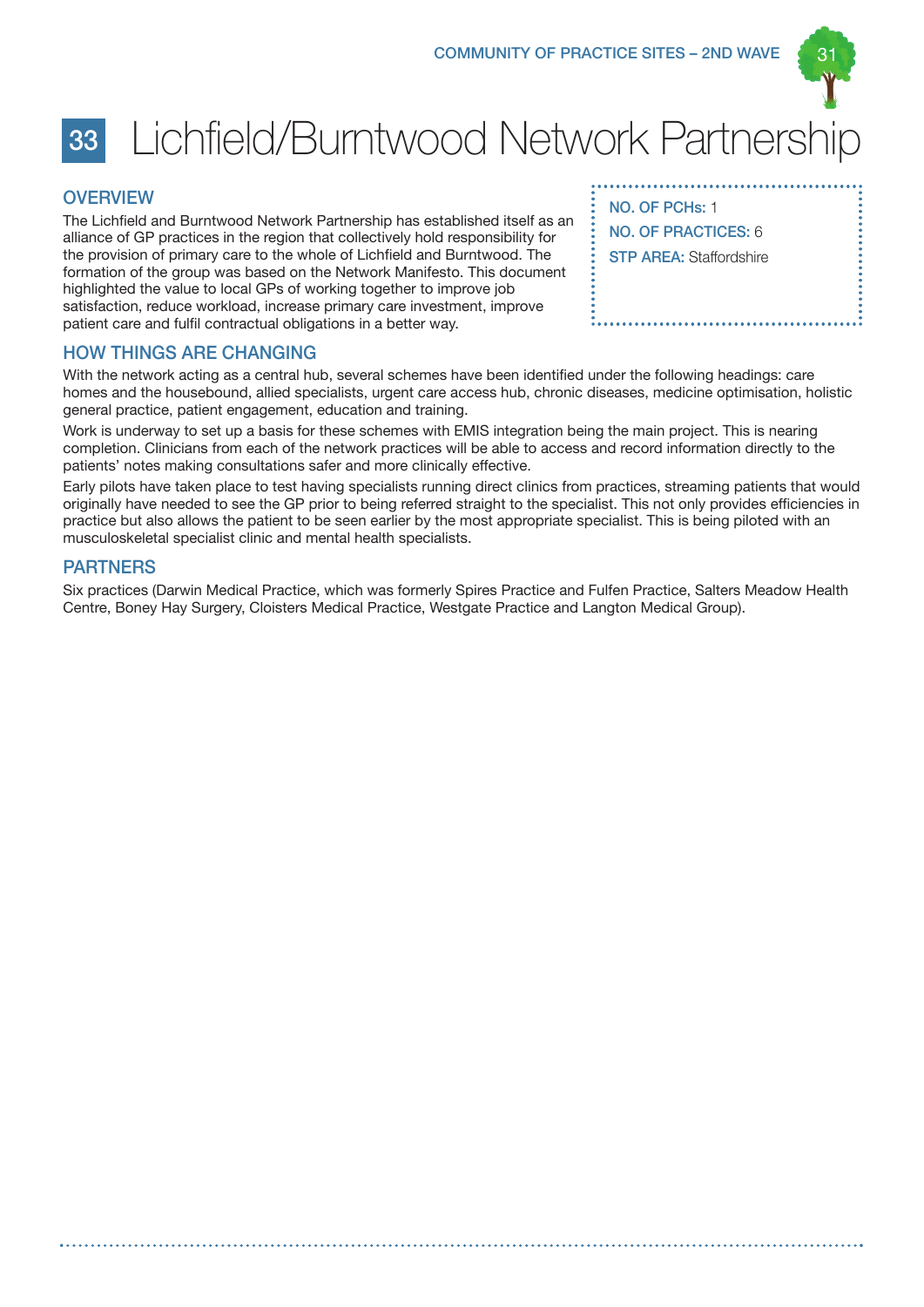# 33 Lichfield/Burntwood Network Partnership

**NO. OF PCHs:** 1

**NO. OF PRACTICES:** 6

**STP AREA:** Staffordshire

## OVERVIEW

The Lichfield and Burntwood Network Partnership has established itself as an alliance of GP practices in the region that collectively hold responsibility for the provision of primary care to the whole of Lichfield and Burntwood. The formation of the group was based on the Network Manifesto. This document highlighted the value to local GPs of working together to improve job satisfaction, reduce workload, increase primary care investment, improve patient care and fulfil contractual obligations in a better way.

## HOW THINGS ARE CHANGING

With the network acting as a central hub, several schemes have been identified under the following headings: care homes and the housebound, allied specialists, urgent care access hub, chronic diseases, medicine optimisation, holistic general practice, patient engagement, education and training.

Work is underway to set up a basis for these schemes with EMIS integration being the main project. This is nearing completion. Clinicians from each of the network practices will be able to access and record information directly to the patients' notes making consultations safer and more clinically effective.

Early pilots have taken place to test having specialists running direct clinics from practices, streaming patients that would originally have needed to see the GP prior to being referred straight to the specialist. This not only provides efficiencies in practice but also allows the patient to be seen earlier by the most appropriate specialist. This is being piloted with an musculoskeletal specialist clinic and mental health specialists.

## PARTNERS

Six practices (Darwin Medical Practice, which was formerly Spires Practice and Fulfen Practice, Salters Meadow Health Centre, Boney Hay Surgery, Cloisters Medical Practice, Westgate Practice and Langton Medical Group).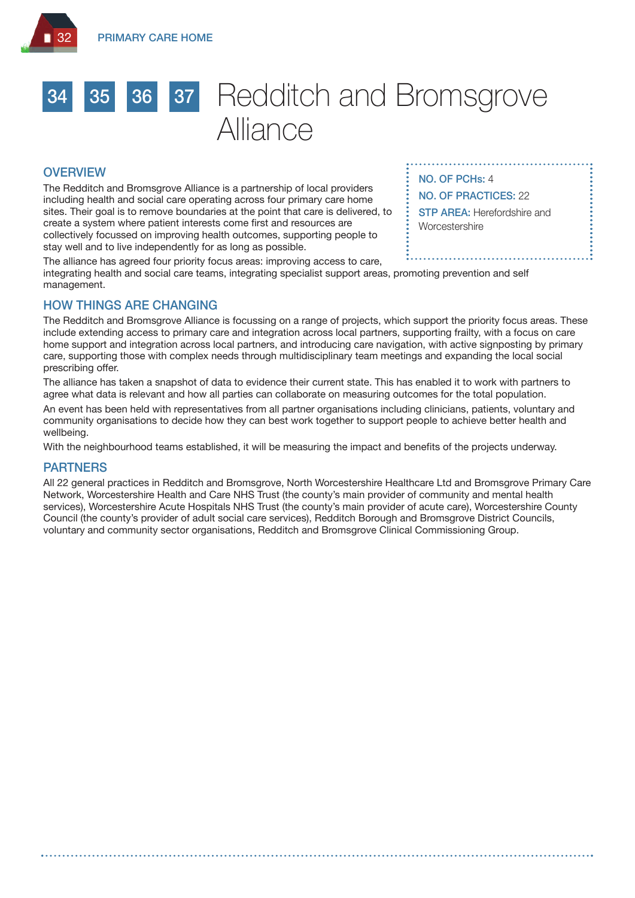# 34 35 36 37 Redditch and Bromsgrove Alliance

**NO. OF PCHs:** 4

**NO. OF PRACTICES:** 22

**STP AREA:** Herefordshire and Worcestershire

## OVERVIEW

The Redditch and Bromsgrove Alliance is a partnership of local providers including health and social care operating across four primary care home sites. Their goal is to remove boundaries at the point that care is delivered, to create a system where patient interests come first and resources are collectively focussed on improving health outcomes, supporting people to stay well and to live independently for as long as possible.

The alliance has agreed four priority focus areas: improving access to care, integrating health and social care teams, integrating specialist support areas, promoting prevention and self management.

## HOW THINGS ARE CHANGING

The Redditch and Bromsgrove Alliance is focussing on a range of projects, which support the priority focus areas. These include extending access to primary care and integration across local partners, supporting frailty, with a focus on care home support and integration across local partners, and introducing care navigation, with active signposting by primary care, supporting those with complex needs through multidisciplinary team meetings and expanding the local social prescribing offer.

The alliance has taken a snapshot of data to evidence their current state. This has enabled it to work with partners to agree what data is relevant and how all parties can collaborate on measuring outcomes for the total population.

An event has been held with representatives from all partner organisations including clinicians, patients, voluntary and community organisations to decide how they can best work together to support people to achieve better health and wellbeing.

With the neighbourhood teams established, it will be measuring the impact and benefits of the projects underway.

## PARTNERS

All 22 general practices in Redditch and Bromsgrove, North Worcestershire Healthcare Ltd and Bromsgrove Primary Care Network, Worcestershire Health and Care NHS Trust (the county's main provider of community and mental health services), Worcestershire Acute Hospitals NHS Trust (the county's main provider of acute care), Worcestershire County Council (the county's provider of adult social care services), Redditch Borough and Bromsgrove District Councils, voluntary and community sector organisations, Redditch and Bromsgrove Clinical Commissioning Group.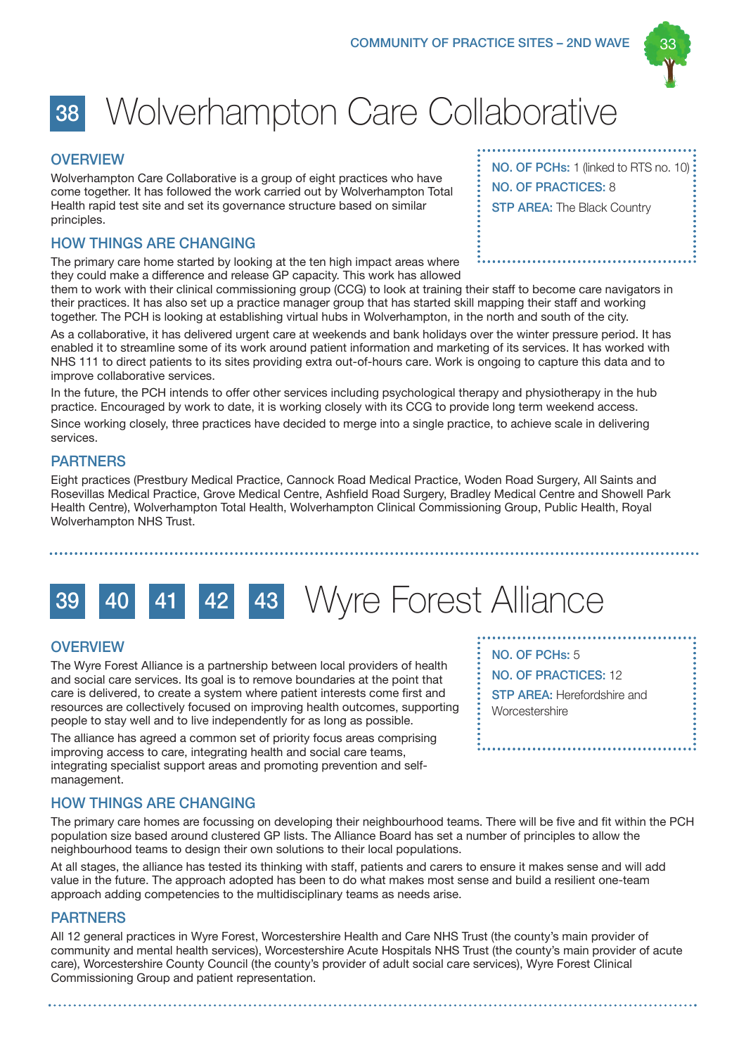# 38 Wolverhampton Care Collaborative

**NO. OF PCHs:** 1 (linked to RTS no. 10)
**NO. OF PRACTICES:** 8
**STP AREA:** The Black Country

## OVERVIEW

Wolverhampton Care Collaborative is a group of eight practices who have come together. It has followed the work carried out by Wolverhampton Total Health rapid test site and set its governance structure based on similar principles.

## HOW THINGS ARE CHANGING

The primary care home started by looking at the ten high impact areas where they could make a difference and release GP capacity. This work has allowed them to work with their clinical commissioning group (CCG) to look at training their staff to become care navigators in their practices. It has also set up a practice manager group that has started skill mapping their staff and working together. The PCH is looking at establishing virtual hubs in Wolverhampton, in the north and south of the city.

As a collaborative, it has delivered urgent care at weekends and bank holidays over the winter pressure period. It has enabled it to streamline some of its work around patient information and marketing of its services. It has worked with NHS 111 to direct patients to its sites providing extra out-of-hours care. Work is ongoing to capture this data and to improve collaborative services.

In the future, the PCH intends to offer other services including psychological therapy and physiotherapy in the hub practice. Encouraged by work to date, it is working closely with its CCG to provide long term weekend access.

Since working closely, three practices have decided to merge into a single practice, to achieve scale in delivering services.

## PARTNERS

Eight practices (Prestbury Medical Practice, Cannock Road Medical Practice, Woden Road Surgery, All Saints and Rosevillas Medical Practice, Grove Medical Centre, Ashfield Road Surgery, Bradley Medical Centre and Showell Park Health Centre), Wolverhampton Total Health, Wolverhampton Clinical Commissioning Group, Public Health, Royal Wolverhampton NHS Trust.

# 39 40 41 42 43 Wyre Forest Alliance

**NO. OF PCHs:** 5
**NO. OF PRACTICES:** 12
**STP AREA:** Herefordshire and Worcestershire

## OVERVIEW

The Wyre Forest Alliance is a partnership between local providers of health and social care services. Its goal is to remove boundaries at the point that care is delivered, to create a system where patient interests come first and resources are collectively focused on improving health outcomes, supporting people to stay well and to live independently for as long as possible.

The alliance has agreed a common set of priority focus areas comprising improving access to care, integrating health and social care teams, integrating specialist support areas and promoting prevention and self-management.

## HOW THINGS ARE CHANGING

The primary care homes are focussing on developing their neighbourhood teams. There will be five and fit within the PCH population size based around clustered GP lists. The Alliance Board has set a number of principles to allow the neighbourhood teams to design their own solutions to their local populations.

At all stages, the alliance has tested its thinking with staff, patients and carers to ensure it makes sense and will add value in the future. The approach adopted has been to do what makes most sense and build a resilient one-team approach adding competencies to the multidisciplinary teams as needs arise.

## PARTNERS

All 12 general practices in Wyre Forest, Worcestershire Health and Care NHS Trust (the county's main provider of community and mental health services), Worcestershire Acute Hospitals NHS Trust (the county's main provider of acute care), Worcestershire County Council (the county's provider of adult social care services), Wyre Forest Clinical Commissioning Group and patient representation.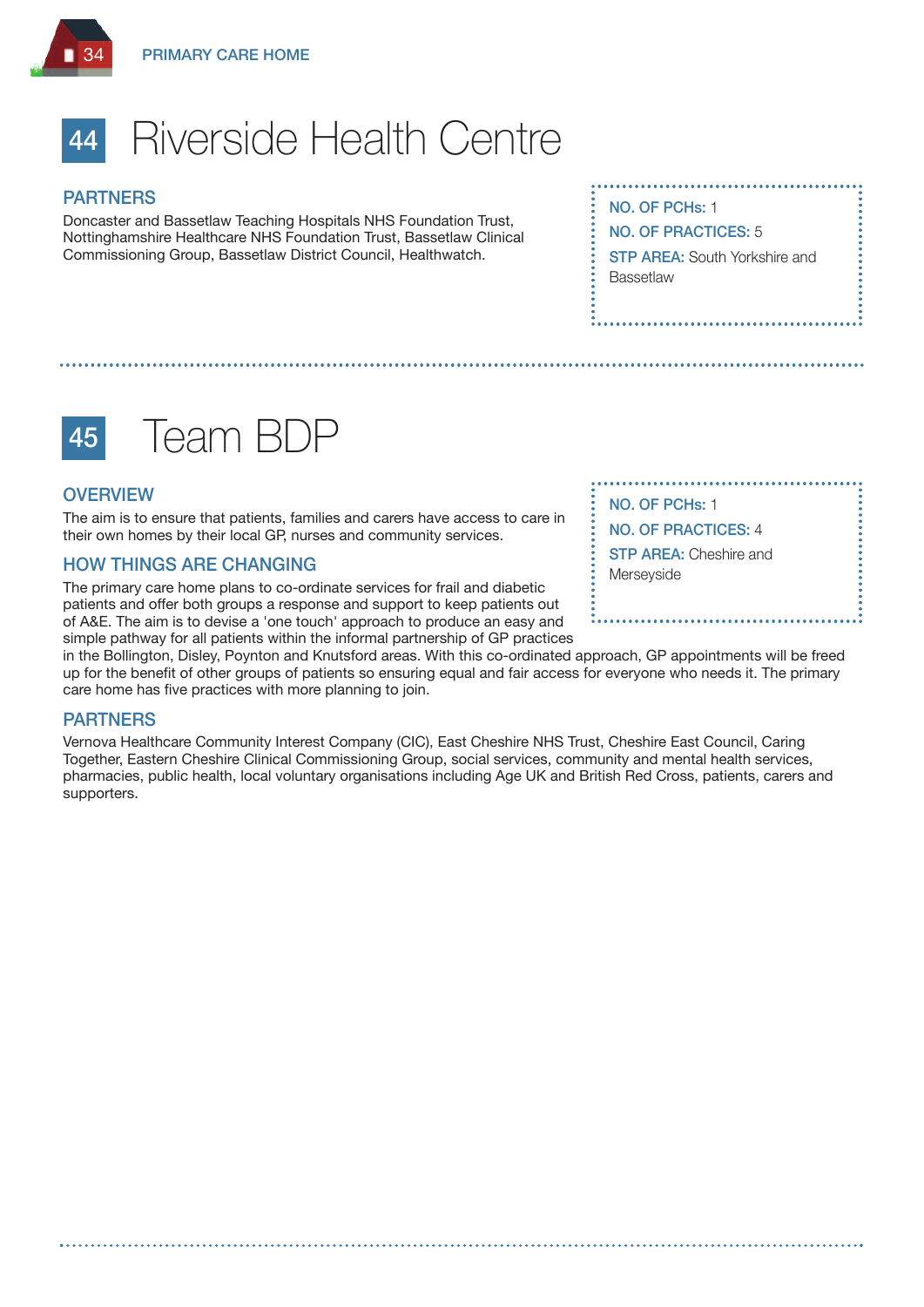# 44 Riverside Health Centre

## PARTNERS

Doncaster and Bassetlaw Teaching Hospitals NHS Foundation Trust, Nottinghamshire Healthcare NHS Foundation Trust, Bassetlaw Clinical Commissioning Group, Bassetlaw District Council, Healthwatch.

**NO. OF PCHs:** 1
**NO. OF PRACTICES:** 5
**STP AREA:** South Yorkshire and Bassetlaw

# 45 Team BDP

## OVERVIEW

The aim is to ensure that patients, families and carers have access to care in their own homes by their local GP, nurses and community services.

## HOW THINGS ARE CHANGING

The primary care home plans to co-ordinate services for frail and diabetic patients and offer both groups a response and support to keep patients out of A&E. The aim is to devise a 'one touch' approach to produce an easy and simple pathway for all patients within the informal partnership of GP practices in the Bollington, Disley, Poynton and Knutsford areas. With this co-ordinated approach, GP appointments will be freed up for the benefit of other groups of patients so ensuring equal and fair access for everyone who needs it. The primary care home has five practices with more planning to join.

**NO. OF PCHs:** 1
**NO. OF PRACTICES:** 4
**STP AREA:** Cheshire and Merseyside

## PARTNERS

Vernova Healthcare Community Interest Company (CIC), East Cheshire NHS Trust, Cheshire East Council, Caring Together, Eastern Cheshire Clinical Commissioning Group, social services, community and mental health services, pharmacies, public health, local voluntary organisations including Age UK and British Red Cross, patients, carers and supporters.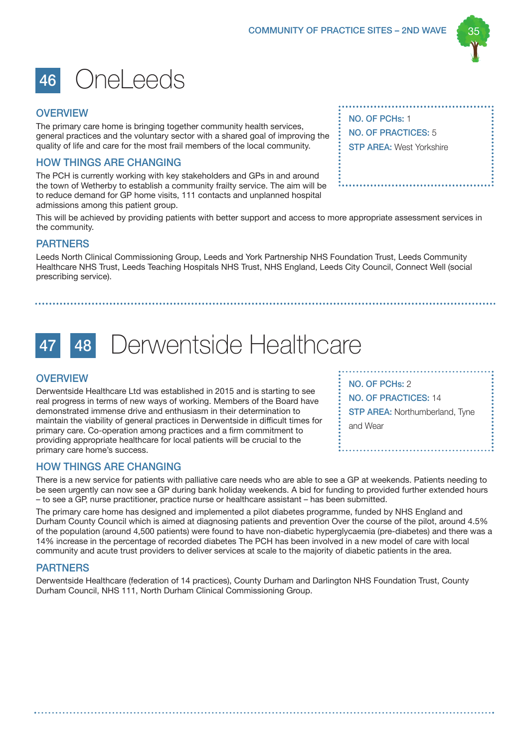# 46 OneLeeds

## OVERVIEW

The primary care home is bringing together community health services, general practices and the voluntary sector with a shared goal of improving the quality of life and care for the most frail members of the local community.

**NO. OF PCHs:** 1
**NO. OF PRACTICES:** 5
**STP AREA:** West Yorkshire

## HOW THINGS ARE CHANGING

The PCH is currently working with key stakeholders and GPs in and around the town of Wetherby to establish a community frailty service. The aim will be to reduce demand for GP home visits, 111 contacts and unplanned hospital admissions among this patient group.

This will be achieved by providing patients with better support and access to more appropriate assessment services in the community.

## PARTNERS

Leeds North Clinical Commissioning Group, Leeds and York Partnership NHS Foundation Trust, Leeds Community Healthcare NHS Trust, Leeds Teaching Hospitals NHS Trust, NHS England, Leeds City Council, Connect Well (social prescribing service).

# 47 48 Derwentside Healthcare

## OVERVIEW

Derwentside Healthcare Ltd was established in 2015 and is starting to see real progress in terms of new ways of working. Members of the Board have demonstrated immense drive and enthusiasm in their determination to maintain the viability of general practices in Derwentside in difficult times for primary care. Co-operation among practices and a firm commitment to providing appropriate healthcare for local patients will be crucial to the primary care home's success.

**NO. OF PCHs:** 2
**NO. OF PRACTICES:** 14
**STP AREA:** Northumberland, Tyne and Wear

## HOW THINGS ARE CHANGING

There is a new service for patients with palliative care needs who are able to see a GP at weekends. Patients needing to be seen urgently can now see a GP during bank holiday weekends. A bid for funding to provided further extended hours – to see a GP, nurse practitioner, practice nurse or healthcare assistant – has been submitted.

The primary care home has designed and implemented a pilot diabetes programme, funded by NHS England and Durham County Council which is aimed at diagnosing patients and prevention Over the course of the pilot, around 4.5% of the population (around 4,500 patients) were found to have non-diabetic hyperglycaemia (pre-diabetes) and there was a 14% increase in the percentage of recorded diabetes The PCH has been involved in a new model of care with local community and acute trust providers to deliver services at scale to the majority of diabetic patients in the area.

## PARTNERS

Derwentside Healthcare (federation of 14 practices), County Durham and Darlington NHS Foundation Trust, County Durham Council, NHS 111, North Durham Clinical Commissioning Group.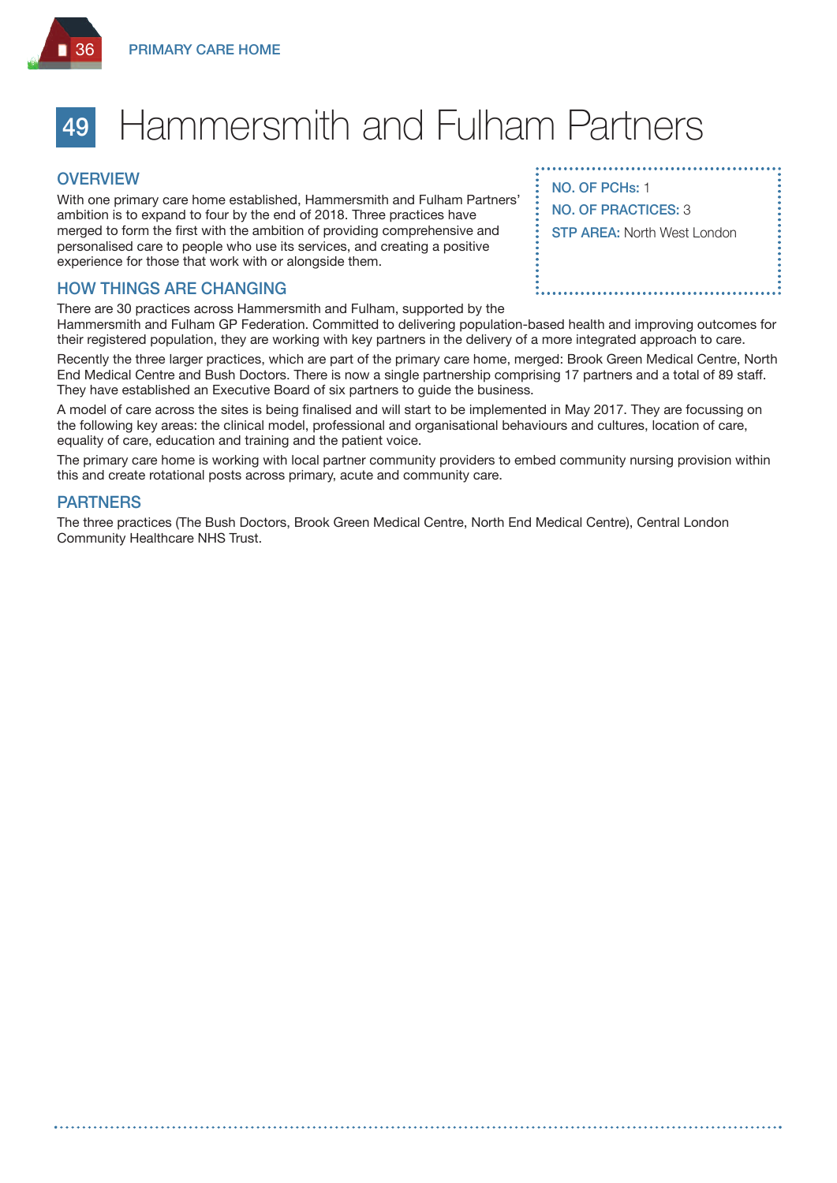# 49 Hammersmith and Fulham Partners

**NO. OF PCHs:** 1

**NO. OF PRACTICES:** 3

**STP AREA:** North West London

## OVERVIEW

With one primary care home established, Hammersmith and Fulham Partners' ambition is to expand to four by the end of 2018. Three practices have merged to form the first with the ambition of providing comprehensive and personalised care to people who use its services, and creating a positive experience for those that work with or alongside them.

## HOW THINGS ARE CHANGING

There are 30 practices across Hammersmith and Fulham, supported by the Hammersmith and Fulham GP Federation. Committed to delivering population-based health and improving outcomes for their registered population, they are working with key partners in the delivery of a more integrated approach to care.

Recently the three larger practices, which are part of the primary care home, merged: Brook Green Medical Centre, North End Medical Centre and Bush Doctors. There is now a single partnership comprising 17 partners and a total of 89 staff. They have established an Executive Board of six partners to guide the business.

A model of care across the sites is being finalised and will start to be implemented in May 2017. They are focussing on the following key areas: the clinical model, professional and organisational behaviours and cultures, location of care, equality of care, education and training and the patient voice.

The primary care home is working with local partner community providers to embed community nursing provision within this and create rotational posts across primary, acute and community care.

## PARTNERS

The three practices (The Bush Doctors, Brook Green Medical Centre, North End Medical Centre), Central London Community Healthcare NHS Trust.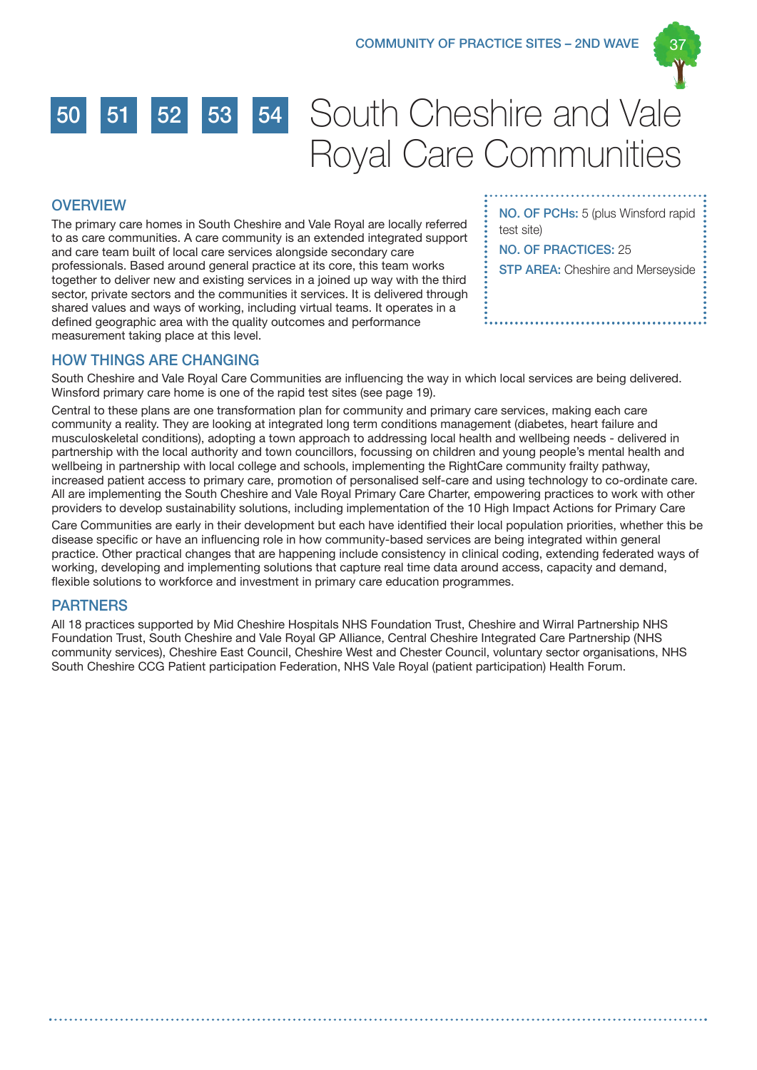# 50 51 52 53 54 South Cheshire and Vale Royal Care Communities

## OVERVIEW

The primary care homes in South Cheshire and Vale Royal are locally referred to as care communities. A care community is an extended integrated support and care team built of local care services alongside secondary care professionals. Based around general practice at its core, this team works together to deliver new and existing services in a joined up way with the third sector, private sectors and the communities it services. It is delivered through shared values and ways of working, including virtual teams. It operates in a defined geographic area with the quality outcomes and performance measurement taking place at this level.

**NO. OF PCHs:** 5 (plus Winsford rapid test site)

**NO. OF PRACTICES:** 25

**STP AREA:** Cheshire and Merseyside

## HOW THINGS ARE CHANGING

South Cheshire and Vale Royal Care Communities are influencing the way in which local services are being delivered. Winsford primary care home is one of the rapid test sites (see page 19).

Central to these plans are one transformation plan for community and primary care services, making each care community a reality. They are looking at integrated long term conditions management (diabetes, heart failure and musculoskeletal conditions), adopting a town approach to addressing local health and wellbeing needs - delivered in partnership with the local authority and town councillors, focussing on children and young people's mental health and wellbeing in partnership with local college and schools, implementing the RightCare community frailty pathway, increased patient access to primary care, promotion of personalised self-care and using technology to co-ordinate care. All are implementing the South Cheshire and Vale Royal Primary Care Charter, empowering practices to work with other providers to develop sustainability solutions, including implementation of the 10 High Impact Actions for Primary Care

Care Communities are early in their development but each have identified their local population priorities, whether this be disease specific or have an influencing role in how community-based services are being integrated within general practice. Other practical changes that are happening include consistency in clinical coding, extending federated ways of working, developing and implementing solutions that capture real time data around access, capacity and demand, flexible solutions to workforce and investment in primary care education programmes.

## PARTNERS

All 18 practices supported by Mid Cheshire Hospitals NHS Foundation Trust, Cheshire and Wirral Partnership NHS Foundation Trust, South Cheshire and Vale Royal GP Alliance, Central Cheshire Integrated Care Partnership (NHS community services), Cheshire East Council, Cheshire West and Chester Council, voluntary sector organisations, NHS South Cheshire CCG Patient participation Federation, NHS Vale Royal (patient participation) Health Forum.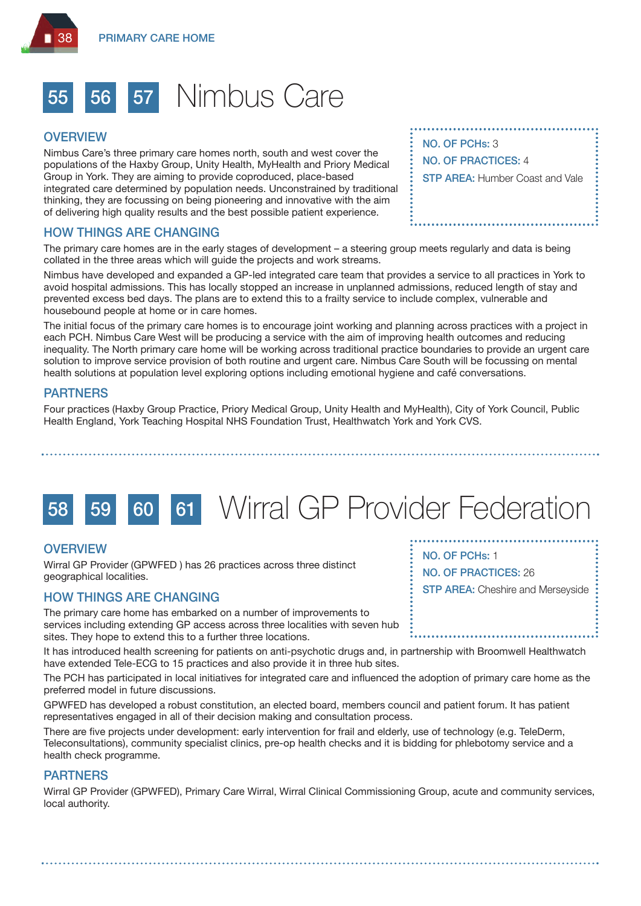# 55 56 57 Nimbus Care

**NO. OF PCHs:** 3
**NO. OF PRACTICES:** 4
**STP AREA:** Humber Coast and Vale

## OVERVIEW

Nimbus Care's three primary care homes north, south and west cover the populations of the Haxby Group, Unity Health, MyHealth and Priory Medical Group in York. They are aiming to provide coproduced, place-based integrated care determined by population needs. Unconstrained by traditional thinking, they are focussing on being pioneering and innovative with the aim of delivering high quality results and the best possible patient experience.

## HOW THINGS ARE CHANGING

The primary care homes are in the early stages of development – a steering group meets regularly and data is being collated in the three areas which will guide the projects and work streams.

Nimbus have developed and expanded a GP-led integrated care team that provides a service to all practices in York to avoid hospital admissions. This has locally stopped an increase in unplanned admissions, reduced length of stay and prevented excess bed days. The plans are to extend this to a frailty service to include complex, vulnerable and housebound people at home or in care homes.

The initial focus of the primary care homes is to encourage joint working and planning across practices with a project in each PCH. Nimbus Care West will be producing a service with the aim of improving health outcomes and reducing inequality. The North primary care home will be working across traditional practice boundaries to provide an urgent care solution to improve service provision of both routine and urgent care. Nimbus Care South will be focussing on mental health solutions at population level exploring options including emotional hygiene and café conversations.

## PARTNERS

Four practices (Haxby Group Practice, Priory Medical Group, Unity Health and MyHealth), City of York Council, Public Health England, York Teaching Hospital NHS Foundation Trust, Healthwatch York and York CVS.

# 58 59 60 61 Wirral GP Provider Federation

**NO. OF PCHs:** 1
**NO. OF PRACTICES:** 26
**STP AREA:** Cheshire and Merseyside

## OVERVIEW

Wirral GP Provider (GPWFED ) has 26 practices across three distinct geographical localities.

## HOW THINGS ARE CHANGING

The primary care home has embarked on a number of improvements to services including extending GP access across three localities with seven hub sites. They hope to extend this to a further three locations.

It has introduced health screening for patients on anti-psychotic drugs and, in partnership with Broomwell Healthwatch have extended Tele-ECG to 15 practices and also provide it in three hub sites.

The PCH has participated in local initiatives for integrated care and influenced the adoption of primary care home as the preferred model in future discussions.

GPWFED has developed a robust constitution, an elected board, members council and patient forum. It has patient representatives engaged in all of their decision making and consultation process.

There are five projects under development: early intervention for frail and elderly, use of technology (e.g. TeleDerm, Teleconsultations), community specialist clinics, pre-op health checks and it is bidding for phlebotomy service and a health check programme.

## PARTNERS

Wirral GP Provider (GPWFED), Primary Care Wirral, Wirral Clinical Commissioning Group, acute and community services, local authority.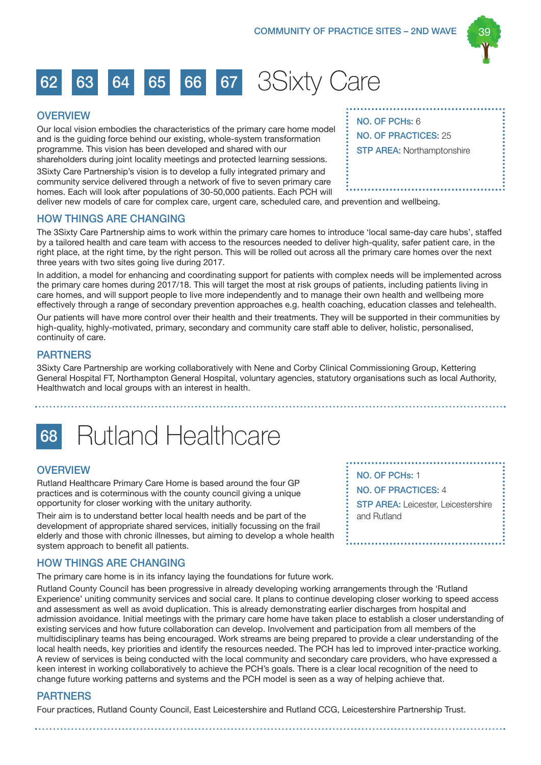# 62 63 64 65 66 67 3Sixty Care

## OVERVIEW

Our local vision embodies the characteristics of the primary care home model and is the guiding force behind our existing, whole-system transformation programme. This vision has been developed and shared with our shareholders during joint locality meetings and protected learning sessions.

3Sixty Care Partnership's vision is to develop a fully integrated primary and community service delivered through a network of five to seven primary care homes. Each will look after populations of 30-50,000 patients. Each PCH will deliver new models of care for complex care, urgent care, scheduled care, and prevention and wellbeing.

**NO. OF PCHs:** 6
**NO. OF PRACTICES:** 25
**STP AREA:** Northamptonshire

## HOW THINGS ARE CHANGING

The 3Sixty Care Partnership aims to work within the primary care homes to introduce 'local same-day care hubs', staffed by a tailored health and care team with access to the resources needed to deliver high-quality, safer patient care, in the right place, at the right time, by the right person. This will be rolled out across all the primary care homes over the next three years with two sites going live during 2017.

In addition, a model for enhancing and coordinating support for patients with complex needs will be implemented across the primary care homes during 2017/18. This will target the most at risk groups of patients, including patients living in care homes, and will support people to live more independently and to manage their own health and wellbeing more effectively through a range of secondary prevention approaches e.g. health coaching, education classes and telehealth.

Our patients will have more control over their health and their treatments. They will be supported in their communities by high-quality, highly-motivated, primary, secondary and community care staff able to deliver, holistic, personalised, continuity of care.

## PARTNERS

3Sixty Care Partnership are working collaboratively with Nene and Corby Clinical Commissioning Group, Kettering General Hospital FT, Northampton General Hospital, voluntary agencies, statutory organisations such as local Authority, Healthwatch and local groups with an interest in health.

# 68 Rutland Healthcare

## OVERVIEW

Rutland Healthcare Primary Care Home is based around the four GP practices and is coterminous with the county council giving a unique opportunity for closer working with the unitary authority.

Their aim is to understand better local health needs and be part of the development of appropriate shared services, initially focussing on the frail elderly and those with chronic illnesses, but aiming to develop a whole health system approach to benefit all patients.

**NO. OF PCHs:** 1
**NO. OF PRACTICES:** 4
**STP AREA:** Leicester, Leicestershire and Rutland

## HOW THINGS ARE CHANGING

The primary care home is in its infancy laying the foundations for future work.

Rutland County Council has been progressive in already developing working arrangements through the 'Rutland Experience' uniting community services and social care. It plans to continue developing closer working to speed access and assessment as well as avoid duplication. This is already demonstrating earlier discharges from hospital and admission avoidance. Initial meetings with the primary care home have taken place to establish a closer understanding of existing services and how future collaboration can develop. Involvement and participation from all members of the multidisciplinary teams has being encouraged. Work streams are being prepared to provide a clear understanding of the local health needs, key priorities and identify the resources needed. The PCH has led to improved inter-practice working. A review of services is being conducted with the local community and secondary care providers, who have expressed a keen interest in working collaboratively to achieve the PCH's goals. There is a clear local recognition of the need to change future working patterns and systems and the PCH model is seen as a way of helping achieve that.

## PARTNERS

Four practices, Rutland County Council, East Leicestershire and Rutland CCG, Leicestershire Partnership Trust.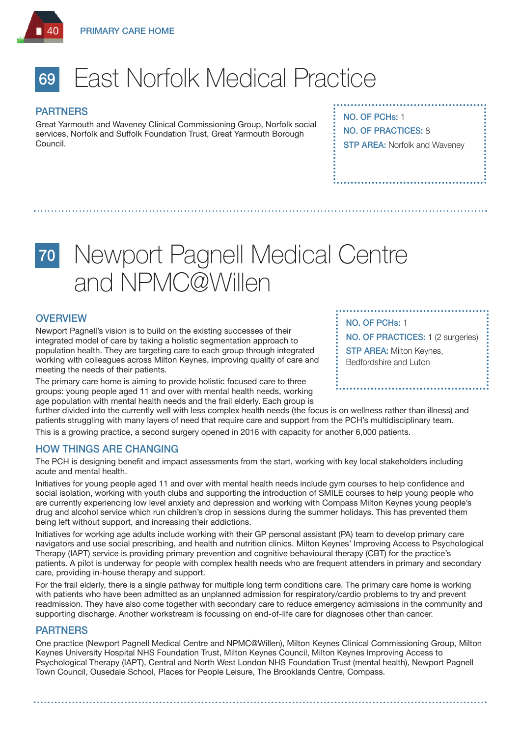# 69 East Norfolk Medical Practice

## PARTNERS

Great Yarmouth and Waveney Clinical Commissioning Group, Norfolk social services, Norfolk and Suffolk Foundation Trust, Great Yarmouth Borough Council.

**NO. OF PCHs:** 1
**NO. OF PRACTICES:** 8
**STP AREA:** Norfolk and Waveney

# 70 Newport Pagnell Medical Centre and NPMC@Willen

**NO. OF PCHs:** 1
**NO. OF PRACTICES:** 1 (2 surgeries)
**STP AREA:** Milton Keynes, Bedfordshire and Luton

## OVERVIEW

Newport Pagnell's vision is to build on the existing successes of their integrated model of care by taking a holistic segmentation approach to population health. They are targeting care to each group through integrated working with colleagues across Milton Keynes, improving quality of care and meeting the needs of their patients.

The primary care home is aiming to provide holistic focused care to three groups: young people aged 11 and over with mental health needs, working age population with mental health needs and the frail elderly. Each group is further divided into the currently well with less complex health needs (the focus is on wellness rather than illness) and patients struggling with many layers of need that require care and support from the PCH's multidisciplinary team.

This is a growing practice, a second surgery opened in 2016 with capacity for another 6,000 patients.

## HOW THINGS ARE CHANGING

The PCH is designing benefit and impact assessments from the start, working with key local stakeholders including acute and mental health.

Initiatives for young people aged 11 and over with mental health needs include gym courses to help confidence and social isolation, working with youth clubs and supporting the introduction of SMILE courses to help young people who are currently experiencing low level anxiety and depression and working with Compass Milton Keynes young people's drug and alcohol service which run children's drop in sessions during the summer holidays. This has prevented them being left without support, and increasing their addictions.

Initiatives for working age adults include working with their GP personal assistant (PA) team to develop primary care navigators and use social prescribing, and health and nutrition clinics. Milton Keynes' Improving Access to Psychological Therapy (IAPT) service is providing primary prevention and cognitive behavioural therapy (CBT) for the practice's patients. A pilot is underway for people with complex health needs who are frequent attenders in primary and secondary care, providing in-house therapy and support.

For the frail elderly, there is a single pathway for multiple long term conditions care. The primary care home is working with patients who have been admitted as an unplanned admission for respiratory/cardio problems to try and prevent readmission. They have also come together with secondary care to reduce emergency admissions in the community and supporting discharge. Another workstream is focussing on end-of-life care for diagnoses other than cancer.

## PARTNERS

One practice (Newport Pagnell Medical Centre and NPMC@Willen), Milton Keynes Clinical Commissioning Group, Milton Keynes University Hospital NHS Foundation Trust, Milton Keynes Council, Milton Keynes Improving Access to Psychological Therapy (IAPT), Central and North West London NHS Foundation Trust (mental health), Newport Pagnell Town Council, Ousedale School, Places for People Leisure, The Brooklands Centre, Compass.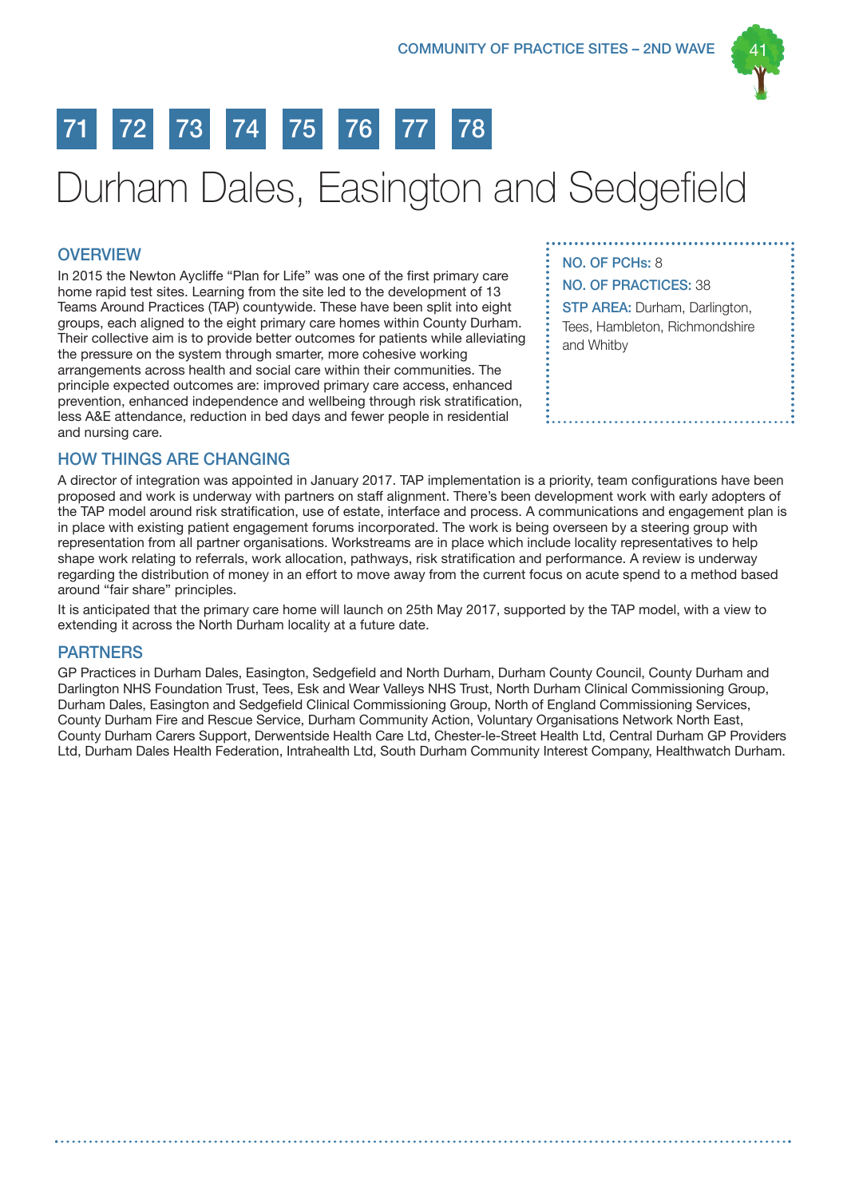71 72 73 74 75 76 77 78

# Durham Dales, Easington and Sedgefield

## OVERVIEW

In 2015 the Newton Aycliffe "Plan for Life" was one of the first primary care home rapid test sites. Learning from the site led to the development of 13 Teams Around Practices (TAP) countywide. These have been split into eight groups, each aligned to the eight primary care homes within County Durham. Their collective aim is to provide better outcomes for patients while alleviating the pressure on the system through smarter, more cohesive working arrangements across health and social care within their communities. The principle expected outcomes are: improved primary care access, enhanced prevention, enhanced independence and wellbeing through risk stratification, less A&E attendance, reduction in bed days and fewer people in residential and nursing care.

**NO. OF PCHs:** 8

**NO. OF PRACTICES:** 38

**STP AREA:** Durham, Darlington, Tees, Hambleton, Richmondshire and Whitby

## HOW THINGS ARE CHANGING

A director of integration was appointed in January 2017. TAP implementation is a priority, team configurations have been proposed and work is underway with partners on staff alignment. There's been development work with early adopters of the TAP model around risk stratification, use of estate, interface and process. A communications and engagement plan is in place with existing patient engagement forums incorporated. The work is being overseen by a steering group with representation from all partner organisations. Workstreams are in place which include locality representatives to help shape work relating to referrals, work allocation, pathways, risk stratification and performance. A review is underway regarding the distribution of money in an effort to move away from the current focus on acute spend to a method based around "fair share" principles.

It is anticipated that the primary care home will launch on 25th May 2017, supported by the TAP model, with a view to extending it across the North Durham locality at a future date.

## PARTNERS

GP Practices in Durham Dales, Easington, Sedgefield and North Durham, Durham County Council, County Durham and Darlington NHS Foundation Trust, Tees, Esk and Wear Valleys NHS Trust, North Durham Clinical Commissioning Group, Durham Dales, Easington and Sedgefield Clinical Commissioning Group, North of England Commissioning Services, County Durham Fire and Rescue Service, Durham Community Action, Voluntary Organisations Network North East, County Durham Carers Support, Derwentside Health Care Ltd, Chester-le-Street Health Ltd, Central Durham GP Providers Ltd, Durham Dales Health Federation, Intrahealth Ltd, South Durham Community Interest Company, Healthwatch Durham.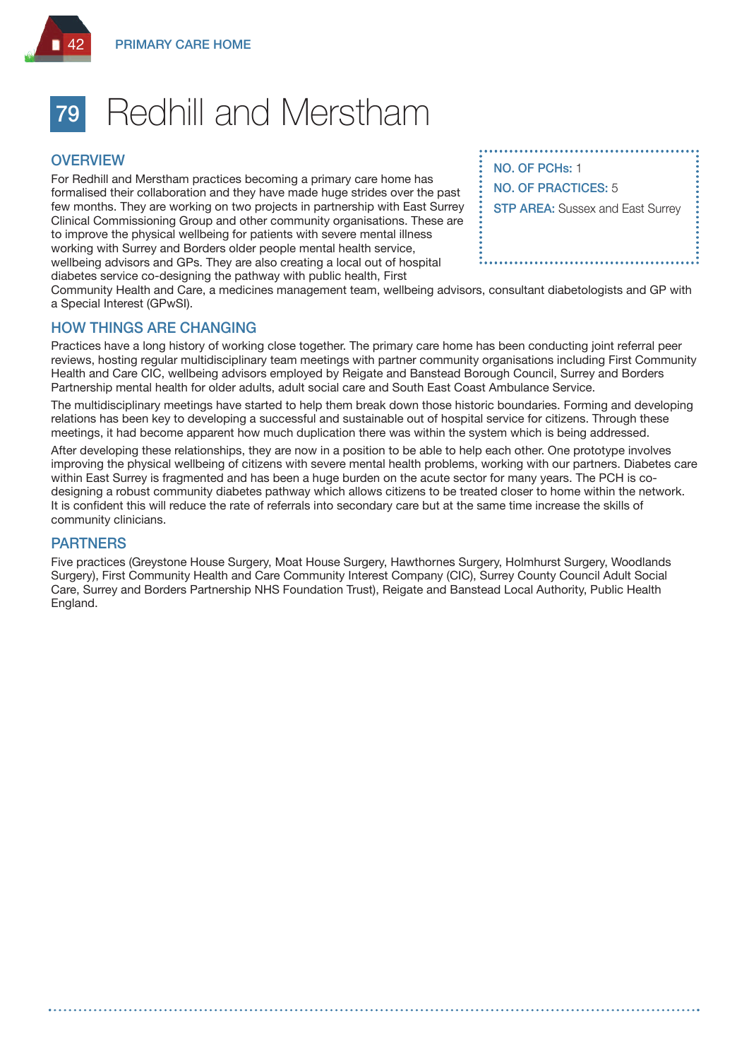# 79 Redhill and Merstham

**NO. OF PCHs:** 1
**NO. OF PRACTICES:** 5
**STP AREA:** Sussex and East Surrey

## OVERVIEW

For Redhill and Merstham practices becoming a primary care home has formalised their collaboration and they have made huge strides over the past few months. They are working on two projects in partnership with East Surrey Clinical Commissioning Group and other community organisations. These are to improve the physical wellbeing for patients with severe mental illness working with Surrey and Borders older people mental health service, wellbeing advisors and GPs. They are also creating a local out of hospital diabetes service co-designing the pathway with public health, First Community Health and Care, a medicines management team, wellbeing advisors, consultant diabetologists and GP with a Special Interest (GPwSI).

## HOW THINGS ARE CHANGING

Practices have a long history of working close together. The primary care home has been conducting joint referral peer reviews, hosting regular multidisciplinary team meetings with partner community organisations including First Community Health and Care CIC, wellbeing advisors employed by Reigate and Banstead Borough Council, Surrey and Borders Partnership mental health for older adults, adult social care and South East Coast Ambulance Service.

The multidisciplinary meetings have started to help them break down those historic boundaries. Forming and developing relations has been key to developing a successful and sustainable out of hospital service for citizens. Through these meetings, it had become apparent how much duplication there was within the system which is being addressed.

After developing these relationships, they are now in a position to be able to help each other. One prototype involves improving the physical wellbeing of citizens with severe mental health problems, working with our partners. Diabetes care within East Surrey is fragmented and has been a huge burden on the acute sector for many years. The PCH is co-designing a robust community diabetes pathway which allows citizens to be treated closer to home within the network. It is confident this will reduce the rate of referrals into secondary care but at the same time increase the skills of community clinicians.

## PARTNERS

Five practices (Greystone House Surgery, Moat House Surgery, Hawthornes Surgery, Holmhurst Surgery, Woodlands Surgery), First Community Health and Care Community Interest Company (CIC), Surrey County Council Adult Social Care, Surrey and Borders Partnership NHS Foundation Trust), Reigate and Banstead Local Authority, Public Health England.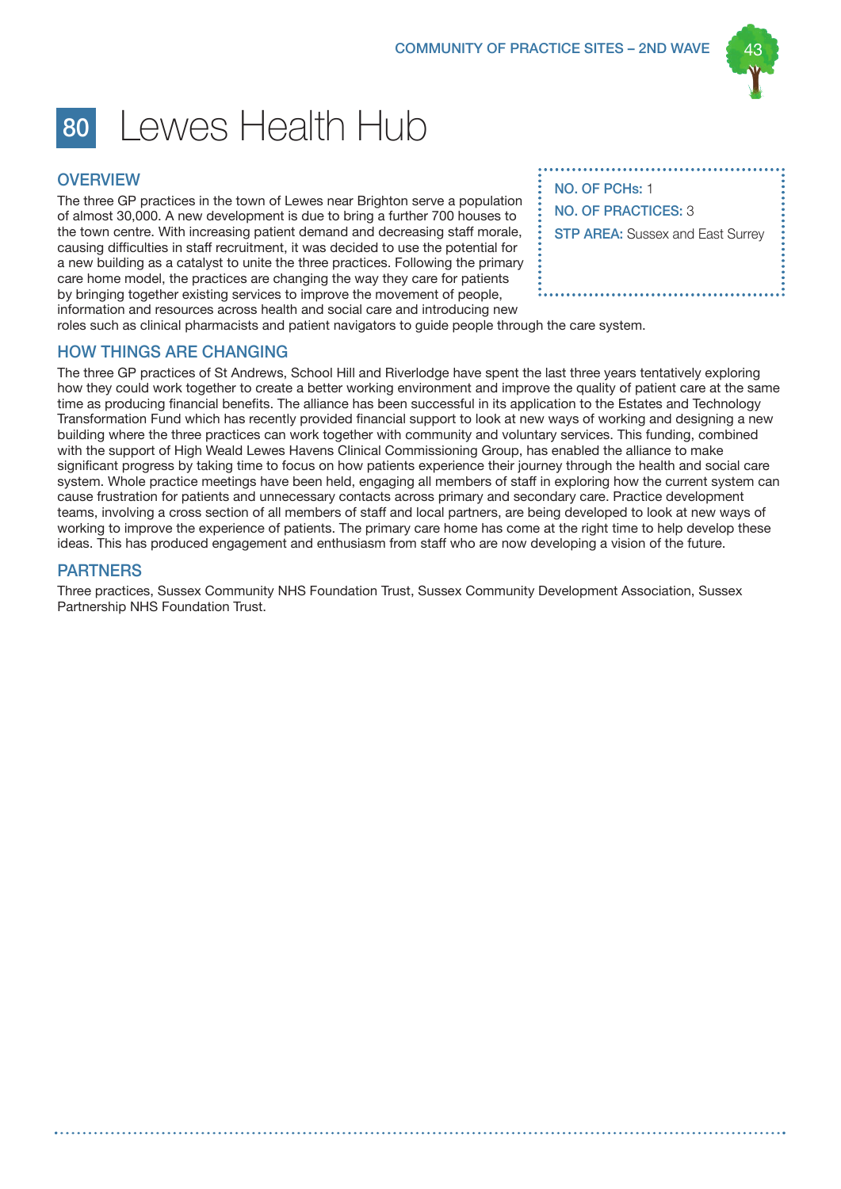# 80 Lewes Health Hub

**NO. OF PCHs:** 1
**NO. OF PRACTICES:** 3
**STP AREA:** Sussex and East Surrey

## OVERVIEW

The three GP practices in the town of Lewes near Brighton serve a population of almost 30,000. A new development is due to bring a further 700 houses to the town centre. With increasing patient demand and decreasing staff morale, causing difficulties in staff recruitment, it was decided to use the potential for a new building as a catalyst to unite the three practices. Following the primary care home model, the practices are changing the way they care for patients by bringing together existing services to improve the movement of people, information and resources across health and social care and introducing new roles such as clinical pharmacists and patient navigators to guide people through the care system.

## HOW THINGS ARE CHANGING

The three GP practices of St Andrews, School Hill and Riverlodge have spent the last three years tentatively exploring how they could work together to create a better working environment and improve the quality of patient care at the same time as producing financial benefits. The alliance has been successful in its application to the Estates and Technology Transformation Fund which has recently provided financial support to look at new ways of working and designing a new building where the three practices can work together with community and voluntary services. This funding, combined with the support of High Weald Lewes Havens Clinical Commissioning Group, has enabled the alliance to make significant progress by taking time to focus on how patients experience their journey through the health and social care system. Whole practice meetings have been held, engaging all members of staff in exploring how the current system can cause frustration for patients and unnecessary contacts across primary and secondary care. Practice development teams, involving a cross section of all members of staff and local partners, are being developed to look at new ways of working to improve the experience of patients. The primary care home has come at the right time to help develop these ideas. This has produced engagement and enthusiasm from staff who are now developing a vision of the future.

## PARTNERS

Three practices, Sussex Community NHS Foundation Trust, Sussex Community Development Association, Sussex Partnership NHS Foundation Trust.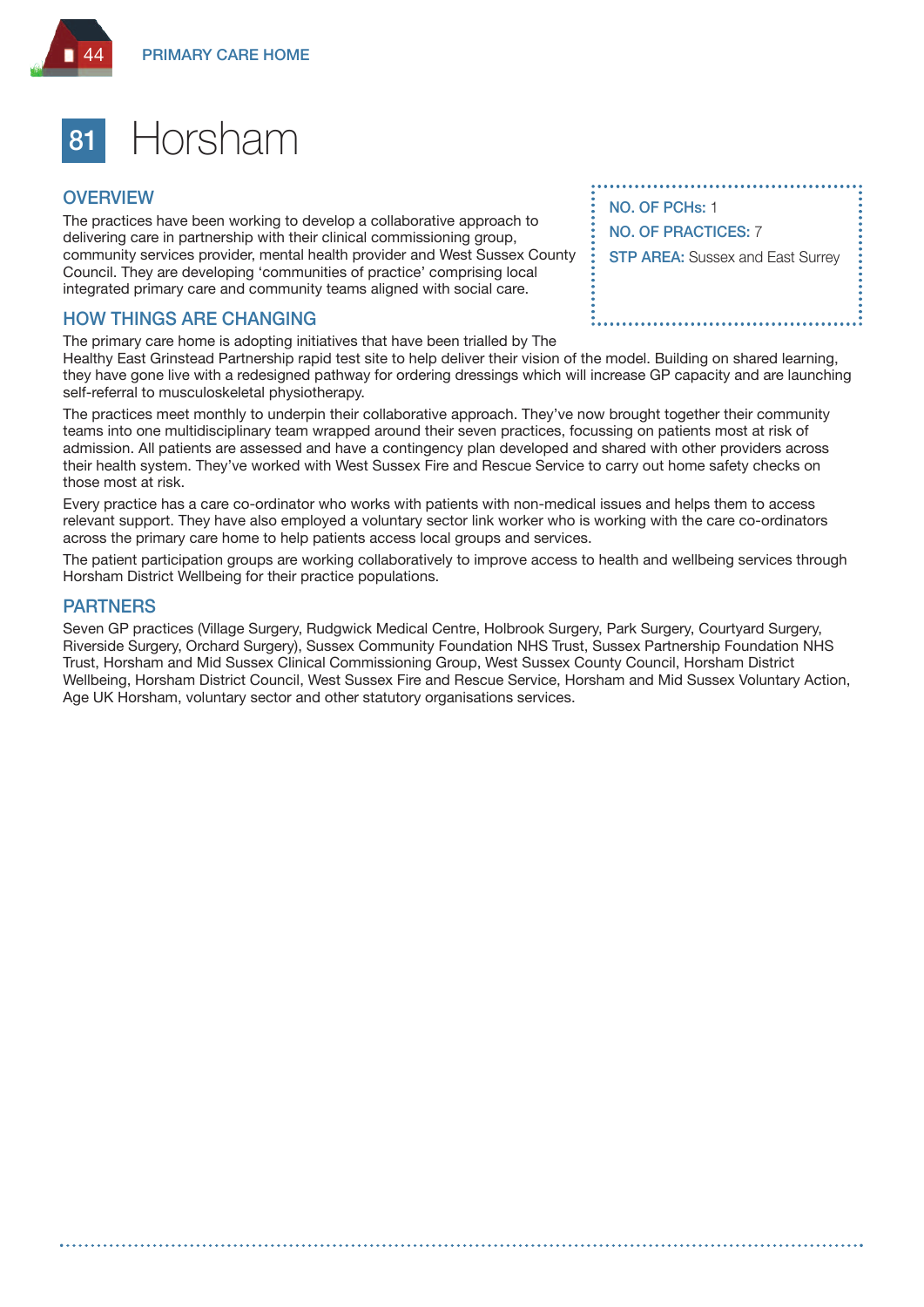# 81 Horsham

**NO. OF PCHs:** 1

**NO. OF PRACTICES:** 7

**STP AREA:** Sussex and East Surrey

## OVERVIEW

The practices have been working to develop a collaborative approach to delivering care in partnership with their clinical commissioning group, community services provider, mental health provider and West Sussex County Council. They are developing 'communities of practice' comprising local integrated primary care and community teams aligned with social care.

## HOW THINGS ARE CHANGING

The primary care home is adopting initiatives that have been trialled by The Healthy East Grinstead Partnership rapid test site to help deliver their vision of the model. Building on shared learning, they have gone live with a redesigned pathway for ordering dressings which will increase GP capacity and are launching self-referral to musculoskeletal physiotherapy.

The practices meet monthly to underpin their collaborative approach. They've now brought together their community teams into one multidisciplinary team wrapped around their seven practices, focussing on patients most at risk of admission. All patients are assessed and have a contingency plan developed and shared with other providers across their health system. They've worked with West Sussex Fire and Rescue Service to carry out home safety checks on those most at risk.

Every practice has a care co-ordinator who works with patients with non-medical issues and helps them to access relevant support. They have also employed a voluntary sector link worker who is working with the care co-ordinators across the primary care home to help patients access local groups and services.

The patient participation groups are working collaboratively to improve access to health and wellbeing services through Horsham District Wellbeing for their practice populations.

## PARTNERS

Seven GP practices (Village Surgery, Rudgwick Medical Centre, Holbrook Surgery, Park Surgery, Courtyard Surgery, Riverside Surgery, Orchard Surgery), Sussex Community Foundation NHS Trust, Sussex Partnership Foundation NHS Trust, Horsham and Mid Sussex Clinical Commissioning Group, West Sussex County Council, Horsham District Wellbeing, Horsham District Council, West Sussex Fire and Rescue Service, Horsham and Mid Sussex Voluntary Action, Age UK Horsham, voluntary sector and other statutory organisations services.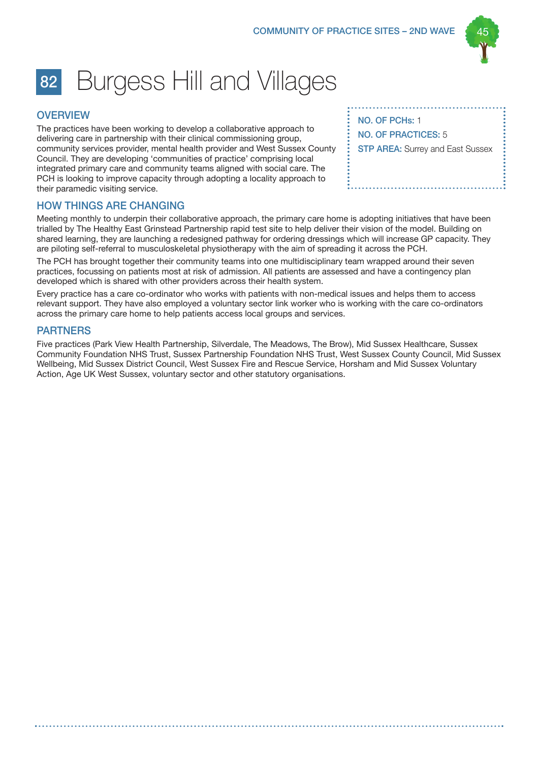# 82 Burgess Hill and Villages

**NO. OF PCHs:** 1
**NO. OF PRACTICES:** 5
**STP AREA:** Surrey and East Sussex

## OVERVIEW

The practices have been working to develop a collaborative approach to delivering care in partnership with their clinical commissioning group, community services provider, mental health provider and West Sussex County Council. They are developing 'communities of practice' comprising local integrated primary care and community teams aligned with social care. The PCH is looking to improve capacity through adopting a locality approach to their paramedic visiting service.

## HOW THINGS ARE CHANGING

Meeting monthly to underpin their collaborative approach, the primary care home is adopting initiatives that have been trialled by The Healthy East Grinstead Partnership rapid test site to help deliver their vision of the model. Building on shared learning, they are launching a redesigned pathway for ordering dressings which will increase GP capacity. They are piloting self-referral to musculoskeletal physiotherapy with the aim of spreading it across the PCH.

The PCH has brought together their community teams into one multidisciplinary team wrapped around their seven practices, focussing on patients most at risk of admission. All patients are assessed and have a contingency plan developed which is shared with other providers across their health system.

Every practice has a care co-ordinator who works with patients with non-medical issues and helps them to access relevant support. They have also employed a voluntary sector link worker who is working with the care co-ordinators across the primary care home to help patients access local groups and services.

## PARTNERS

Five practices (Park View Health Partnership, Silverdale, The Meadows, The Brow), Mid Sussex Healthcare, Sussex Community Foundation NHS Trust, Sussex Partnership Foundation NHS Trust, West Sussex County Council, Mid Sussex Wellbeing, Mid Sussex District Council, West Sussex Fire and Rescue Service, Horsham and Mid Sussex Voluntary Action, Age UK West Sussex, voluntary sector and other statutory organisations.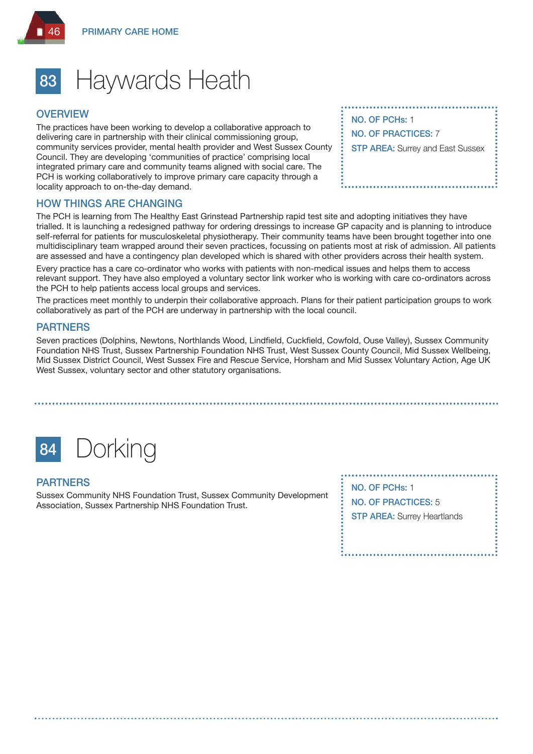# 83 Haywards Heath

**NO. OF PCHs:** 1

**NO. OF PRACTICES:** 7

**STP AREA:** Surrey and East Sussex

## OVERVIEW

The practices have been working to develop a collaborative approach to delivering care in partnership with their clinical commissioning group, community services provider, mental health provider and West Sussex County Council. They are developing 'communities of practice' comprising local integrated primary care and community teams aligned with social care. The PCH is working collaboratively to improve primary care capacity through a locality approach to on-the-day demand.

## HOW THINGS ARE CHANGING

The PCH is learning from The Healthy East Grinstead Partnership rapid test site and adopting initiatives they have trialled. It is launching a redesigned pathway for ordering dressings to increase GP capacity and is planning to introduce self-referral for patients for musculoskeletal physiotherapy. Their community teams have been brought together into one multidisciplinary team wrapped around their seven practices, focussing on patients most at risk of admission. All patients are assessed and have a contingency plan developed which is shared with other providers across their health system.

Every practice has a care co-ordinator who works with patients with non-medical issues and helps them to access relevant support. They have also employed a voluntary sector link worker who is working with care co-ordinators across the PCH to help patients access local groups and services.

The practices meet monthly to underpin their collaborative approach. Plans for their patient participation groups to work collaboratively as part of the PCH are underway in partnership with the local council.

## PARTNERS

Seven practices (Dolphins, Newtons, Northlands Wood, Lindfield, Cuckfield, Cowfold, Ouse Valley), Sussex Community Foundation NHS Trust, Sussex Partnership Foundation NHS Trust, West Sussex County Council, Mid Sussex Wellbeing, Mid Sussex District Council, West Sussex Fire and Rescue Service, Horsham and Mid Sussex Voluntary Action, Age UK West Sussex, voluntary sector and other statutory organisations.

# 84 Dorking

**NO. OF PCHs:** 1

**NO. OF PRACTICES:** 5

**STP AREA:** Surrey Heartlands

## PARTNERS

Sussex Community NHS Foundation Trust, Sussex Community Development Association, Sussex Partnership NHS Foundation Trust.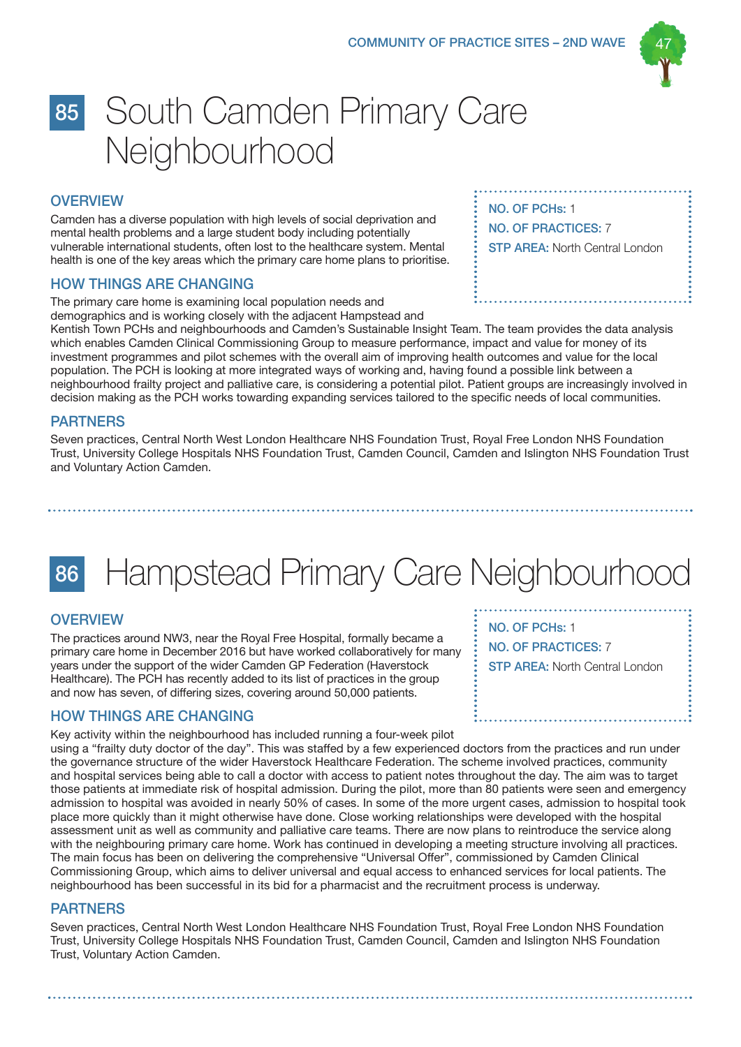# 85 South Camden Primary Care Neighbourhood

**NO. OF PCHs:** 1
**NO. OF PRACTICES:** 7
**STP AREA:** North Central London

## OVERVIEW

Camden has a diverse population with high levels of social deprivation and mental health problems and a large student body including potentially vulnerable international students, often lost to the healthcare system. Mental health is one of the key areas which the primary care home plans to prioritise.

## HOW THINGS ARE CHANGING

The primary care home is examining local population needs and demographics and is working closely with the adjacent Hampstead and Kentish Town PCHs and neighbourhoods and Camden's Sustainable Insight Team. The team provides the data analysis which enables Camden Clinical Commissioning Group to measure performance, impact and value for money of its investment programmes and pilot schemes with the overall aim of improving health outcomes and value for the local population. The PCH is looking at more integrated ways of working and, having found a possible link between a neighbourhood frailty project and palliative care, is considering a potential pilot. Patient groups are increasingly involved in decision making as the PCH works towarding expanding services tailored to the specific needs of local communities.

## PARTNERS

Seven practices, Central North West London Healthcare NHS Foundation Trust, Royal Free London NHS Foundation Trust, University College Hospitals NHS Foundation Trust, Camden Council, Camden and Islington NHS Foundation Trust and Voluntary Action Camden.

# 86 Hampstead Primary Care Neighbourhood

**NO. OF PCHs:** 1
**NO. OF PRACTICES:** 7
**STP AREA:** North Central London

## OVERVIEW

The practices around NW3, near the Royal Free Hospital, formally became a primary care home in December 2016 but have worked collaboratively for many years under the support of the wider Camden GP Federation (Haverstock Healthcare). The PCH has recently added to its list of practices in the group and now has seven, of differing sizes, covering around 50,000 patients.

## HOW THINGS ARE CHANGING

Key activity within the neighbourhood has included running a four-week pilot using a "frailty duty doctor of the day". This was staffed by a few experienced doctors from the practices and run under the governance structure of the wider Haverstock Healthcare Federation. The scheme involved practices, community and hospital services being able to call a doctor with access to patient notes throughout the day. The aim was to target those patients at immediate risk of hospital admission. During the pilot, more than 80 patients were seen and emergency admission to hospital was avoided in nearly 50% of cases. In some of the more urgent cases, admission to hospital took place more quickly than it might otherwise have done. Close working relationships were developed with the hospital assessment unit as well as community and palliative care teams. There are now plans to reintroduce the service along with the neighbouring primary care home. Work has continued in developing a meeting structure involving all practices. The main focus has been on delivering the comprehensive "Universal Offer", commissioned by Camden Clinical Commissioning Group, which aims to deliver universal and equal access to enhanced services for local patients. The neighbourhood has been successful in its bid for a pharmacist and the recruitment process is underway.

## PARTNERS

Seven practices, Central North West London Healthcare NHS Foundation Trust, Royal Free London NHS Foundation Trust, University College Hospitals NHS Foundation Trust, Camden Council, Camden and Islington NHS Foundation Trust, Voluntary Action Camden.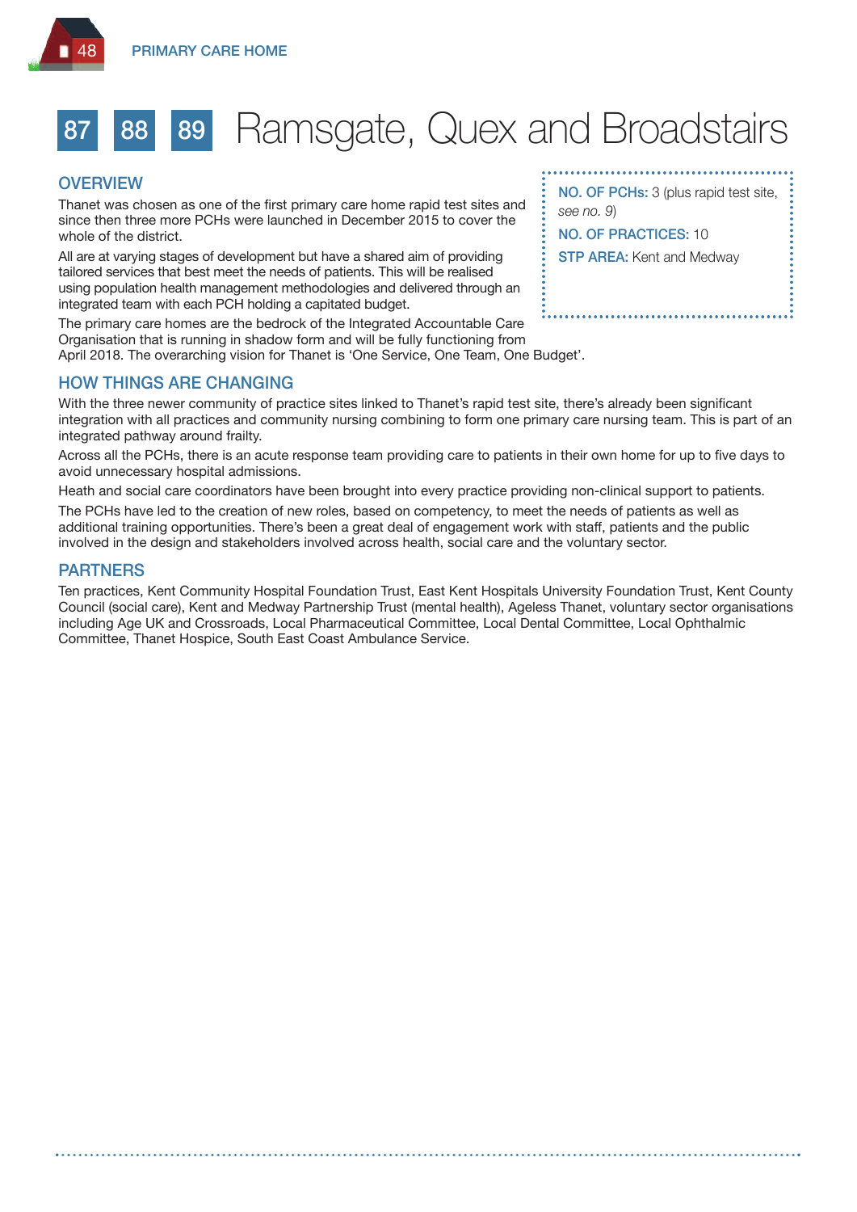# 87 88 89 Ramsgate, Quex and Broadstairs

**NO. OF PCHs:** 3 (plus rapid test site, *see no. 9*)

**NO. OF PRACTICES:** 10

**STP AREA:** Kent and Medway

## OVERVIEW

Thanet was chosen as one of the first primary care home rapid test sites and since then three more PCHs were launched in December 2015 to cover the whole of the district.

All are at varying stages of development but have a shared aim of providing tailored services that best meet the needs of patients. This will be realised using population health management methodologies and delivered through an integrated team with each PCH holding a capitated budget.

The primary care homes are the bedrock of the Integrated Accountable Care Organisation that is running in shadow form and will be fully functioning from April 2018. The overarching vision for Thanet is 'One Service, One Team, One Budget'.

## HOW THINGS ARE CHANGING

With the three newer community of practice sites linked to Thanet's rapid test site, there's already been significant integration with all practices and community nursing combining to form one primary care nursing team. This is part of an integrated pathway around frailty.

Across all the PCHs, there is an acute response team providing care to patients in their own home for up to five days to avoid unnecessary hospital admissions.

Heath and social care coordinators have been brought into every practice providing non-clinical support to patients.

The PCHs have led to the creation of new roles, based on competency, to meet the needs of patients as well as additional training opportunities. There's been a great deal of engagement work with staff, patients and the public involved in the design and stakeholders involved across health, social care and the voluntary sector.

## PARTNERS

Ten practices, Kent Community Hospital Foundation Trust, East Kent Hospitals University Foundation Trust, Kent County Council (social care), Kent and Medway Partnership Trust (mental health), Ageless Thanet, voluntary sector organisations including Age UK and Crossroads, Local Pharmaceutical Committee, Local Dental Committee, Local Ophthalmic Committee, Thanet Hospice, South East Coast Ambulance Service.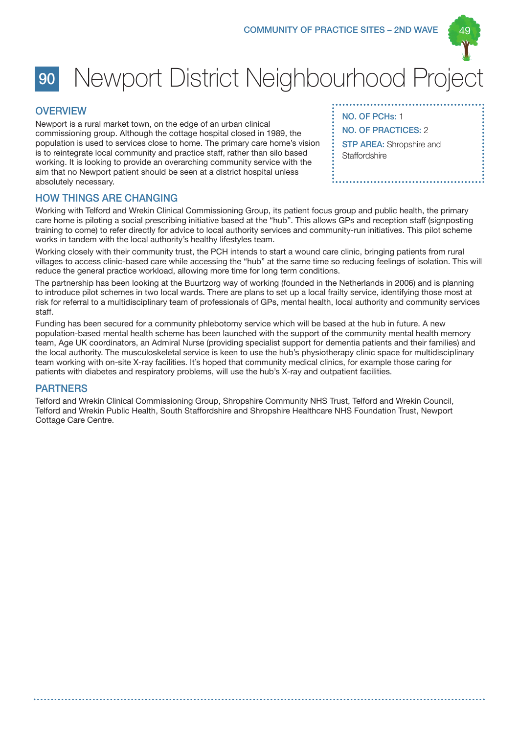# 90 Newport District Neighbourhood Project

## OVERVIEW

Newport is a rural market town, on the edge of an urban clinical commissioning group. Although the cottage hospital closed in 1989, the population is used to services close to home. The primary care home's vision is to reintegrate local community and practice staff, rather than silo based working. It is looking to provide an overarching community service with the aim that no Newport patient should be seen at a district hospital unless absolutely necessary.

**NO. OF PCHs:** 1

**NO. OF PRACTICES:** 2

**STP AREA:** Shropshire and Staffordshire

## HOW THINGS ARE CHANGING

Working with Telford and Wrekin Clinical Commissioning Group, its patient focus group and public health, the primary care home is piloting a social prescribing initiative based at the "hub". This allows GPs and reception staff (signposting training to come) to refer directly for advice to local authority services and community-run initiatives. This pilot scheme works in tandem with the local authority's healthy lifestyles team.

Working closely with their community trust, the PCH intends to start a wound care clinic, bringing patients from rural villages to access clinic-based care while accessing the "hub" at the same time so reducing feelings of isolation. This will reduce the general practice workload, allowing more time for long term conditions.

The partnership has been looking at the Buurtzorg way of working (founded in the Netherlands in 2006) and is planning to introduce pilot schemes in two local wards. There are plans to set up a local frailty service, identifying those most at risk for referral to a multidisciplinary team of professionals of GPs, mental health, local authority and community services staff.

Funding has been secured for a community phlebotomy service which will be based at the hub in future. A new population-based mental health scheme has been launched with the support of the community mental health memory team, Age UK coordinators, an Admiral Nurse (providing specialist support for dementia patients and their families) and the local authority. The musculoskeletal service is keen to use the hub's physiotherapy clinic space for multidisciplinary team working with on-site X-ray facilities. It's hoped that community medical clinics, for example those caring for patients with diabetes and respiratory problems, will use the hub's X-ray and outpatient facilities.

## PARTNERS

Telford and Wrekin Clinical Commissioning Group, Shropshire Community NHS Trust, Telford and Wrekin Council, Telford and Wrekin Public Health, South Staffordshire and Shropshire Healthcare NHS Foundation Trust, Newport Cottage Care Centre.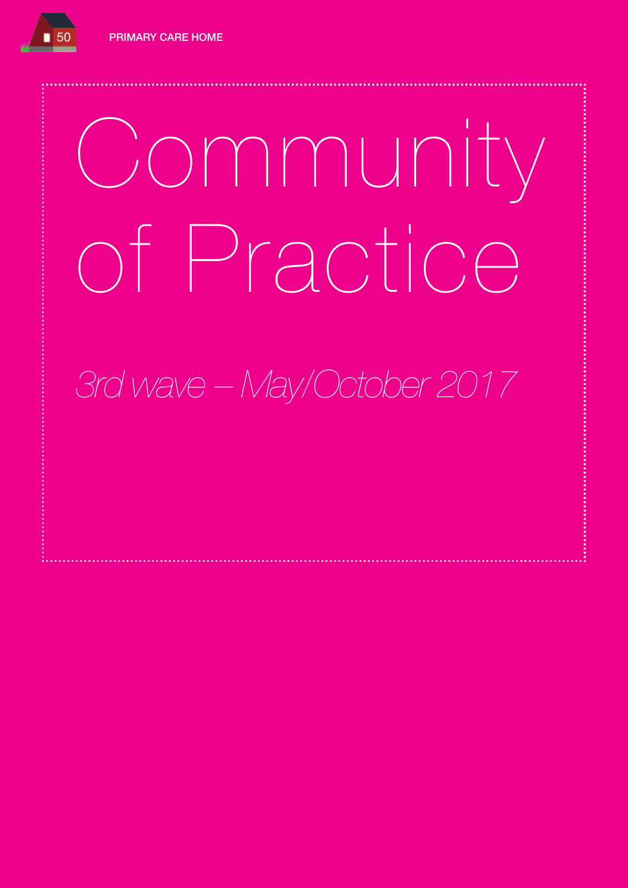# Community of Practice

*3rd wave – May/October 2017*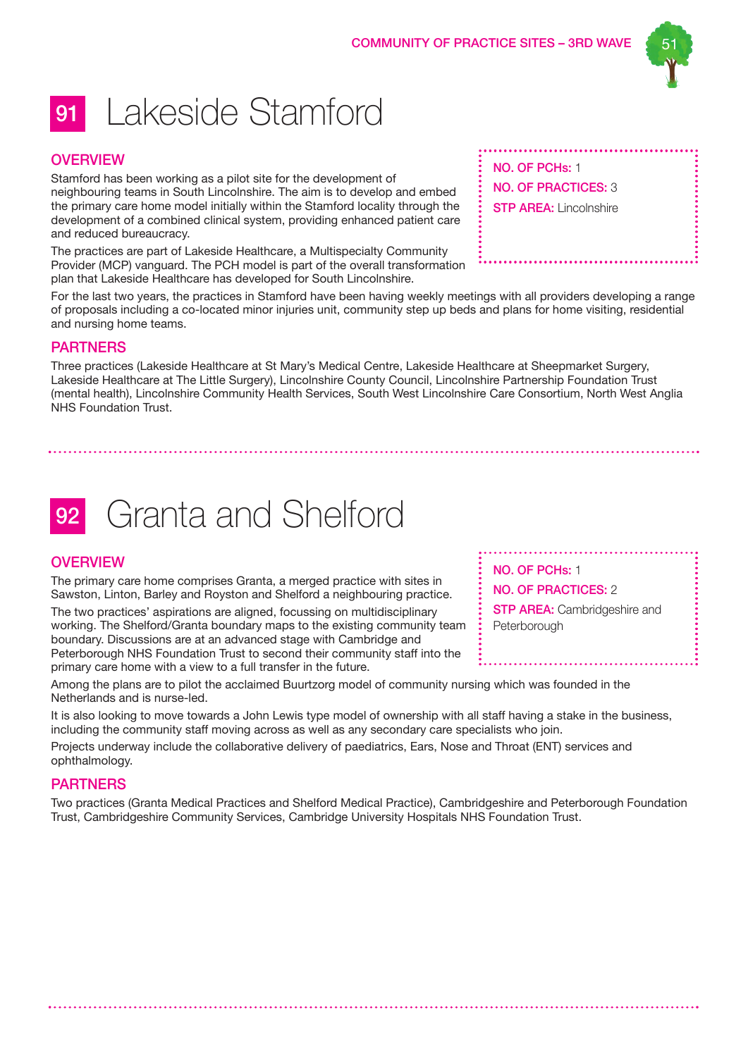# 91 Lakeside Stamford

## OVERVIEW

Stamford has been working as a pilot site for the development of neighbouring teams in South Lincolnshire. The aim is to develop and embed the primary care home model initially within the Stamford locality through the development of a combined clinical system, providing enhanced patient care and reduced bureaucracy.

The practices are part of Lakeside Healthcare, a Multispecialty Community Provider (MCP) vanguard. The PCH model is part of the overall transformation plan that Lakeside Healthcare has developed for South Lincolnshire.

**NO. OF PCHs:** 1
**NO. OF PRACTICES:** 3
**STP AREA:** Lincolnshire

For the last two years, the practices in Stamford have been having weekly meetings with all providers developing a range of proposals including a co-located minor injuries unit, community step up beds and plans for home visiting, residential and nursing home teams.

## PARTNERS

Three practices (Lakeside Healthcare at St Mary's Medical Centre, Lakeside Healthcare at Sheepmarket Surgery, Lakeside Healthcare at The Little Surgery), Lincolnshire County Council, Lincolnshire Partnership Foundation Trust (mental health), Lincolnshire Community Health Services, South West Lincolnshire Care Consortium, North West Anglia NHS Foundation Trust.

# 92 Granta and Shelford

## OVERVIEW

The primary care home comprises Granta, a merged practice with sites in Sawston, Linton, Barley and Royston and Shelford a neighbouring practice.

The two practices' aspirations are aligned, focussing on multidisciplinary working. The Shelford/Granta boundary maps to the existing community team boundary. Discussions are at an advanced stage with Cambridge and Peterborough NHS Foundation Trust to second their community staff into the primary care home with a view to a full transfer in the future.

**NO. OF PCHs:** 1
**NO. OF PRACTICES:** 2
**STP AREA:** Cambridgeshire and Peterborough

Among the plans are to pilot the acclaimed Buurtzorg model of community nursing which was founded in the Netherlands and is nurse-led.

It is also looking to move towards a John Lewis type model of ownership with all staff having a stake in the business, including the community staff moving across as well as any secondary care specialists who join.

Projects underway include the collaborative delivery of paediatrics, Ears, Nose and Throat (ENT) services and ophthalmology.

## PARTNERS

Two practices (Granta Medical Practices and Shelford Medical Practice), Cambridgeshire and Peterborough Foundation Trust, Cambridgeshire Community Services, Cambridge University Hospitals NHS Foundation Trust.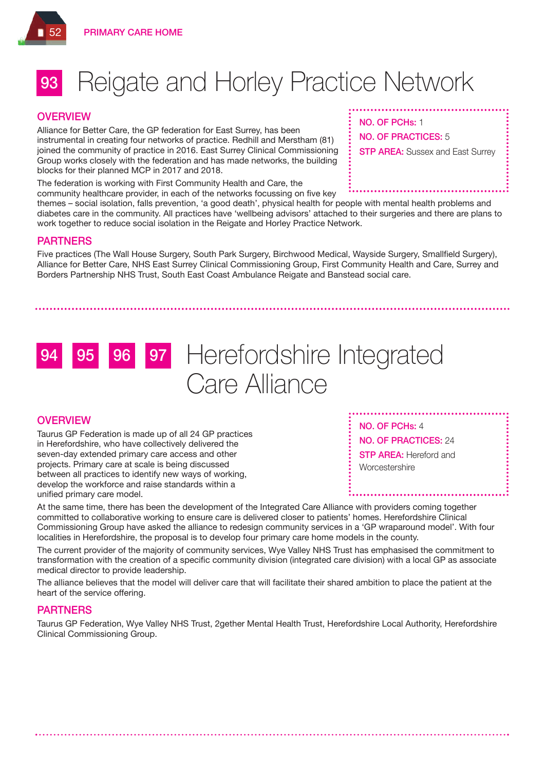# 93 Reigate and Horley Practice Network

**NO. OF PCHs:** 1

**NO. OF PRACTICES:** 5

**STP AREA:** Sussex and East Surrey

## OVERVIEW

Alliance for Better Care, the GP federation for East Surrey, has been instrumental in creating four networks of practice. Redhill and Merstham (81) joined the community of practice in 2016. East Surrey Clinical Commissioning Group works closely with the federation and has made networks, the building blocks for their planned MCP in 2017 and 2018.

The federation is working with First Community Health and Care, the community healthcare provider, in each of the networks focussing on five key themes – social isolation, falls prevention, 'a good death', physical health for people with mental health problems and diabetes care in the community. All practices have 'wellbeing advisors' attached to their surgeries and there are plans to work together to reduce social isolation in the Reigate and Horley Practice Network.

## PARTNERS

Five practices (The Wall House Surgery, South Park Surgery, Birchwood Medical, Wayside Surgery, Smallfield Surgery), Alliance for Better Care, NHS East Surrey Clinical Commissioning Group, First Community Health and Care, Surrey and Borders Partnership NHS Trust, South East Coast Ambulance Reigate and Banstead social care.

# 94 95 96 97 Herefordshire Integrated Care Alliance

**NO. OF PCHs:** 4

**NO. OF PRACTICES:** 24

**STP AREA:** Hereford and Worcestershire

## OVERVIEW

Taurus GP Federation is made up of all 24 GP practices in Herefordshire, who have collectively delivered the seven-day extended primary care access and other projects. Primary care at scale is being discussed between all practices to identify new ways of working, develop the workforce and raise standards within a unified primary care model.

At the same time, there has been the development of the Integrated Care Alliance with providers coming together committed to collaborative working to ensure care is delivered closer to patients' homes. Herefordshire Clinical Commissioning Group have asked the alliance to redesign community services in a 'GP wraparound model'. With four localities in Herefordshire, the proposal is to develop four primary care home models in the county.

The current provider of the majority of community services, Wye Valley NHS Trust has emphasised the commitment to transformation with the creation of a specific community division (integrated care division) with a local GP as associate medical director to provide leadership.

The alliance believes that the model will deliver care that will facilitate their shared ambition to place the patient at the heart of the service offering.

## PARTNERS

Taurus GP Federation, Wye Valley NHS Trust, 2gether Mental Health Trust, Herefordshire Local Authority, Herefordshire Clinical Commissioning Group.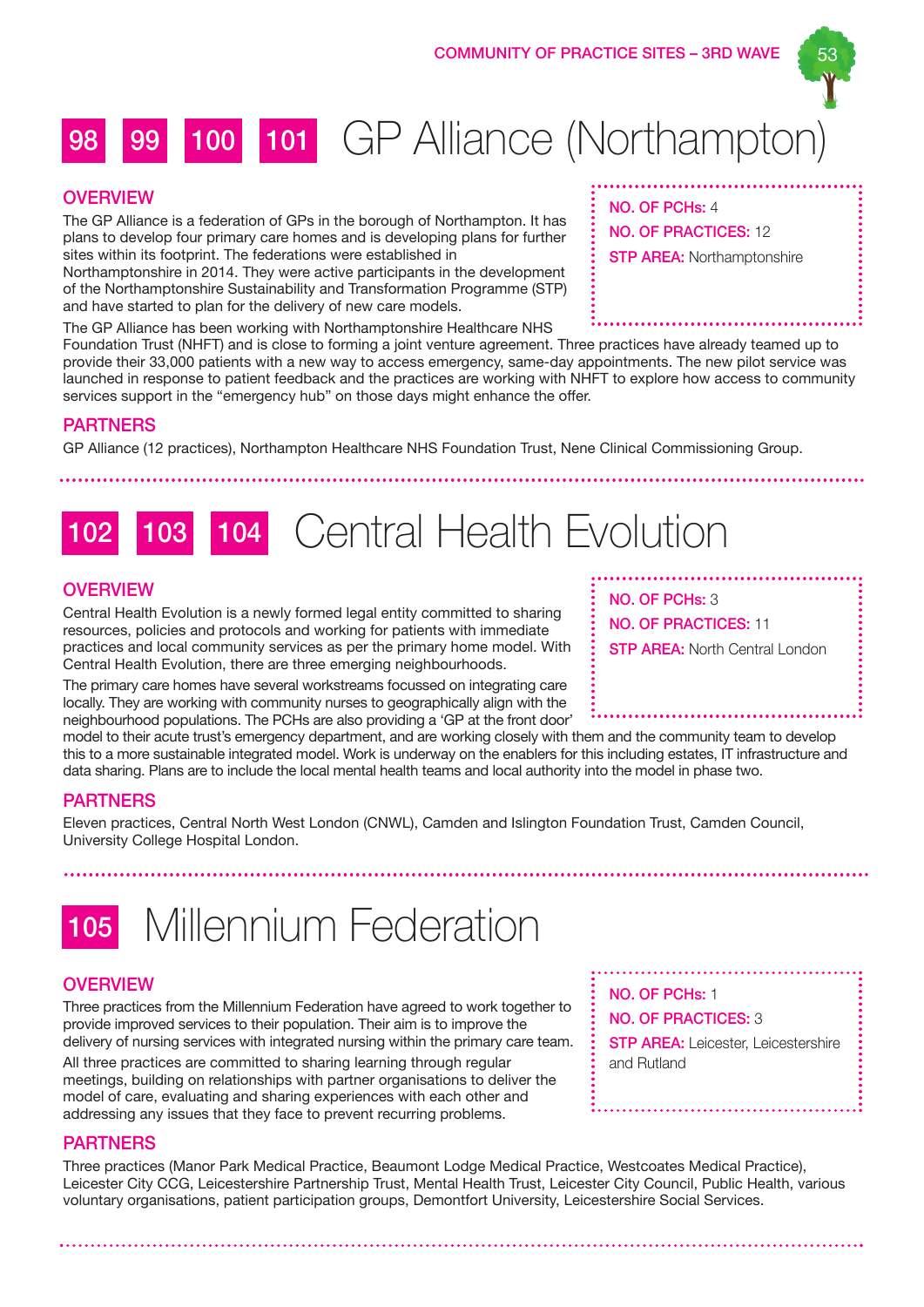# 98 99 100 101 GP Alliance (Northampton)

## OVERVIEW

The GP Alliance is a federation of GPs in the borough of Northampton. It has plans to develop four primary care homes and is developing plans for further sites within its footprint. The federations were established in Northamptonshire in 2014. They were active participants in the development of the Northamptonshire Sustainability and Transformation Programme (STP) and have started to plan for the delivery of new care models.

**NO. OF PCHs:** 4
**NO. OF PRACTICES:** 12
**STP AREA:** Northamptonshire

The GP Alliance has been working with Northamptonshire Healthcare NHS Foundation Trust (NHFT) and is close to forming a joint venture agreement. Three practices have already teamed up to provide their 33,000 patients with a new way to access emergency, same-day appointments. The new pilot service was launched in response to patient feedback and the practices are working with NHFT to explore how access to community services support in the "emergency hub" on those days might enhance the offer.

## PARTNERS

GP Alliance (12 practices), Northampton Healthcare NHS Foundation Trust, Nene Clinical Commissioning Group.

# 102 103 104 Central Health Evolution

## OVERVIEW

Central Health Evolution is a newly formed legal entity committed to sharing resources, policies and protocols and working for patients with immediate practices and local community services as per the primary home model. With Central Health Evolution, there are three emerging neighbourhoods.

**NO. OF PCHs:** 3
**NO. OF PRACTICES:** 11
**STP AREA:** North Central London

The primary care homes have several workstreams focussed on integrating care locally. They are working with community nurses to geographically align with the neighbourhood populations. The PCHs are also providing a 'GP at the front door' model to their acute trust's emergency department, and are working closely with them and the community team to develop this to a more sustainable integrated model. Work is underway on the enablers for this including estates, IT infrastructure and data sharing. Plans are to include the local mental health teams and local authority into the model in phase two.

## PARTNERS

Eleven practices, Central North West London (CNWL), Camden and Islington Foundation Trust, Camden Council, University College Hospital London.

# 105 Millennium Federation

## OVERVIEW

Three practices from the Millennium Federation have agreed to work together to provide improved services to their population. Their aim is to improve the delivery of nursing services with integrated nursing within the primary care team.

All three practices are committed to sharing learning through regular meetings, building on relationships with partner organisations to deliver the model of care, evaluating and sharing experiences with each other and addressing any issues that they face to prevent recurring problems.

**NO. OF PCHs:** 1
**NO. OF PRACTICES:** 3
**STP AREA:** Leicester, Leicestershire and Rutland

## PARTNERS

Three practices (Manor Park Medical Practice, Beaumont Lodge Medical Practice, Westcoates Medical Practice), Leicester City CCG, Leicestershire Partnership Trust, Mental Health Trust, Leicester City Council, Public Health, various voluntary organisations, patient participation groups, Demontfort University, Leicestershire Social Services.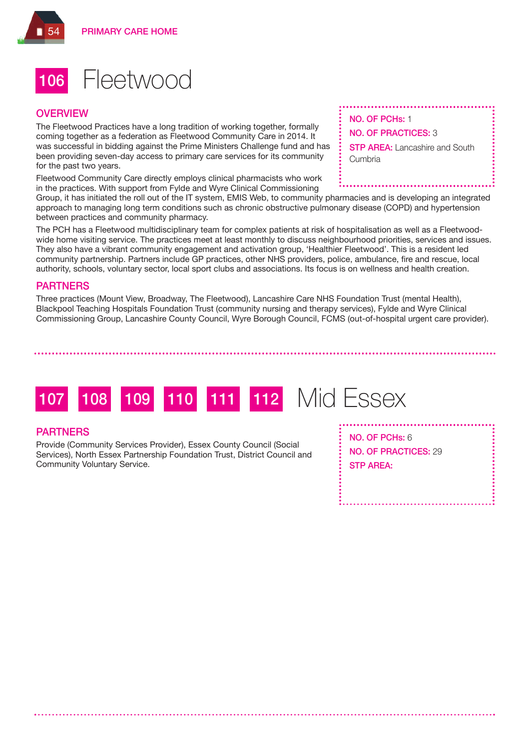# 106 Fleetwood

## OVERVIEW

**NO. OF PCHs:** 1
**NO. OF PRACTICES:** 3
**STP AREA:** Lancashire and South Cumbria

The Fleetwood Practices have a long tradition of working together, formally coming together as a federation as Fleetwood Community Care in 2014. It was successful in bidding against the Prime Ministers Challenge fund and has been providing seven-day access to primary care services for its community for the past two years.

Fleetwood Community Care directly employs clinical pharmacists who work in the practices. With support from Fylde and Wyre Clinical Commissioning Group, it has initiated the roll out of the IT system, EMIS Web, to community pharmacies and is developing an integrated approach to managing long term conditions such as chronic obstructive pulmonary disease (COPD) and hypertension between practices and community pharmacy.

The PCH has a Fleetwood multidisciplinary team for complex patients at risk of hospitalisation as well as a Fleetwood-wide home visiting service. The practices meet at least monthly to discuss neighbourhood priorities, services and issues. They also have a vibrant community engagement and activation group, 'Healthier Fleetwood'. This is a resident led community partnership. Partners include GP practices, other NHS providers, police, ambulance, fire and rescue, local authority, schools, voluntary sector, local sport clubs and associations. Its focus is on wellness and health creation.

## PARTNERS

Three practices (Mount View, Broadway, The Fleetwood), Lancashire Care NHS Foundation Trust (mental Health), Blackpool Teaching Hospitals Foundation Trust (community nursing and therapy services), Fylde and Wyre Clinical Commissioning Group, Lancashire County Council, Wyre Borough Council, FCMS (out-of-hospital urgent care provider).

# 107 108 109 110 111 112 Mid Essex

**NO. OF PCHs:** 6
**NO. OF PRACTICES:** 29
**STP AREA:**

## PARTNERS

Provide (Community Services Provider), Essex County Council (Social Services), North Essex Partnership Foundation Trust, District Council and Community Voluntary Service.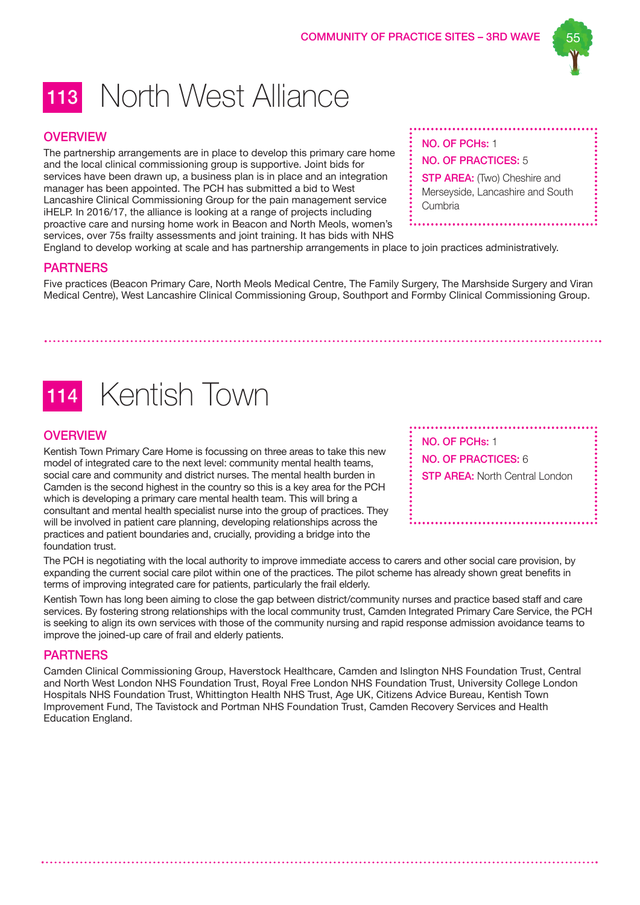# 113 North West Alliance

## OVERVIEW

The partnership arrangements are in place to develop this primary care home and the local clinical commissioning group is supportive. Joint bids for services have been drawn up, a business plan is in place and an integration manager has been appointed. The PCH has submitted a bid to West Lancashire Clinical Commissioning Group for the pain management service iHELP. In 2016/17, the alliance is looking at a range of projects including proactive care and nursing home work in Beacon and North Meols, women's services, over 75s frailty assessments and joint training. It has bids with NHS England to develop working at scale and has partnership arrangements in place to join practices administratively.

**NO. OF PCHs:** 1

**NO. OF PRACTICES:** 5

**STP AREA:** (Two) Cheshire and Merseyside, Lancashire and South Cumbria

## PARTNERS

Five practices (Beacon Primary Care, North Meols Medical Centre, The Family Surgery, The Marshside Surgery and Viran Medical Centre), West Lancashire Clinical Commissioning Group, Southport and Formby Clinical Commissioning Group.

# 114 Kentish Town

## OVERVIEW

Kentish Town Primary Care Home is focussing on three areas to take this new model of integrated care to the next level: community mental health teams, social care and community and district nurses. The mental health burden in Camden is the second highest in the country so this is a key area for the PCH which is developing a primary care mental health team. This will bring a consultant and mental health specialist nurse into the group of practices. They will be involved in patient care planning, developing relationships across the practices and patient boundaries and, crucially, providing a bridge into the foundation trust.

**NO. OF PCHs:** 1

**NO. OF PRACTICES:** 6

**STP AREA:** North Central London

The PCH is negotiating with the local authority to improve immediate access to carers and other social care provision, by expanding the current social care pilot within one of the practices. The pilot scheme has already shown great benefits in terms of improving integrated care for patients, particularly the frail elderly.

Kentish Town has long been aiming to close the gap between district/community nurses and practice based staff and care services. By fostering strong relationships with the local community trust, Camden Integrated Primary Care Service, the PCH is seeking to align its own services with those of the community nursing and rapid response admission avoidance teams to improve the joined-up care of frail and elderly patients.

## PARTNERS

Camden Clinical Commissioning Group, Haverstock Healthcare, Camden and Islington NHS Foundation Trust, Central and North West London NHS Foundation Trust, Royal Free London NHS Foundation Trust, University College London Hospitals NHS Foundation Trust, Whittington Health NHS Trust, Age UK, Citizens Advice Bureau, Kentish Town Improvement Fund, The Tavistock and Portman NHS Foundation Trust, Camden Recovery Services and Health Education England.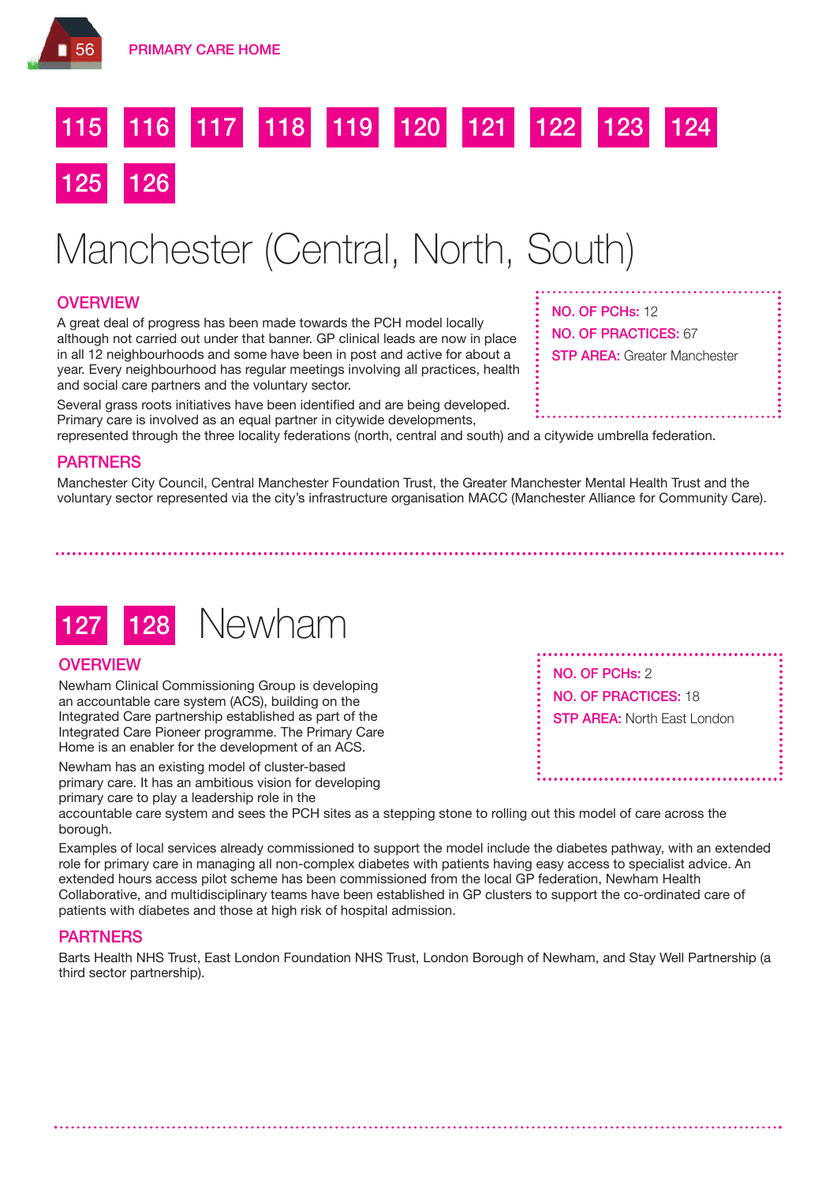115 116 117 118 119 120 121 122 123 124 125 126

# Manchester (Central, North, South)

**NO. OF PCHs:** 12
**NO. OF PRACTICES:** 67
**STP AREA:** Greater Manchester

## OVERVIEW

A great deal of progress has been made towards the PCH model locally although not carried out under that banner. GP clinical leads are now in place in all 12 neighbourhoods and some have been in post and active for about a year. Every neighbourhood has regular meetings involving all practices, health and social care partners and the voluntary sector.

Several grass roots initiatives have been identified and are being developed. Primary care is involved as an equal partner in citywide developments, represented through the three locality federations (north, central and south) and a citywide umbrella federation.

## PARTNERS

Manchester City Council, Central Manchester Foundation Trust, the Greater Manchester Mental Health Trust and the voluntary sector represented via the city's infrastructure organisation MACC (Manchester Alliance for Community Care).

127 128

# Newham

**NO. OF PCHs:** 2
**NO. OF PRACTICES:** 18
**STP AREA:** North East London

## OVERVIEW

Newham Clinical Commissioning Group is developing an accountable care system (ACS), building on the Integrated Care partnership established as part of the Integrated Care Pioneer programme. The Primary Care Home is an enabler for the development of an ACS.

Newham has an existing model of cluster-based primary care. It has an ambitious vision for developing primary care to play a leadership role in the accountable care system and sees the PCH sites as a stepping stone to rolling out this model of care across the borough.

Examples of local services already commissioned to support the model include the diabetes pathway, with an extended role for primary care in managing all non-complex diabetes with patients having easy access to specialist advice. An extended hours access pilot scheme has been commissioned from the local GP federation, Newham Health Collaborative, and multidisciplinary teams have been established in GP clusters to support the co-ordinated care of patients with diabetes and those at high risk of hospital admission.

## PARTNERS

Barts Health NHS Trust, East London Foundation NHS Trust, London Borough of Newham, and Stay Well Partnership (a third sector partnership).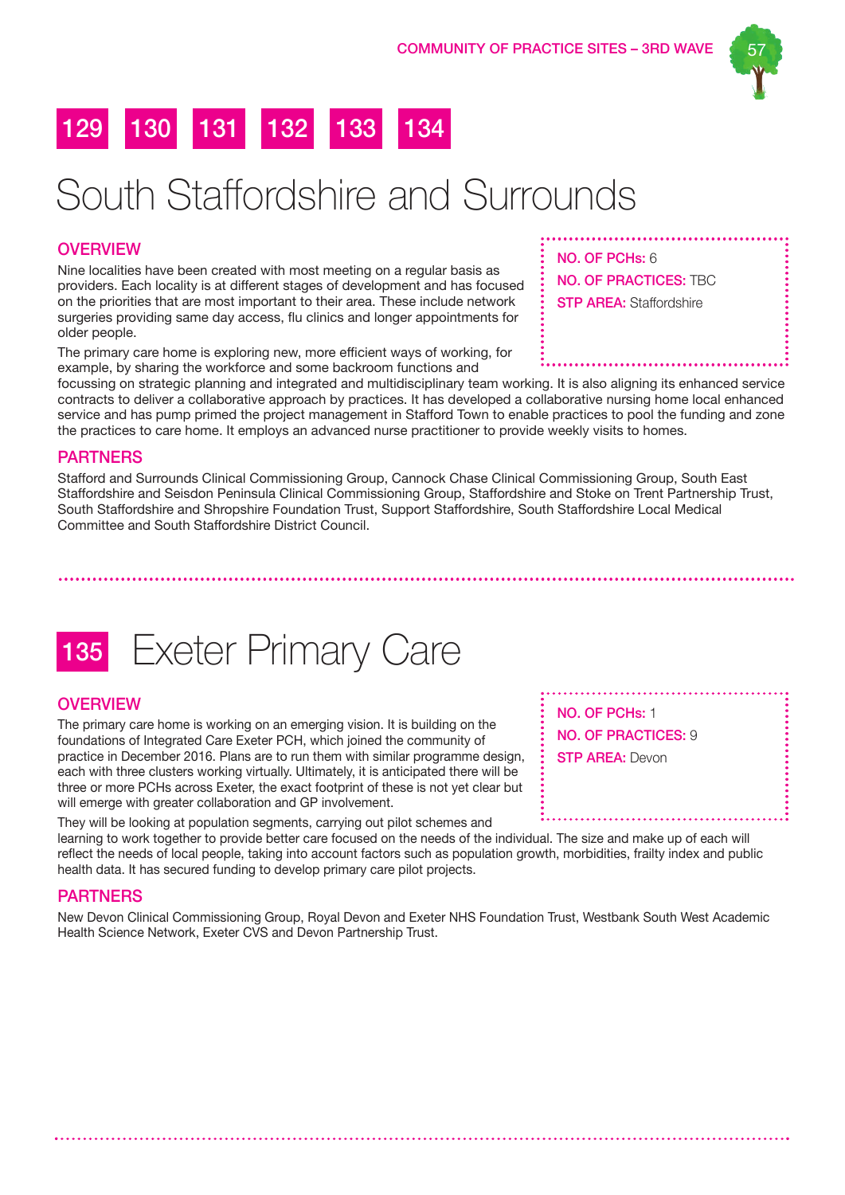129 130 131 132 133 134

# South Staffordshire and Surrounds

## OVERVIEW

**NO. OF PCHs:** 6

**NO. OF PRACTICES:** TBC

**STP AREA:** Staffordshire

Nine localities have been created with most meeting on a regular basis as providers. Each locality is at different stages of development and has focused on the priorities that are most important to their area. These include network surgeries providing same day access, flu clinics and longer appointments for older people.

The primary care home is exploring new, more efficient ways of working, for example, by sharing the workforce and some backroom functions and focussing on strategic planning and integrated and multidisciplinary team working. It is also aligning its enhanced service contracts to deliver a collaborative approach by practices. It has developed a collaborative nursing home local enhanced service and has pump primed the project management in Stafford Town to enable practices to pool the funding and zone the practices to care home. It employs an advanced nurse practitioner to provide weekly visits to homes.

## PARTNERS

Stafford and Surrounds Clinical Commissioning Group, Cannock Chase Clinical Commissioning Group, South East Staffordshire and Seisdon Peninsula Clinical Commissioning Group, Staffordshire and Stoke on Trent Partnership Trust, South Staffordshire and Shropshire Foundation Trust, Support Staffordshire, South Staffordshire Local Medical Committee and South Staffordshire District Council.

# 135 Exeter Primary Care

## OVERVIEW

**NO. OF PCHs:** 1

**NO. OF PRACTICES:** 9

**STP AREA:** Devon

The primary care home is working on an emerging vision. It is building on the foundations of Integrated Care Exeter PCH, which joined the community of practice in December 2016. Plans are to run them with similar programme design, each with three clusters working virtually. Ultimately, it is anticipated there will be three or more PCHs across Exeter, the exact footprint of these is not yet clear but will emerge with greater collaboration and GP involvement.

They will be looking at population segments, carrying out pilot schemes and learning to work together to provide better care focused on the needs of the individual. The size and make up of each will reflect the needs of local people, taking into account factors such as population growth, morbidities, frailty index and public health data. It has secured funding to develop primary care pilot projects.

## PARTNERS

New Devon Clinical Commissioning Group, Royal Devon and Exeter NHS Foundation Trust, Westbank South West Academic Health Science Network, Exeter CVS and Devon Partnership Trust.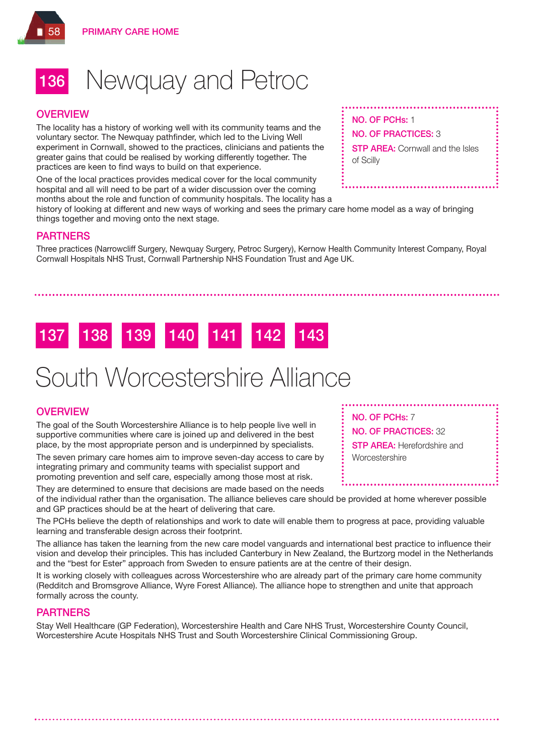# 136 Newquay and Petroc

**NO. OF PCHs:** 1

**NO. OF PRACTICES:** 3

**STP AREA:** Cornwall and the Isles of Scilly

## OVERVIEW

The locality has a history of working well with its community teams and the voluntary sector. The Newquay pathfinder, which led to the Living Well experiment in Cornwall, showed to the practices, clinicians and patients the greater gains that could be realised by working differently together. The practices are keen to find ways to build on that experience.

One of the local practices provides medical cover for the local community hospital and all will need to be part of a wider discussion over the coming months about the role and function of community hospitals. The locality has a history of looking at different and new ways of working and sees the primary care home model as a way of bringing things together and moving onto the next stage.

## PARTNERS

Three practices (Narrowcliff Surgery, Newquay Surgery, Petroc Surgery), Kernow Health Community Interest Company, Royal Cornwall Hospitals NHS Trust, Cornwall Partnership NHS Foundation Trust and Age UK.

# 137 138 139 140 141 142 143 South Worcestershire Alliance

**NO. OF PCHs:** 7

**NO. OF PRACTICES:** 32

**STP AREA:** Herefordshire and Worcestershire

## OVERVIEW

The goal of the South Worcestershire Alliance is to help people live well in supportive communities where care is joined up and delivered in the best place, by the most appropriate person and is underpinned by specialists.

The seven primary care homes aim to improve seven-day access to care by integrating primary and community teams with specialist support and promoting prevention and self care, especially among those most at risk.

They are determined to ensure that decisions are made based on the needs of the individual rather than the organisation. The alliance believes care should be provided at home wherever possible and GP practices should be at the heart of delivering that care.

The PCHs believe the depth of relationships and work to date will enable them to progress at pace, providing valuable learning and transferable design across their footprint.

The alliance has taken the learning from the new care model vanguards and international best practice to influence their vision and develop their principles. This has included Canterbury in New Zealand, the Burtzorg model in the Netherlands and the "best for Ester" approach from Sweden to ensure patients are at the centre of their design.

It is working closely with colleagues across Worcestershire who are already part of the primary care home community (Redditch and Bromsgrove Alliance, Wyre Forest Alliance). The alliance hope to strengthen and unite that approach formally across the county.

## PARTNERS

Stay Well Healthcare (GP Federation), Worcestershire Health and Care NHS Trust, Worcestershire County Council, Worcestershire Acute Hospitals NHS Trust and South Worcestershire Clinical Commissioning Group.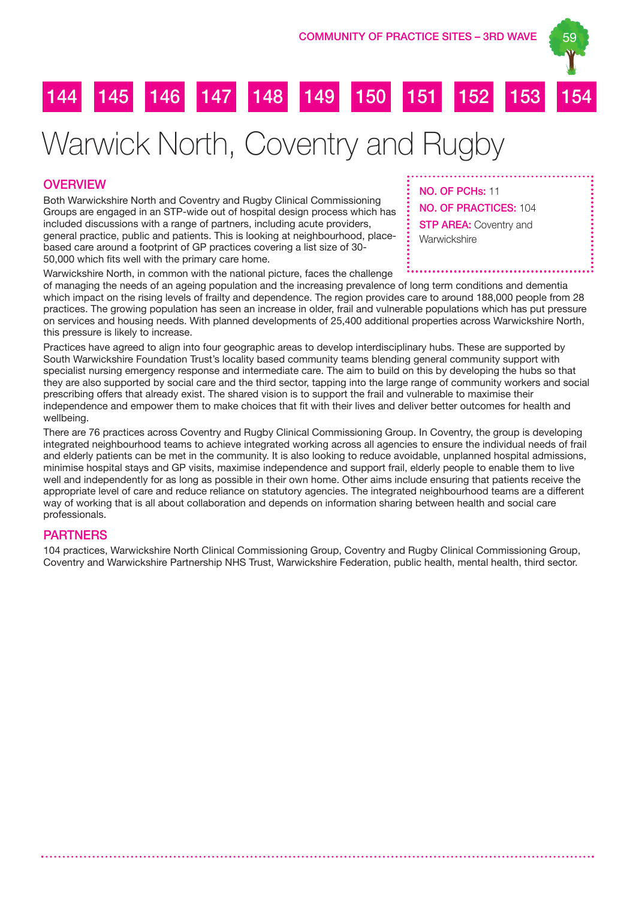144 145 146 147 148 149 150 151 152 153 154

# Warwick North, Coventry and Rugby

**NO. OF PCHs:** 11
**NO. OF PRACTICES:** 104
**STP AREA:** Coventry and Warwickshire

## OVERVIEW

Both Warwickshire North and Coventry and Rugby Clinical Commissioning Groups are engaged in an STP-wide out of hospital design process which has included discussions with a range of partners, including acute providers, general practice, public and patients. This is looking at neighbourhood, place-based care around a footprint of GP practices covering a list size of 30-50,000 which fits well with the primary care home.

Warwickshire North, in common with the national picture, faces the challenge of managing the needs of an ageing population and the increasing prevalence of long term conditions and dementia which impact on the rising levels of frailty and dependence. The region provides care to around 188,000 people from 28 practices. The growing population has seen an increase in older, frail and vulnerable populations which has put pressure on services and housing needs. With planned developments of 25,400 additional properties across Warwickshire North, this pressure is likely to increase.

Practices have agreed to align into four geographic areas to develop interdisciplinary hubs. These are supported by South Warwickshire Foundation Trust's locality based community teams blending general community support with specialist nursing emergency response and intermediate care. The aim to build on this by developing the hubs so that they are also supported by social care and the third sector, tapping into the large range of community workers and social prescribing offers that already exist. The shared vision is to support the frail and vulnerable to maximise their independence and empower them to make choices that fit with their lives and deliver better outcomes for health and wellbeing.

There are 76 practices across Coventry and Rugby Clinical Commissioning Group. In Coventry, the group is developing integrated neighbourhood teams to achieve integrated working across all agencies to ensure the individual needs of frail and elderly patients can be met in the community. It is also looking to reduce avoidable, unplanned hospital admissions, minimise hospital stays and GP visits, maximise independence and support frail, elderly people to enable them to live well and independently for as long as possible in their own home. Other aims include ensuring that patients receive the appropriate level of care and reduce reliance on statutory agencies. The integrated neighbourhood teams are a different way of working that is all about collaboration and depends on information sharing between health and social care professionals.

## PARTNERS

104 practices, Warwickshire North Clinical Commissioning Group, Coventry and Rugby Clinical Commissioning Group, Coventry and Warwickshire Partnership NHS Trust, Warwickshire Federation, public health, mental health, third sector.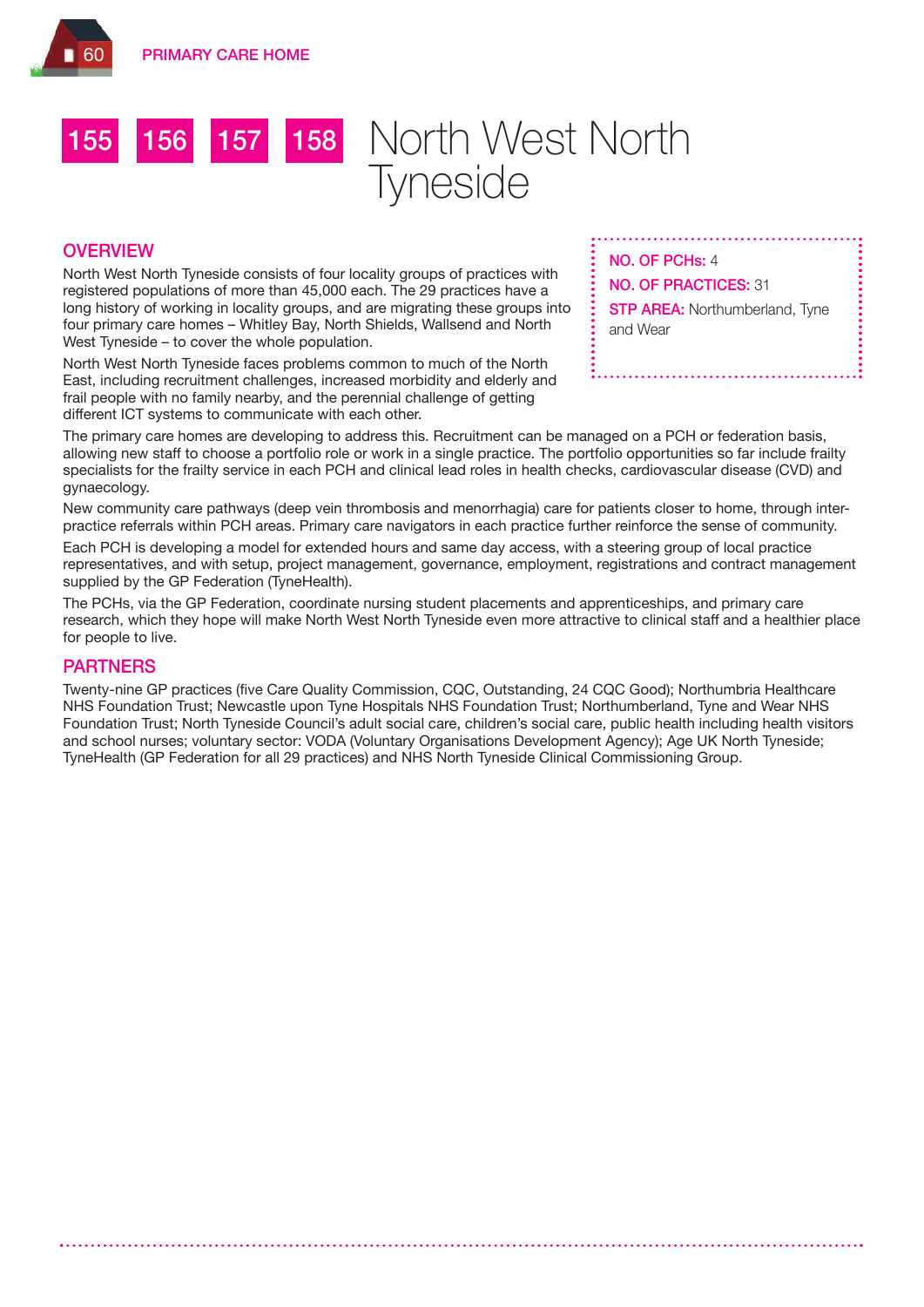# 155 156 157 158 North West North Tyneside

**NO. OF PCHs:** 4

**NO. OF PRACTICES:** 31

**STP AREA:** Northumberland, Tyne and Wear

## OVERVIEW

North West North Tyneside consists of four locality groups of practices with registered populations of more than 45,000 each. The 29 practices have a long history of working in locality groups, and are migrating these groups into four primary care homes – Whitley Bay, North Shields, Wallsend and North West Tyneside – to cover the whole population.

North West North Tyneside faces problems common to much of the North East, including recruitment challenges, increased morbidity and elderly and frail people with no family nearby, and the perennial challenge of getting different ICT systems to communicate with each other.

The primary care homes are developing to address this. Recruitment can be managed on a PCH or federation basis, allowing new staff to choose a portfolio role or work in a single practice. The portfolio opportunities so far include frailty specialists for the frailty service in each PCH and clinical lead roles in health checks, cardiovascular disease (CVD) and gynaecology.

New community care pathways (deep vein thrombosis and menorrhagia) care for patients closer to home, through inter-practice referrals within PCH areas. Primary care navigators in each practice further reinforce the sense of community.

Each PCH is developing a model for extended hours and same day access, with a steering group of local practice representatives, and with setup, project management, governance, employment, registrations and contract management supplied by the GP Federation (TyneHealth).

The PCHs, via the GP Federation, coordinate nursing student placements and apprenticeships, and primary care research, which they hope will make North West North Tyneside even more attractive to clinical staff and a healthier place for people to live.

## PARTNERS

Twenty-nine GP practices (five Care Quality Commission, CQC, Outstanding, 24 CQC Good); Northumbria Healthcare NHS Foundation Trust; Newcastle upon Tyne Hospitals NHS Foundation Trust; Northumberland, Tyne and Wear NHS Foundation Trust; North Tyneside Council's adult social care, children's social care, public health including health visitors and school nurses; voluntary sector: VODA (Voluntary Organisations Development Agency); Age UK North Tyneside; TyneHealth (GP Federation for all 29 practices) and NHS North Tyneside Clinical Commissioning Group.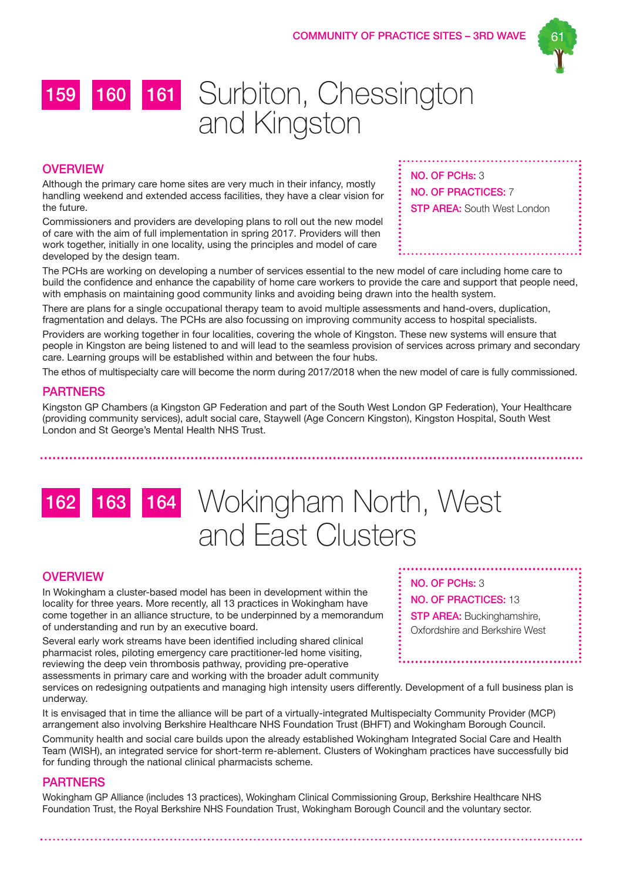# 159 160 161 Surbiton, Chessington and Kingston

**NO. OF PCHs:** 3

**NO. OF PRACTICES:** 7

**STP AREA:** South West London

## OVERVIEW

Although the primary care home sites are very much in their infancy, mostly handling weekend and extended access facilities, they have a clear vision for the future.

Commissioners and providers are developing plans to roll out the new model of care with the aim of full implementation in spring 2017. Providers will then work together, initially in one locality, using the principles and model of care developed by the design team.

The PCHs are working on developing a number of services essential to the new model of care including home care to build the confidence and enhance the capability of home care workers to provide the care and support that people need, with emphasis on maintaining good community links and avoiding being drawn into the health system.

There are plans for a single occupational therapy team to avoid multiple assessments and hand-overs, duplication, fragmentation and delays. The PCHs are also focussing on improving community access to hospital specialists.

Providers are working together in four localities, covering the whole of Kingston. These new systems will ensure that people in Kingston are being listened to and will lead to the seamless provision of services across primary and secondary care. Learning groups will be established within and between the four hubs.

The ethos of multispecialty care will become the norm during 2017/2018 when the new model of care is fully commissioned.

## PARTNERS

Kingston GP Chambers (a Kingston GP Federation and part of the South West London GP Federation), Your Healthcare (providing community services), adult social care, Staywell (Age Concern Kingston), Kingston Hospital, South West London and St George's Mental Health NHS Trust.

# 162 163 164 Wokingham North, West and East Clusters

**NO. OF PCHs:** 3

**NO. OF PRACTICES:** 13

**STP AREA:** Buckinghamshire, Oxfordshire and Berkshire West

## OVERVIEW

In Wokingham a cluster-based model has been in development within the locality for three years. More recently, all 13 practices in Wokingham have come together in an alliance structure, to be underpinned by a memorandum of understanding and run by an executive board.

Several early work streams have been identified including shared clinical pharmacist roles, piloting emergency care practitioner-led home visiting, reviewing the deep vein thrombosis pathway, providing pre-operative assessments in primary care and working with the broader adult community services on redesigning outpatients and managing high intensity users differently. Development of a full business plan is underway.

It is envisaged that in time the alliance will be part of a virtually-integrated Multispecialty Community Provider (MCP) arrangement also involving Berkshire Healthcare NHS Foundation Trust (BHFT) and Wokingham Borough Council.

Community health and social care builds upon the already established Wokingham Integrated Social Care and Health Team (WISH), an integrated service for short-term re-ablement. Clusters of Wokingham practices have successfully bid for funding through the national clinical pharmacists scheme.

## PARTNERS

Wokingham GP Alliance (includes 13 practices), Wokingham Clinical Commissioning Group, Berkshire Healthcare NHS Foundation Trust, the Royal Berkshire NHS Foundation Trust, Wokingham Borough Council and the voluntary sector.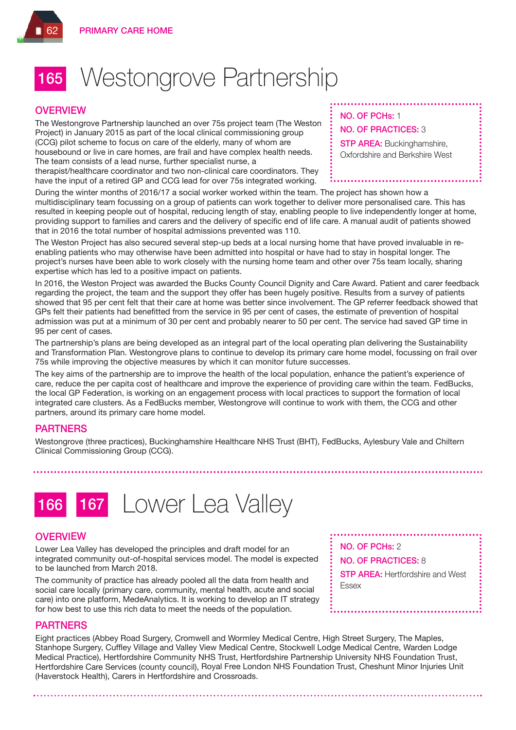# 165 Westongrove Partnership

## OVERVIEW

**NO. OF PCHs:** 1
**NO. OF PRACTICES:** 3
**STP AREA:** Buckinghamshire, Oxfordshire and Berkshire West

The Westongrove Partnership launched an over 75s project team (The Weston Project) in January 2015 as part of the local clinical commissioning group (CCG) pilot scheme to focus on care of the elderly, many of whom are housebound or live in care homes, are frail and have complex health needs. The team consists of a lead nurse, further specialist nurse, a therapist/healthcare coordinator and two non-clinical care coordinators. They have the input of a retired GP and CCG lead for over 75s integrated working. During the winter months of 2016/17 a social worker worked within the team. The project has shown how a multidisciplinary team focussing on a group of patients can work together to deliver more personalised care. This has resulted in keeping people out of hospital, reducing length of stay, enabling people to live independently longer at home, providing support to families and carers and the delivery of specific end of life care. A manual audit of patients showed that in 2016 the total number of hospital admissions prevented was 110.

The Weston Project has also secured several step-up beds at a local nursing home that have proved invaluable in re-enabling patients who may otherwise have been admitted into hospital or have had to stay in hospital longer. The project's nurses have been able to work closely with the nursing home team and other over 75s team locally, sharing expertise which has led to a positive impact on patients.

In 2016, the Weston Project was awarded the Bucks County Council Dignity and Care Award. Patient and carer feedback regarding the project, the team and the support they offer has been hugely positive. Results from a survey of patients showed that 95 per cent felt that their care at home was better since involvement. The GP referrer feedback showed that GPs felt their patients had benefitted from the service in 95 per cent of cases, the estimate of prevention of hospital admission was put at a minimum of 30 per cent and probably nearer to 50 per cent. The service had saved GP time in 95 per cent of cases.

The partnership's plans are being developed as an integral part of the local operating plan delivering the Sustainability and Transformation Plan. Westongrove plans to continue to develop its primary care home model, focussing on frail over 75s while improving the objective measures by which it can monitor future successes.

The key aims of the partnership are to improve the health of the local population, enhance the patient's experience of care, reduce the per capita cost of healthcare and improve the experience of providing care within the team. FedBucks, the local GP Federation, is working on an engagement process with local practices to support the formation of local integrated care clusters. As a FedBucks member, Westongrove will continue to work with them, the CCG and other partners, around its primary care home model.

## PARTNERS

Westongrove (three practices), Buckinghamshire Healthcare NHS Trust (BHT), FedBucks, Aylesbury Vale and Chiltern Clinical Commissioning Group (CCG).

# 166 167 Lower Lea Valley

## OVERVIEW

**NO. OF PCHs:** 2
**NO. OF PRACTICES:** 8
**STP AREA:** Hertfordshire and West Essex

Lower Lea Valley has developed the principles and draft model for an integrated community out-of-hospital services model. The model is expected to be launched from March 2018.

The community of practice has already pooled all the data from health and social care locally (primary care, community, mental health, acute and social care) into one platform, MedeAnalytics. It is working to develop an IT strategy for how best to use this rich data to meet the needs of the population.

## PARTNERS

Eight practices (Abbey Road Surgery, Cromwell and Wormley Medical Centre, High Street Surgery, The Maples, Stanhope Surgery, Cuffley Village and Valley View Medical Centre, Stockwell Lodge Medical Centre, Warden Lodge Medical Practice), Hertfordshire Community NHS Trust, Hertfordshire Partnership University NHS Foundation Trust, Hertfordshire Care Services (county council), Royal Free London NHS Foundation Trust, Cheshunt Minor Injuries Unit (Haverstock Health), Carers in Hertfordshire and Crossroads.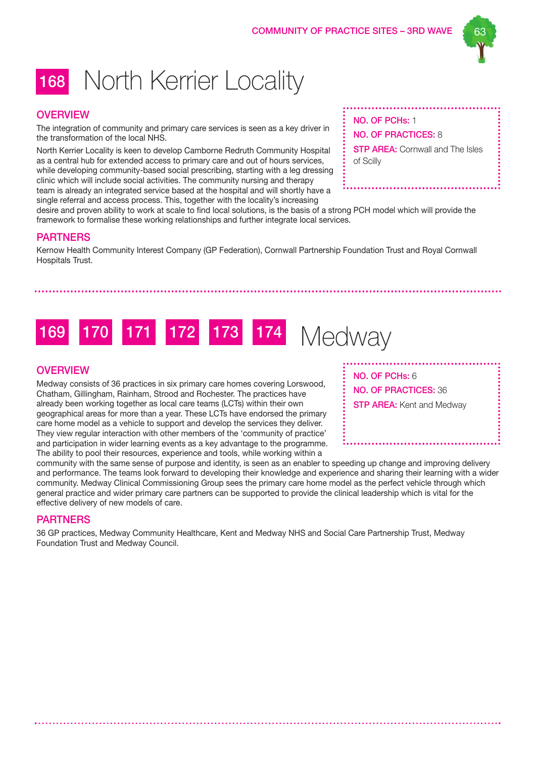# 168 North Kerrier Locality

**NO. OF PCHs:** 1

**NO. OF PRACTICES:** 8

**STP AREA:** Cornwall and The Isles of Scilly

## OVERVIEW

The integration of community and primary care services is seen as a key driver in the transformation of the local NHS.

North Kerrier Locality is keen to develop Camborne Redruth Community Hospital as a central hub for extended access to primary care and out of hours services, while developing community-based social prescribing, starting with a leg dressing clinic which will include social activities. The community nursing and therapy team is already an integrated service based at the hospital and will shortly have a single referral and access process. This, together with the locality's increasing desire and proven ability to work at scale to find local solutions, is the basis of a strong PCH model which will provide the framework to formalise these working relationships and further integrate local services.

## PARTNERS

Kernow Health Community Interest Company (GP Federation), Cornwall Partnership Foundation Trust and Royal Cornwall Hospitals Trust.

# 169 170 171 172 173 174 Medway

**NO. OF PCHs:** 6

**NO. OF PRACTICES:** 36

**STP AREA:** Kent and Medway

## OVERVIEW

Medway consists of 36 practices in six primary care homes covering Lorswood, Chatham, Gillingham, Rainham, Strood and Rochester. The practices have already been working together as local care teams (LCTs) within their own geographical areas for more than a year. These LCTs have endorsed the primary care home model as a vehicle to support and develop the services they deliver. They view regular interaction with other members of the 'community of practice' and participation in wider learning events as a key advantage to the programme. The ability to pool their resources, experience and tools, while working within a community with the same sense of purpose and identity, is seen as an enabler to speeding up change and improving delivery and performance. The teams look forward to developing their knowledge and experience and sharing their learning with a wider community. Medway Clinical Commissioning Group sees the primary care home model as the perfect vehicle through which general practice and wider primary care partners can be supported to provide the clinical leadership which is vital for the effective delivery of new models of care.

## PARTNERS

36 GP practices, Medway Community Healthcare, Kent and Medway NHS and Social Care Partnership Trust, Medway Foundation Trust and Medway Council.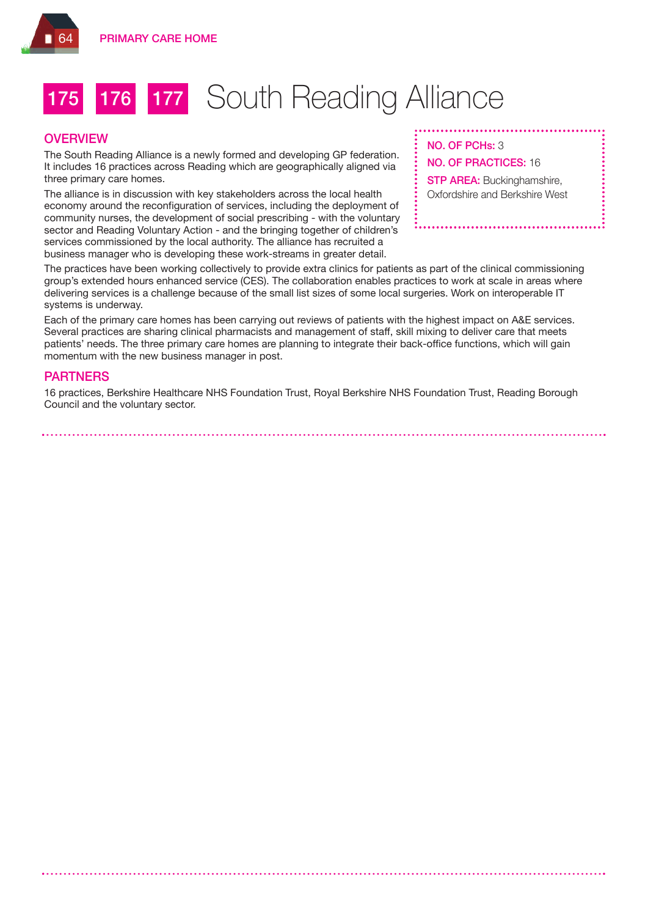# 175 176 177 South Reading Alliance

## OVERVIEW

The South Reading Alliance is a newly formed and developing GP federation. It includes 16 practices across Reading which are geographically aligned via three primary care homes.

The alliance is in discussion with key stakeholders across the local health economy around the reconfiguration of services, including the deployment of community nurses, the development of social prescribing - with the voluntary sector and Reading Voluntary Action - and the bringing together of children's services commissioned by the local authority. The alliance has recruited a business manager who is developing these work-streams in greater detail.

**NO. OF PCHs:** 3

**NO. OF PRACTICES:** 16

**STP AREA:** Buckinghamshire, Oxfordshire and Berkshire West

The practices have been working collectively to provide extra clinics for patients as part of the clinical commissioning group's extended hours enhanced service (CES). The collaboration enables practices to work at scale in areas where delivering services is a challenge because of the small list sizes of some local surgeries. Work on interoperable IT systems is underway.

Each of the primary care homes has been carrying out reviews of patients with the highest impact on A&E services. Several practices are sharing clinical pharmacists and management of staff, skill mixing to deliver care that meets patients' needs. The three primary care homes are planning to integrate their back-office functions, which will gain momentum with the new business manager in post.

## PARTNERS

16 practices, Berkshire Healthcare NHS Foundation Trust, Royal Berkshire NHS Foundation Trust, Reading Borough Council and the voluntary sector.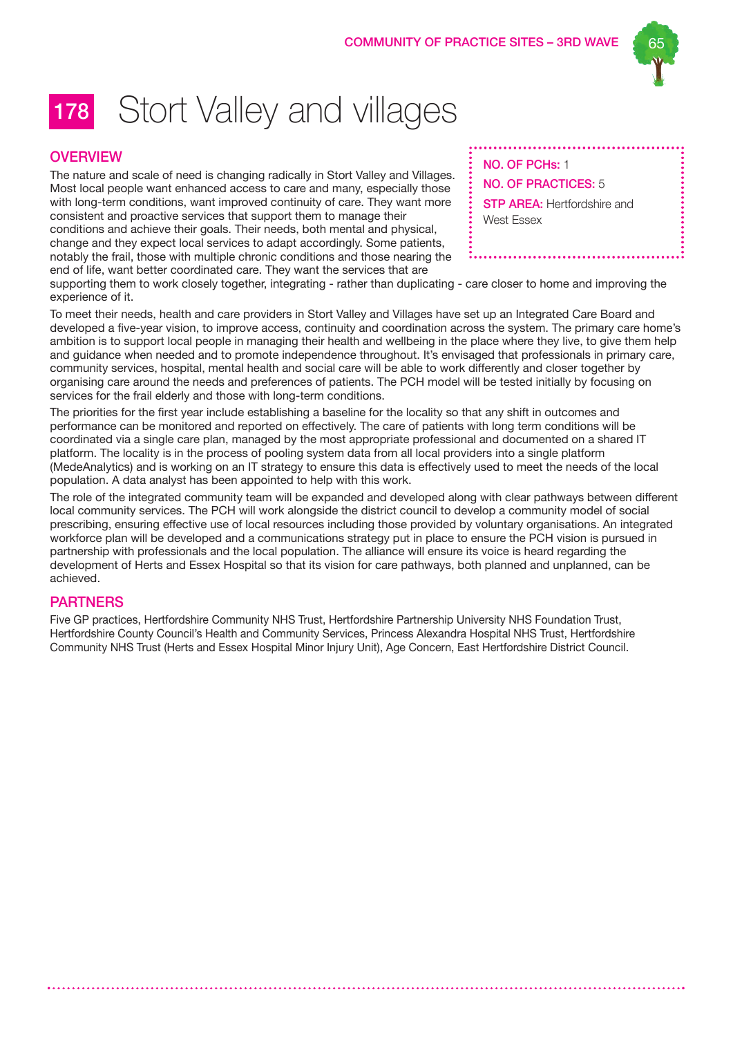# 178 Stort Valley and villages

**NO. OF PCHs:** 1

**NO. OF PRACTICES:** 5

**STP AREA:** Hertfordshire and West Essex

## OVERVIEW

The nature and scale of need is changing radically in Stort Valley and Villages. Most local people want enhanced access to care and many, especially those with long-term conditions, want improved continuity of care. They want more consistent and proactive services that support them to manage their conditions and achieve their goals. Their needs, both mental and physical, change and they expect local services to adapt accordingly. Some patients, notably the frail, those with multiple chronic conditions and those nearing the end of life, want better coordinated care. They want the services that are supporting them to work closely together, integrating - rather than duplicating - care closer to home and improving the experience of it.

To meet their needs, health and care providers in Stort Valley and Villages have set up an Integrated Care Board and developed a five-year vision, to improve access, continuity and coordination across the system. The primary care home's ambition is to support local people in managing their health and wellbeing in the place where they live, to give them help and guidance when needed and to promote independence throughout. It's envisaged that professionals in primary care, community services, hospital, mental health and social care will be able to work differently and closer together by organising care around the needs and preferences of patients. The PCH model will be tested initially by focusing on services for the frail elderly and those with long-term conditions.

The priorities for the first year include establishing a baseline for the locality so that any shift in outcomes and performance can be monitored and reported on effectively. The care of patients with long term conditions will be coordinated via a single care plan, managed by the most appropriate professional and documented on a shared IT platform. The locality is in the process of pooling system data from all local providers into a single platform (MedeAnalytics) and is working on an IT strategy to ensure this data is effectively used to meet the needs of the local population. A data analyst has been appointed to help with this work.

The role of the integrated community team will be expanded and developed along with clear pathways between different local community services. The PCH will work alongside the district council to develop a community model of social prescribing, ensuring effective use of local resources including those provided by voluntary organisations. An integrated workforce plan will be developed and a communications strategy put in place to ensure the PCH vision is pursued in partnership with professionals and the local population. The alliance will ensure its voice is heard regarding the development of Herts and Essex Hospital so that its vision for care pathways, both planned and unplanned, can be achieved.

## PARTNERS

Five GP practices, Hertfordshire Community NHS Trust, Hertfordshire Partnership University NHS Foundation Trust, Hertfordshire County Council's Health and Community Services, Princess Alexandra Hospital NHS Trust, Hertfordshire Community NHS Trust (Herts and Essex Hospital Minor Injury Unit), Age Concern, East Hertfordshire District Council.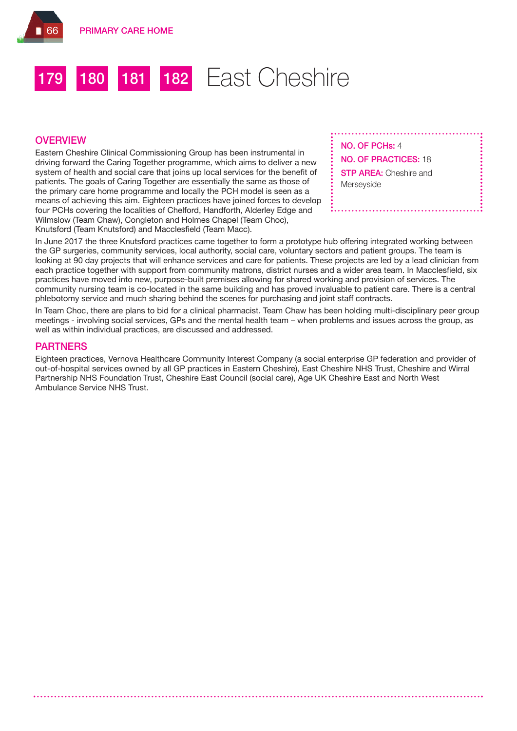# 179 180 181 182 East Cheshire

## OVERVIEW

Eastern Cheshire Clinical Commissioning Group has been instrumental in driving forward the Caring Together programme, which aims to deliver a new system of health and social care that joins up local services for the benefit of patients. The goals of Caring Together are essentially the same as those of the primary care home programme and locally the PCH model is seen as a means of achieving this aim. Eighteen practices have joined forces to develop four PCHs covering the localities of Chelford, Handforth, Alderley Edge and Wilmslow (Team Chaw), Congleton and Holmes Chapel (Team Choc), Knutsford (Team Knutsford) and Macclesfield (Team Macc).

**NO. OF PCHs:** 4

**NO. OF PRACTICES:** 18

**STP AREA:** Cheshire and Merseyside

In June 2017 the three Knutsford practices came together to form a prototype hub offering integrated working between the GP surgeries, community services, local authority, social care, voluntary sectors and patient groups. The team is looking at 90 day projects that will enhance services and care for patients. These projects are led by a lead clinician from each practice together with support from community matrons, district nurses and a wider area team. In Macclesfield, six practices have moved into new, purpose-built premises allowing for shared working and provision of services. The community nursing team is co-located in the same building and has proved invaluable to patient care. There is a central phlebotomy service and much sharing behind the scenes for purchasing and joint staff contracts.

In Team Choc, there are plans to bid for a clinical pharmacist. Team Chaw has been holding multi-disciplinary peer group meetings - involving social services, GPs and the mental health team – when problems and issues across the group, as well as within individual practices, are discussed and addressed.

## PARTNERS

Eighteen practices, Vernova Healthcare Community Interest Company (a social enterprise GP federation and provider of out-of-hospital services owned by all GP practices in Eastern Cheshire), East Cheshire NHS Trust, Cheshire and Wirral Partnership NHS Foundation Trust, Cheshire East Council (social care), Age UK Cheshire East and North West Ambulance Service NHS Trust.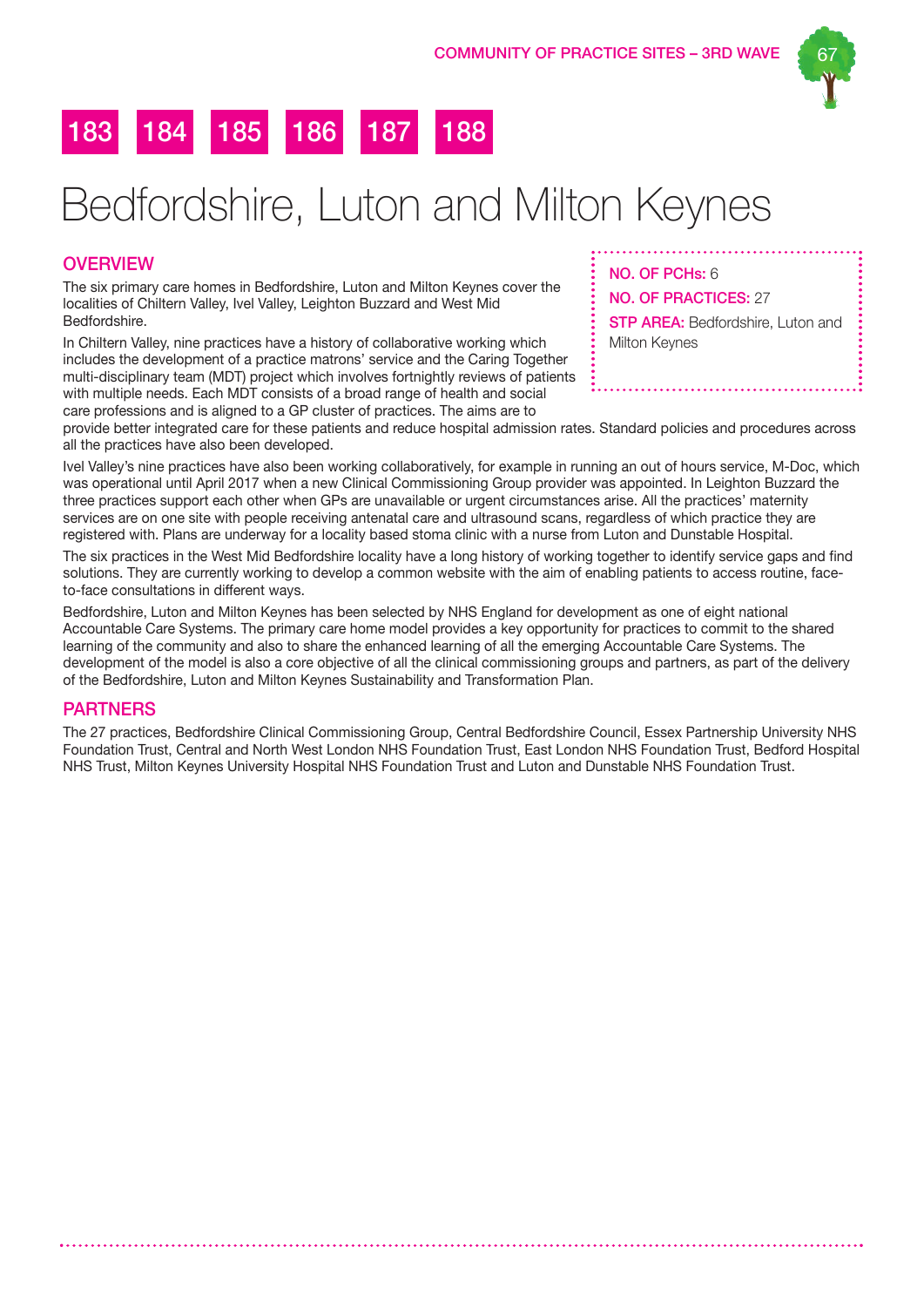183 184 185 186 187 188

# Bedfordshire, Luton and Milton Keynes

**NO. OF PCHs:** 6

**NO. OF PRACTICES:** 27

**STP AREA:** Bedfordshire, Luton and Milton Keynes

## OVERVIEW

The six primary care homes in Bedfordshire, Luton and Milton Keynes cover the localities of Chiltern Valley, Ivel Valley, Leighton Buzzard and West Mid Bedfordshire.

In Chiltern Valley, nine practices have a history of collaborative working which includes the development of a practice matrons' service and the Caring Together multi-disciplinary team (MDT) project which involves fortnightly reviews of patients with multiple needs. Each MDT consists of a broad range of health and social care professions and is aligned to a GP cluster of practices. The aims are to provide better integrated care for these patients and reduce hospital admission rates. Standard policies and procedures across all the practices have also been developed.

Ivel Valley's nine practices have also been working collaboratively, for example in running an out of hours service, M-Doc, which was operational until April 2017 when a new Clinical Commissioning Group provider was appointed. In Leighton Buzzard the three practices support each other when GPs are unavailable or urgent circumstances arise. All the practices' maternity services are on one site with people receiving antenatal care and ultrasound scans, regardless of which practice they are registered with. Plans are underway for a locality based stoma clinic with a nurse from Luton and Dunstable Hospital.

The six practices in the West Mid Bedfordshire locality have a long history of working together to identify service gaps and find solutions. They are currently working to develop a common website with the aim of enabling patients to access routine, face-to-face consultations in different ways.

Bedfordshire, Luton and Milton Keynes has been selected by NHS England for development as one of eight national Accountable Care Systems. The primary care home model provides a key opportunity for practices to commit to the shared learning of the community and also to share the enhanced learning of all the emerging Accountable Care Systems. The development of the model is also a core objective of all the clinical commissioning groups and partners, as part of the delivery of the Bedfordshire, Luton and Milton Keynes Sustainability and Transformation Plan.

## PARTNERS

The 27 practices, Bedfordshire Clinical Commissioning Group, Central Bedfordshire Council, Essex Partnership University NHS Foundation Trust, Central and North West London NHS Foundation Trust, East London NHS Foundation Trust, Bedford Hospital NHS Trust, Milton Keynes University Hospital NHS Foundation Trust and Luton and Dunstable NHS Foundation Trust.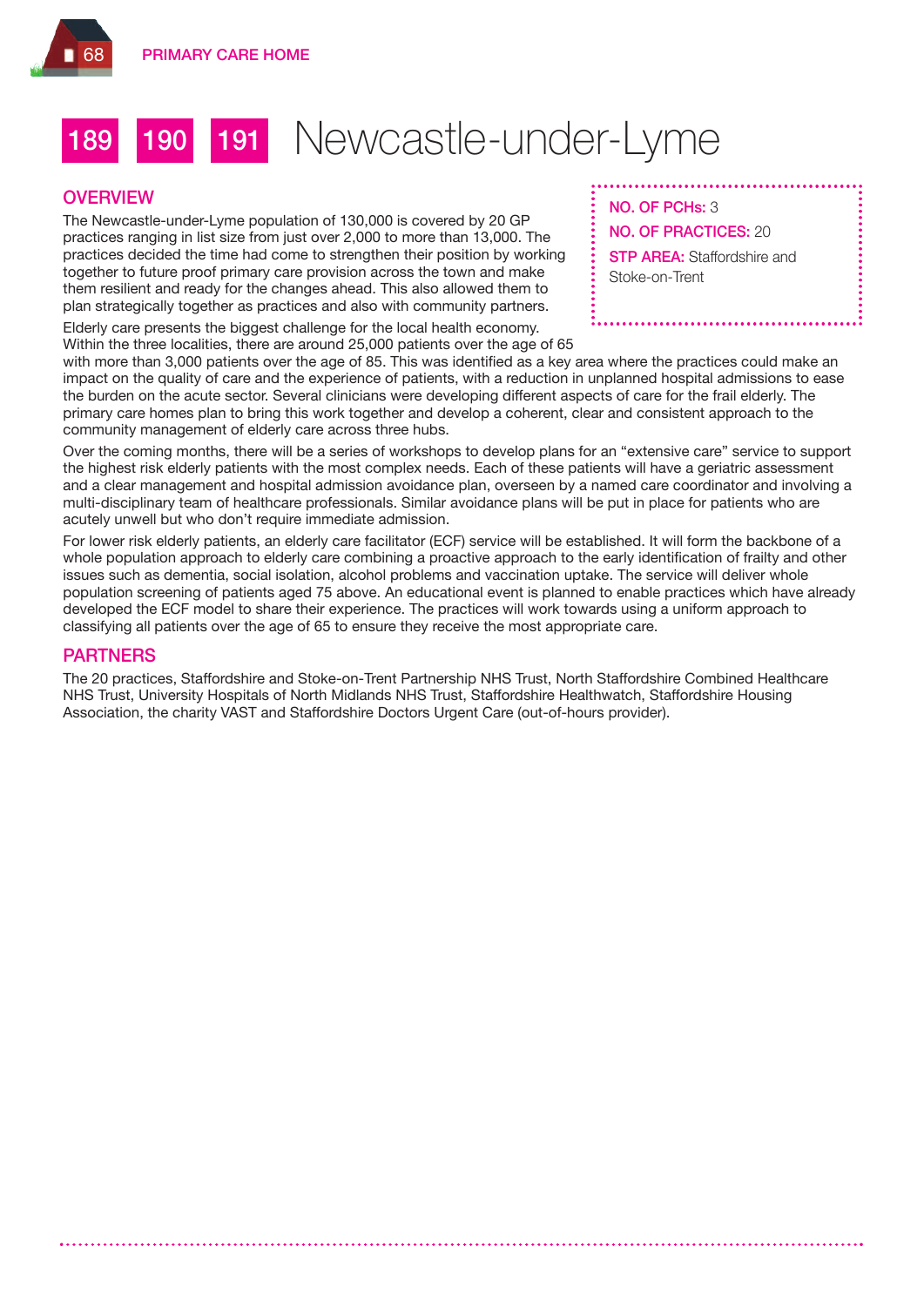# 189 190 191 Newcastle-under-Lyme

**NO. OF PCHs:** 3

**NO. OF PRACTICES:** 20

**STP AREA:** Staffordshire and Stoke-on-Trent

## OVERVIEW

The Newcastle-under-Lyme population of 130,000 is covered by 20 GP practices ranging in list size from just over 2,000 to more than 13,000. The practices decided the time had come to strengthen their position by working together to future proof primary care provision across the town and make them resilient and ready for the changes ahead. This also allowed them to plan strategically together as practices and also with community partners.

Elderly care presents the biggest challenge for the local health economy. Within the three localities, there are around 25,000 patients over the age of 65 with more than 3,000 patients over the age of 85. This was identified as a key area where the practices could make an impact on the quality of care and the experience of patients, with a reduction in unplanned hospital admissions to ease the burden on the acute sector. Several clinicians were developing different aspects of care for the frail elderly. The primary care homes plan to bring this work together and develop a coherent, clear and consistent approach to the community management of elderly care across three hubs.

Over the coming months, there will be a series of workshops to develop plans for an "extensive care" service to support the highest risk elderly patients with the most complex needs. Each of these patients will have a geriatric assessment and a clear management and hospital admission avoidance plan, overseen by a named care coordinator and involving a multi-disciplinary team of healthcare professionals. Similar avoidance plans will be put in place for patients who are acutely unwell but who don't require immediate admission.

For lower risk elderly patients, an elderly care facilitator (ECF) service will be established. It will form the backbone of a whole population approach to elderly care combining a proactive approach to the early identification of frailty and other issues such as dementia, social isolation, alcohol problems and vaccination uptake. The service will deliver whole population screening of patients aged 75 above. An educational event is planned to enable practices which have already developed the ECF model to share their experience. The practices will work towards using a uniform approach to classifying all patients over the age of 65 to ensure they receive the most appropriate care.

## PARTNERS

The 20 practices, Staffordshire and Stoke-on-Trent Partnership NHS Trust, North Staffordshire Combined Healthcare NHS Trust, University Hospitals of North Midlands NHS Trust, Staffordshire Healthwatch, Staffordshire Housing Association, the charity VAST and Staffordshire Doctors Urgent Care (out-of-hours provider).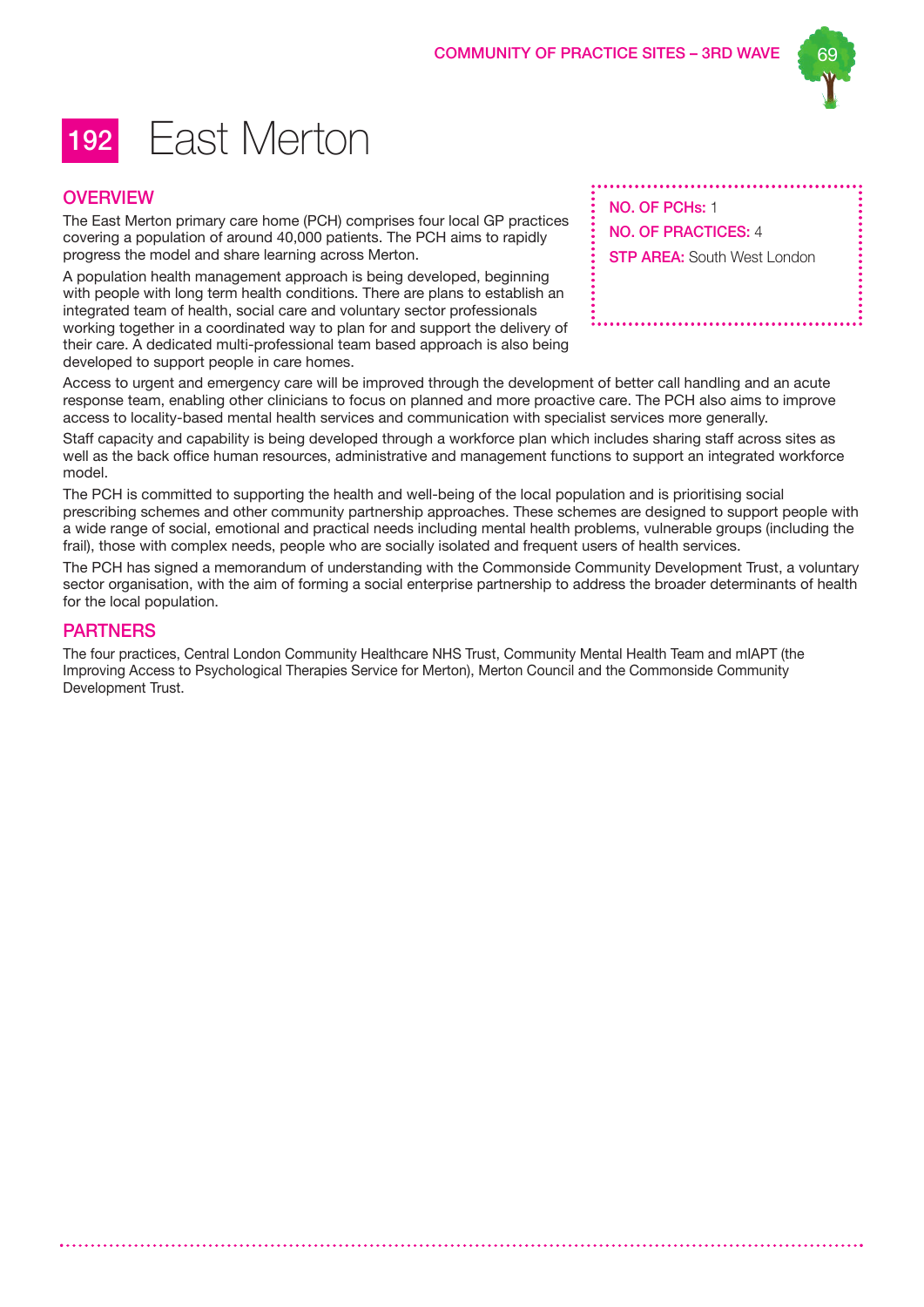# 192 East Merton

## OVERVIEW

The East Merton primary care home (PCH) comprises four local GP practices covering a population of around 40,000 patients. The PCH aims to rapidly progress the model and share learning across Merton.

A population health management approach is being developed, beginning with people with long term health conditions. There are plans to establish an integrated team of health, social care and voluntary sector professionals working together in a coordinated way to plan for and support the delivery of their care. A dedicated multi-professional team based approach is also being developed to support people in care homes.

Access to urgent and emergency care will be improved through the development of better call handling and an acute response team, enabling other clinicians to focus on planned and more proactive care. The PCH also aims to improve access to locality-based mental health services and communication with specialist services more generally.

Staff capacity and capability is being developed through a workforce plan which includes sharing staff across sites as well as the back office human resources, administrative and management functions to support an integrated workforce model.

The PCH is committed to supporting the health and well-being of the local population and is prioritising social prescribing schemes and other community partnership approaches. These schemes are designed to support people with a wide range of social, emotional and practical needs including mental health problems, vulnerable groups (including the frail), those with complex needs, people who are socially isolated and frequent users of health services.

The PCH has signed a memorandum of understanding with the Commonside Community Development Trust, a voluntary sector organisation, with the aim of forming a social enterprise partnership to address the broader determinants of health for the local population.

**NO. OF PCHs:** 1

**NO. OF PRACTICES:** 4

**STP AREA:** South West London

## PARTNERS

The four practices, Central London Community Healthcare NHS Trust, Community Mental Health Team and mIAPT (the Improving Access to Psychological Therapies Service for Merton), Merton Council and the Commonside Community Development Trust.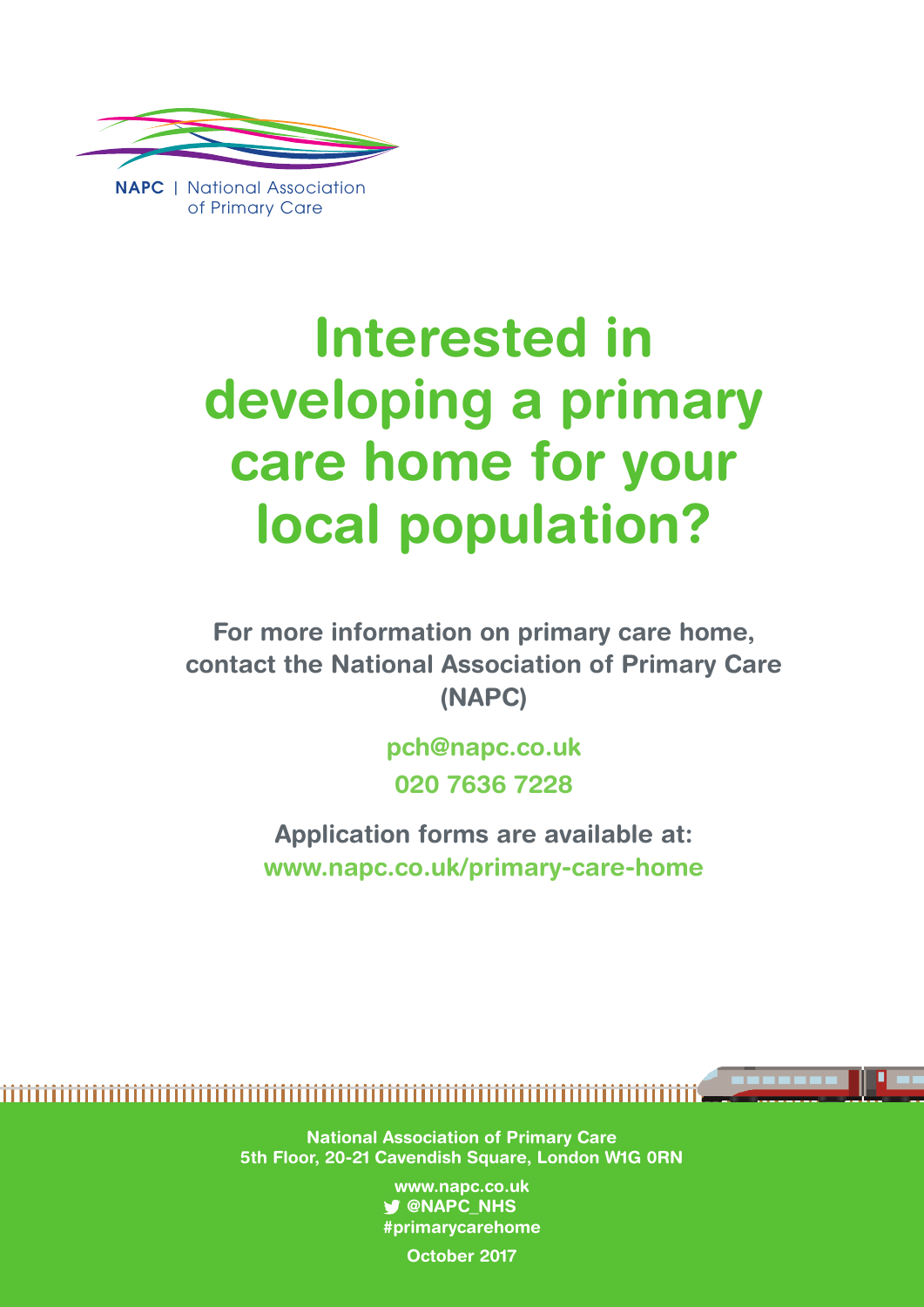NAPC | National Association of Primary Care

# Interested in developing a primary care home for your local population?

**For more information on primary care home, contact the National Association of Primary Care (NAPC)**

**pch@napc.co.uk**

**020 7636 7228**

**Application forms are available at:**
**www.napc.co.uk/primary-care-home**

**National Association of Primary Care**
**5th Floor, 20-21 Cavendish Square, London W1G 0RN**

**www.napc.co.uk**
**@NAPC_NHS**
**#primarycarehome**

**October 2017**